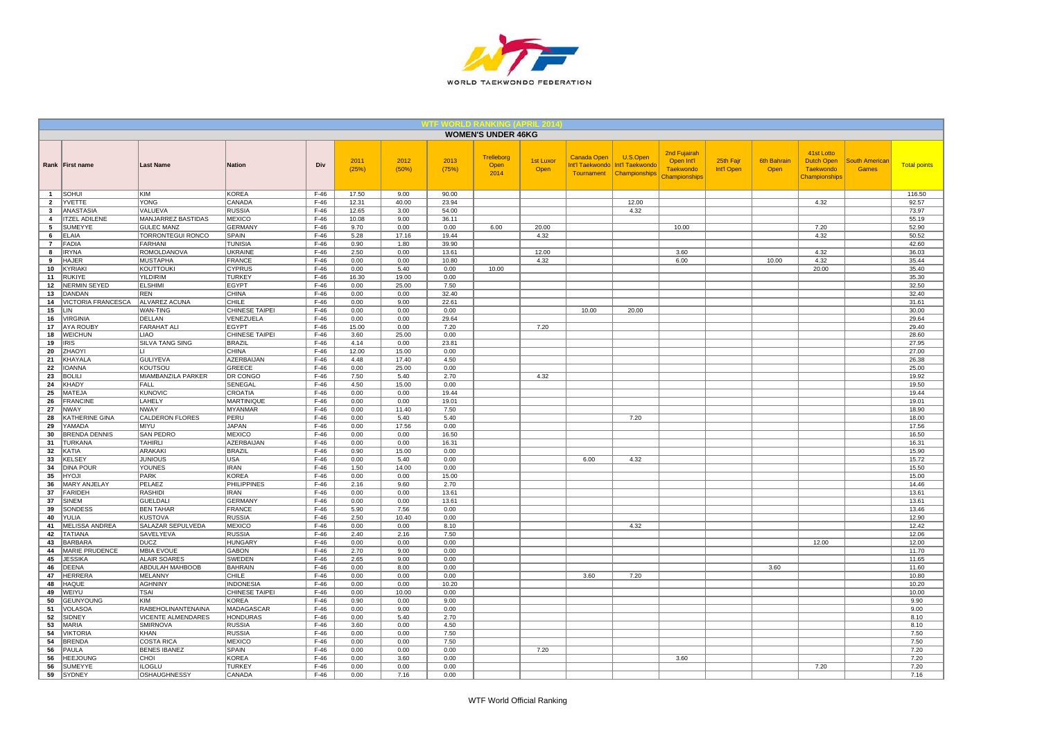## WTF WORLD RANKING (APRIL 2014)

### WOMEN'S UNDER 46KG

| Rank | First name | Last Name | Nation | Div | 2011 (25%) | 2012 (50%) | 2013 (75%) | Trelleborg Open 2014 | 1st Luxor Open | Canada Open Int'l Taekwondo Tournament | U.S.Open Int'l Taekwondo Championships | 2nd Fujairah Open Int'l Taekwondo Championships | 25th Fajr Int'l Open | 6th Bahrain Open | 41st Lotto Dutch Open Taekwondo Championships | South American Games | Total points |
|---|---|---|---|---|---|---|---|---|---|---|---|---|---|---|---|---|---|
| 1 | SOHUI | KIM | KOREA | F-46 | 17.50 | 9.00 | 90.00 | | | | | | | | | | 116.50 |
| 2 | YVETTE | YONG | CANADA | F-46 | 12.31 | 40.00 | 23.94 | | | | 12.00 | | | | 4.32 | | 92.57 |
| 3 | ANASTASIA | VALUEVA | RUSSIA | F-46 | 12.65 | 3.00 | 54.00 | | | | 4.32 | | | | | | 73.97 |
| 4 | ITZEL ADILENE | MANJARREZ BASTIDAS | MEXICO | F-46 | 10.08 | 9.00 | 36.11 | | | | | | | | | | 55.19 |
| 5 | SUMEYYE | GULEC MANZ | GERMANY | F-46 | 9.70 | 0.00 | 0.00 | 6.00 | 20.00 | | | 10.00 | | | 7.20 | | 52.90 |
| 6 | ELAIA | TORRONTEGUI RONCO | SPAIN | F-46 | 5.28 | 17.16 | 19.44 | | 4.32 | | | | | | 4.32 | | 50.52 |
| 7 | FADIA | FARHANI | TUNISIA | F-46 | 0.90 | 1.80 | 39.90 | | | | | | | | | | 42.60 |
| 8 | IRYNA | ROMOLDANOVA | UKRAINE | F-46 | 2.50 | 0.00 | 13.61 | | 12.00 | | | 3.60 | | | 4.32 | | 36.03 |
| 9 | HAJER | MUSTAPHA | FRANCE | F-46 | 0.00 | 0.00 | 10.80 | | 4.32 | | | 6.00 | | 10.00 | 4.32 | | 35.44 |
| 10 | KYRIAKI | KOUTTOUKI | CYPRUS | F-46 | 0.00 | 5.40 | 0.00 | 10.00 | | | | | | | 20.00 | | 35.40 |
| 11 | RUKIYE | YILDIRIM | TURKEY | F-46 | 16.30 | 19.00 | 0.00 | | | | | | | | | | 35.30 |
| 12 | NERMIN SEYED | ELSHIMI | EGYPT | F-46 | 0.00 | 25.00 | 7.50 | | | | | | | | | | 32.50 |
| 13 | DANDAN | REN | CHINA | F-46 | 0.00 | 0.00 | 32.40 | | | | | | | | | | 32.40 |
| 14 | VICTORIA FRANCESCA | ALVAREZ ACUNA | CHILE | F-46 | 0.00 | 9.00 | 22.61 | | | | | | | | | | 31.61 |
| 15 | LIN | WAN-TING | CHINESE TAIPEI | F-46 | 0.00 | 0.00 | 0.00 | | | 10.00 | 20.00 | | | | | | 30.00 |
| 16 | VIRGINIA | DELLAN | VENEZUELA | F-46 | 0.00 | 0.00 | 29.64 | | | | | | | | | | 29.64 |
| 17 | AYA ROUBY | FARAHAT ALI | EGYPT | F-46 | 15.00 | 0.00 | 7.20 | | 7.20 | | | | | | | | 29.40 |
| 18 | WEICHUN | LIAO | CHINESE TAIPEI | F-46 | 3.60 | 25.00 | 0.00 | | | | | | | | | | 28.60 |
| 19 | IRIS | SILVA TANG SING | BRAZIL | F-46 | 4.14 | 0.00 | 23.81 | | | | | | | | | | 27.95 |
| 20 | ZHAOYI | LI | CHINA | F-46 | 12.00 | 15.00 | 0.00 | | | | | | | | | | 27.00 |
| 21 | KHAYALA | GULIYEVA | AZERBAIJAN | F-46 | 4.48 | 17.40 | 4.50 | | | | | | | | | | 26.38 |
| 22 | IOANNA | KOUTSOU | GREECE | F-46 | 0.00 | 25.00 | 0.00 | | | | | | | | | | 25.00 |
| 23 | BOLILI | MIAMBANZILA PARKER | DR CONGO | F-46 | 7.50 | 5.40 | 2.70 | | 4.32 | | | | | | | | 19.92 |
| 24 | KHADY | FALL | SENEGAL | F-46 | 4.50 | 15.00 | 0.00 | | | | | | | | | | 19.50 |
| 25 | MATEJA | KUNOVIC | CROATIA | F-46 | 0.00 | 0.00 | 19.44 | | | | | | | | | | 19.44 |
| 26 | FRANCINE | LAHELY | MARTINIQUE | F-46 | 0.00 | 0.00 | 19.01 | | | | | | | | | | 19.01 |
| 27 | NWAY | NWAY | MYANMAR | F-46 | 0.00 | 11.40 | 7.50 | | | | | | | | | | 18.90 |
| 28 | KATHERINE GINA | CALDERON FLORES | PERU | F-46 | 0.00 | 5.40 | 5.40 | | | | 7.20 | | | | | | 18.00 |
| 29 | YAMADA | MIYU | JAPAN | F-46 | 0.00 | 17.56 | 0.00 | | | | | | | | | | 17.56 |
| 30 | BRENDA DENNIS | SAN PEDRO | MEXICO | F-46 | 0.00 | 0.00 | 16.50 | | | | | | | | | | 16.50 |
| 31 | TURKANA | TAHIRLI | AZERBAIJAN | F-46 | 0.00 | 0.00 | 16.31 | | | | | | | | | | 16.31 |
| 32 | KATIA | ARAKAKI | BRAZIL | F-46 | 0.90 | 15.00 | 0.00 | | | | | | | | | | 15.90 |
| 33 | KELSEY | JUNIOUS | USA | F-46 | 0.00 | 5.40 | 0.00 | | | 6.00 | 4.32 | | | | | | 15.72 |
| 34 | DINA POUR | YOUNES | IRAN | F-46 | 1.50 | 14.00 | 0.00 | | | | | | | | | | 15.50 |
| 35 | HYOJI | PARK | KOREA | F-46 | 0.00 | 0.00 | 15.00 | | | | | | | | | | 15.00 |
| 36 | MARY ANJELAY | PELAEZ | PHILIPPINES | F-46 | 2.16 | 9.60 | 2.70 | | | | | | | | | | 14.46 |
| 37 | FARIDEH | RASHIDI | IRAN | F-46 | 0.00 | 0.00 | 13.61 | | | | | | | | | | 13.61 |
| 37 | SINEM | GUELDALI | GERMANY | F-46 | 0.00 | 0.00 | 13.61 | | | | | | | | | | 13.61 |
| 39 | SONDESS | BEN TAHAR | FRANCE | F-46 | 5.90 | 7.56 | 0.00 | | | | | | | | | | 13.46 |
| 40 | YULIA | KUSTOVA | RUSSIA | F-46 | 2.50 | 10.40 | 0.00 | | | | | | | | | | 12.90 |
| 41 | MELISSA ANDREA | SALAZAR SEPULVEDA | MEXICO | F-46 | 0.00 | 0.00 | 8.10 | | | | 4.32 | | | | | | 12.42 |
| 42 | TATIANA | SAVELYEVA | RUSSIA | F-46 | 2.40 | 2.16 | 7.50 | | | | | | | | | | 12.06 |
| 43 | BARBARA | DUCZ | HUNGARY | F-46 | 0.00 | 0.00 | 0.00 | | | | | | | | 12.00 | | 12.00 |
| 44 | MARIE PRUDENCE | MBIA EVOUE | GABON | F-46 | 2.70 | 9.00 | 0.00 | | | | | | | | | | 11.70 |
| 45 | JESSIKA | ALAIR SOARES | SWEDEN | F-46 | 2.65 | 9.00 | 0.00 | | | | | | | | | | 11.65 |
| 46 | DEENA | ABDULAH MAHBOOB | BAHRAIN | F-46 | 0.00 | 8.00 | 0.00 | | | | | | | 3.60 | | | 11.60 |
| 47 | HERRERA | MELANNY | CHILE | F-46 | 0.00 | 0.00 | 0.00 | | | 3.60 | 7.20 | | | | | | 10.80 |
| 48 | HAQUE | AGHNINY | INDONESIA | F-46 | 0.00 | 0.00 | 10.20 | | | | | | | | | | 10.20 |
| 49 | WEIYU | TSAI | CHINESE TAIPEI | F-46 | 0.00 | 10.00 | 0.00 | | | | | | | | | | 10.00 |
| 50 | GEUNYOUNG | KIM | KOREA | F-46 | 0.90 | 0.00 | 9.00 | | | | | | | | | | 9.90 |
| 51 | VOLASOA | RABEHOLINANTENAINA | MADAGASCAR | F-46 | 0.00 | 9.00 | 0.00 | | | | | | | | | | 9.00 |
| 52 | SIDNEY | VICENTE ALMENDARES | HONDURAS | F-46 | 0.00 | 5.40 | 2.70 | | | | | | | | | | 8.10 |
| 53 | MARIA | SMIRNOVA | RUSSIA | F-46 | 3.60 | 0.00 | 4.50 | | | | | | | | | | 8.10 |
| 54 | VIKTORIA | KHAN | RUSSIA | F-46 | 0.00 | 0.00 | 7.50 | | | | | | | | | | 7.50 |
| 54 | BRENDA | COSTA RICA | MEXICO | F-46 | 0.00 | 0.00 | 7.50 | | | | | | | | | | 7.50 |
| 56 | PAULA | BENES IBANEZ | SPAIN | F-46 | 0.00 | 0.00 | 0.00 | | 7.20 | | | | | | | | 7.20 |
| 56 | HEEJOUNG | CHOI | KOREA | F-46 | 0.00 | 3.60 | 0.00 | | | | | 3.60 | | | | | 7.20 |
| 56 | SUMEYYE | ILOGLU | TURKEY | F-46 | 0.00 | 0.00 | 0.00 | | | | | | | | 7.20 | | 7.20 |
| 59 | SYDNEY | OSHAUGHNESSY | CANADA | F-46 | 0.00 | 7.16 | 0.00 | | | | | | | | | | 7.16 |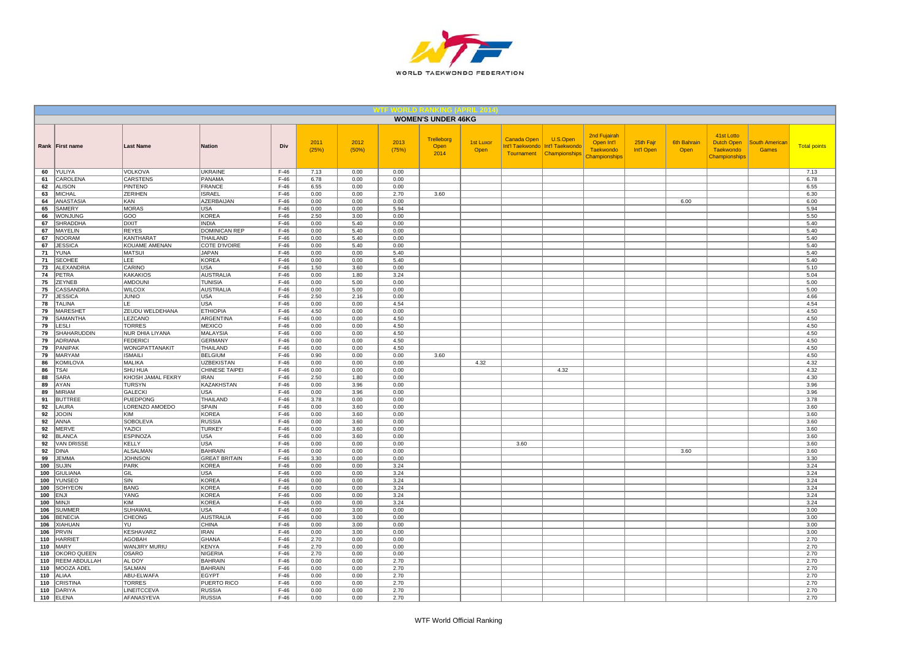## WTF WORLD RANKING (APRIL 2014)

### WOMEN'S UNDER 46KG

| Rank | First name | Last Name | Nation | Div | 2011 (25%) | 2012 (50%) | 2013 (75%) | Trelleborg Open 2014 | 1st Luxor Open | Canada Open Int'l Taekwondo Tournament | U.S.Open Int'l Taekwondo Championships | 2nd Fujairah Open Int'l Taekwondo Championships | 25th Fajr Int'l Open | 6th Bahrain Open | 41st Lotto Dutch Open Taekwondo Championships | South American Games | Total points |
|---|---|---|---|---|---|---|---|---|---|---|---|---|---|---|---|---|---|
| 60 | YULIYA | VOLKOVA | UKRAINE | F-46 | 7.13 | 0.00 | 0.00 | | | | | | | | | | 7.13 |
| 61 | CAROLENA | CARSTENS | PANAMA | F-46 | 6.78 | 0.00 | 0.00 | | | | | | | | | | 6.78 |
| 62 | ALISON | PINTENO | FRANCE | F-46 | 6.55 | 0.00 | 0.00 | | | | | | | | | | 6.55 |
| 63 | MICHAL | ZERIHEN | ISRAEL | F-46 | 0.00 | 0.00 | 2.70 | 3.60 | | | | | | | | | 6.30 |
| 64 | ANASTASIA | KAN | AZERBAIJAN | F-46 | 0.00 | 0.00 | 0.00 | | | | | | | 6.00 | | | 6.00 |
| 65 | SAMERY | MORAS | USA | F-46 | 0.00 | 0.00 | 5.94 | | | | | | | | | | 5.94 |
| 66 | WONJUNG | GOO | KOREA | F-46 | 2.50 | 3.00 | 0.00 | | | | | | | | | | 5.50 |
| 67 | SHRADDHA | DIXIT | INDIA | F-46 | 0.00 | 5.40 | 0.00 | | | | | | | | | | 5.40 |
| 67 | MAYELIN | REYES | DOMINICAN REP | F-46 | 0.00 | 5.40 | 0.00 | | | | | | | | | | 5.40 |
| 67 | NOORAM | KANTHARAT | THAILAND | F-46 | 0.00 | 5.40 | 0.00 | | | | | | | | | | 5.40 |
| 67 | JESSICA | KOUAME AMENAN | COTE D'IVOIRE | F-46 | 0.00 | 5.40 | 0.00 | | | | | | | | | | 5.40 |
| 71 | YUNA | MATSUI | JAPAN | F-46 | 0.00 | 0.00 | 5.40 | | | | | | | | | | 5.40 |
| 71 | SEOHEE | LEE | KOREA | F-46 | 0.00 | 0.00 | 5.40 | | | | | | | | | | 5.40 |
| 73 | ALEXANDRIA | CARINO | USA | F-46 | 1.50 | 3.60 | 0.00 | | | | | | | | | | 5.10 |
| 74 | PETRA | KAKAKIOS | AUSTRALIA | F-46 | 0.00 | 1.80 | 3.24 | | | | | | | | | | 5.04 |
| 75 | ZEYNEB | AMDOUNI | TUNISIA | F-46 | 0.00 | 5.00 | 0.00 | | | | | | | | | | 5.00 |
| 75 | CASSANDRA | WILCOX | AUSTRALIA | F-46 | 0.00 | 5.00 | 0.00 | | | | | | | | | | 5.00 |
| 77 | JESSICA | JUNIO | USA | F-46 | 2.50 | 2.16 | 0.00 | | | | | | | | | | 4.66 |
| 78 | TALINA | LE | USA | F-46 | 0.00 | 0.00 | 4.54 | | | | | | | | | | 4.54 |
| 79 | MARESHET | ZEUDU WELDEHANA | ETHIOPIA | F-46 | 4.50 | 0.00 | 0.00 | | | | | | | | | | 4.50 |
| 79 | SAMANTHA | LEZCANO | ARGENTINA | F-46 | 0.00 | 0.00 | 4.50 | | | | | | | | | | 4.50 |
| 79 | LESLI | TORRES | MEXICO | F-46 | 0.00 | 0.00 | 4.50 | | | | | | | | | | 4.50 |
| 79 | SHAHARUDDIN | NUR DHIA LIYANA | MALAYSIA | F-46 | 0.00 | 0.00 | 4.50 | | | | | | | | | | 4.50 |
| 79 | ADRIANA | FEDERICI | GERMANY | F-46 | 0.00 | 0.00 | 4.50 | | | | | | | | | | 4.50 |
| 79 | PANIPAK | WONGPATTANAKIT | THAILAND | F-46 | 0.00 | 0.00 | 4.50 | | | | | | | | | | 4.50 |
| 79 | MARYAM | ISMAILI | BELGIUM | F-46 | 0.90 | 0.00 | 0.00 | 3.60 | | | | | | | | | 4.50 |
| 86 | KOMILOVA | MALIKA | UZBEKISTAN | F-46 | 0.00 | 0.00 | 0.00 | | 4.32 | | | | | | | | 4.32 |
| 86 | TSAI | SHU HUA | CHINESE TAIPEI | F-46 | 0.00 | 0.00 | 0.00 | | | | 4.32 | | | | | | 4.32 |
| 88 | SARA | KHOSH JAMAL FEKRY | IRAN | F-46 | 2.50 | 1.80 | 0.00 | | | | | | | | | | 4.30 |
| 89 | AYAN | TURSYN | KAZAKHSTAN | F-46 | 0.00 | 3.96 | 0.00 | | | | | | | | | | 3.96 |
| 89 | MIRIAM | GALECKI | USA | F-46 | 0.00 | 3.96 | 0.00 | | | | | | | | | | 3.96 |
| 91 | BUTTREE | PUEDPONG | THAILAND | F-46 | 3.78 | 0.00 | 0.00 | | | | | | | | | | 3.78 |
| 92 | LAURA | LORENZO AMOEDO | SPAIN | F-46 | 0.00 | 3.60 | 0.00 | | | | | | | | | | 3.60 |
| 92 | JOOIN | KIM | KOREA | F-46 | 0.00 | 3.60 | 0.00 | | | | | | | | | | 3.60 |
| 92 | ANNA | SOBOLEVA | RUSSIA | F-46 | 0.00 | 3.60 | 0.00 | | | | | | | | | | 3.60 |
| 92 | MERVE | YAZICI | TURKEY | F-46 | 0.00 | 3.60 | 0.00 | | | | | | | | | | 3.60 |
| 92 | BLANCA | ESPINOZA | USA | F-46 | 0.00 | 3.60 | 0.00 | | | | | | | | | | 3.60 |
| 92 | VAN DRISSE | KELLY | USA | F-46 | 0.00 | 0.00 | 0.00 | | | 3.60 | | | | | | | 3.60 |
| 92 | DINA | ALSALMAN | BAHRAIN | F-46 | 0.00 | 0.00 | 0.00 | | | | | | | 3.60 | | | 3.60 |
| 99 | JEMMA | JOHNSON | GREAT BRITAIN | F-46 | 3.30 | 0.00 | 0.00 | | | | | | | | | | 3.30 |
| 100 | SUJIN | PARK | KOREA | F-46 | 0.00 | 0.00 | 3.24 | | | | | | | | | | 3.24 |
| 100 | GIULIANA | GIL | USA | F-46 | 0.00 | 0.00 | 3.24 | | | | | | | | | | 3.24 |
| 100 | YUNSEO | SIN | KOREA | F-46 | 0.00 | 0.00 | 3.24 | | | | | | | | | | 3.24 |
| 100 | SOHYEON | BANG | KOREA | F-46 | 0.00 | 0.00 | 3.24 | | | | | | | | | | 3.24 |
| 100 | ENJI | YANG | KOREA | F-46 | 0.00 | 0.00 | 3.24 | | | | | | | | | | 3.24 |
| 100 | MINJI | KIM | KOREA | F-46 | 0.00 | 0.00 | 3.24 | | | | | | | | | | 3.24 |
| 106 | SUMMER | SUHAWAIL | USA | F-46 | 0.00 | 3.00 | 0.00 | | | | | | | | | | 3.00 |
| 106 | BENECIA | CHEONG | AUSTRALIA | F-46 | 0.00 | 3.00 | 0.00 | | | | | | | | | | 3.00 |
| 106 | XIAHUAN | YU | CHINA | F-46 | 0.00 | 3.00 | 0.00 | | | | | | | | | | 3.00 |
| 106 | PRVIN | KESHAVARZ | IRAN | F-46 | 0.00 | 3.00 | 0.00 | | | | | | | | | | 3.00 |
| 110 | HARRIET | AGOBAH | GHANA | F-46 | 2.70 | 0.00 | 0.00 | | | | | | | | | | 2.70 |
| 110 | MARY | WANJIRY MURIU | KENYA | F-46 | 2.70 | 0.00 | 0.00 | | | | | | | | | | 2.70 |
| 110 | OKORO QUEEN | OSARO | NIGERIA | F-46 | 2.70 | 0.00 | 0.00 | | | | | | | | | | 2.70 |
| 110 | REEM ABDULLAH | AL DOY | BAHRAIN | F-46 | 0.00 | 0.00 | 2.70 | | | | | | | | | | 2.70 |
| 110 | MOOZA ADEL | SALMAN | BAHRAIN | F-46 | 0.00 | 0.00 | 2.70 | | | | | | | | | | 2.70 |
| 110 | ALIAA | ABU-ELWAFA | EGYPT | F-46 | 0.00 | 0.00 | 2.70 | | | | | | | | | | 2.70 |
| 110 | CRISTINA | TORRES | PUERTO RICO | F-46 | 0.00 | 0.00 | 2.70 | | | | | | | | | | 2.70 |
| 110 | DARIYA | LINEITCCEVA | RUSSIA | F-46 | 0.00 | 0.00 | 2.70 | | | | | | | | | | 2.70 |
| 110 | ELENA | AFANASYEVA | RUSSIA | F-46 | 0.00 | 0.00 | 2.70 | | | | | | | | | | 2.70 |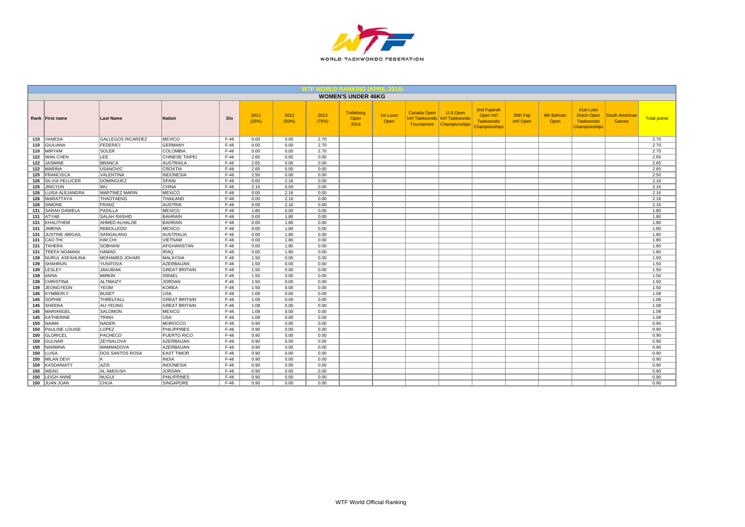## WTF WORLD RANKING (APRIL 2014)

### WOMEN'S UNDER 46KG

| Rank | First name | Last Name | Nation | Div | 2011 (25%) | 2012 (50%) | 2013 (75%) | Trelleborg Open 2014 | 1st Luxor Open | Canada Open Int'l Taekwondo Tournament | U.S.Open Int'l Taekwondo Championships | 2nd Fujairah Open Int'l Taekwondo Championships | 25th Fajr Int'l Open | 6th Bahrain Open | 41st Lotto Dutch Open Taekwondo Championships | South American Games | Total points |
|---|---|---|---|---|---|---|---|---|---|---|---|---|---|---|---|---|---|
| 110 | VANESA | GALLEGOS RICARDEZ | MEXICO | F-46 | 0.00 | 0.00 | 2.70 | | | | | | | | | | 2.70 |
| 110 | GIULIANA | FEDERICI | GERMANY | F-46 | 0.00 | 0.00 | 2.70 | | | | | | | | | | 2.70 |
| 110 | MIRYAM | SOLER | COLOMBIA | F-46 | 0.00 | 0.00 | 2.70 | | | | | | | | | | 2.70 |
| 122 | WAN CHEN | LEE | CHINESE TAIPEI | F-46 | 2.65 | 0.00 | 0.00 | | | | | | | | | | 2.65 |
| 122 | JASMINE | BRANCA | AUSTRALIA | F-46 | 2.65 | 0.00 | 0.00 | | | | | | | | | | 2.65 |
| 122 | MARINA | USANOVIC | CROATIA | F-46 | 2.65 | 0.00 | 0.00 | | | | | | | | | | 2.65 |
| 125 | FRANCISCA | VALENTINA | INDONESIA | F-46 | 2.50 | 0.00 | 0.00 | | | | | | | | | | 2.50 |
| 126 | SILVIA PELLICER | DOMINGUEZ | SPAIN | F-46 | 0.00 | 2.16 | 0.00 | | | | | | | | | | 2.16 |
| 126 | JINGYUN | WU | CHINA | F-46 | 2.16 | 0.00 | 0.00 | | | | | | | | | | 2.16 |
| 126 | LUISA ALEJANDRA | MARTINEZ MARIN | MEXICO | F-46 | 0.00 | 2.16 | 0.00 | | | | | | | | | | 2.16 |
| 126 | WARATTAYA | THAOTAENG | THAILAND | F-46 | 0.00 | 2.16 | 0.00 | | | | | | | | | | 2.16 |
| 126 | SIMONE | FRANZ | AUSTRIA | F-46 | 0.00 | 2.16 | 0.00 | | | | | | | | | | 2.16 |
| 131 | SARAH DANIELA | PADILLA | MEXICO | F-46 | 1.80 | 0.00 | 0.00 | | | | | | | | | | 1.80 |
| 131 | ATYAB | SALAH RASHID | BAHRAIN | F-46 | 0.00 | 1.80 | 0.00 | | | | | | | | | | 1.80 |
| 131 | KHALITHEM | AHMED ALHALOE | BAHRAIN | F-46 | 0.00 | 1.80 | 0.00 | | | | | | | | | | 1.80 |
| 131 | JIMENA | REBOLLEDO | MEXICO | F-46 | 0.00 | 1.80 | 0.00 | | | | | | | | | | 1.80 |
| 131 | JUSTINE ABIGAIL | SANGALANG | AUSTRALIA | F-46 | 0.00 | 1.80 | 0.00 | | | | | | | | | | 1.80 |
| 131 | CAO THI | KIM CHI | VIETNAM | F-46 | 0.00 | 1.80 | 0.00 | | | | | | | | | | 1.80 |
| 131 | TAHERA | SOBHANI | AFGHANISTAN | F-46 | 0.00 | 1.80 | 0.00 | | | | | | | | | | 1.80 |
| 131 | TREFA NOAMAN | HAMAD | IRAQ | F-46 | 0.00 | 1.80 | 0.00 | | | | | | | | | | 1.80 |
| 139 | NURUL ASFAHLINA | MOHAMED JOHARI | MALAYSIA | F-46 | 1.50 | 0.00 | 0.00 | | | | | | | | | | 1.50 |
| 139 | SHAHRUN | YUSIFOVA | AZERBAIJAN | F-46 | 1.50 | 0.00 | 0.00 | | | | | | | | | | 1.50 |
| 139 | LESLEY | JAKUBIAK | GREAT BRITAIN | F-46 | 1.50 | 0.00 | 0.00 | | | | | | | | | | 1.50 |
| 139 | ANNA | MIRKIN | ISRAEL | F-46 | 1.50 | 0.00 | 0.00 | | | | | | | | | | 1.50 |
| 139 | CHRISTINA | ALTMAIZY | JORDAN | F-46 | 1.50 | 0.00 | 0.00 | | | | | | | | | | 1.50 |
| 139 | JEONGYEON | YEOM | KOREA | F-46 | 1.50 | 0.00 | 0.00 | | | | | | | | | | 1.50 |
| 145 | KYMBERLY | BUSET | USA | F-46 | 1.08 | 0.00 | 0.00 | | | | | | | | | | 1.08 |
| 145 | SOPHIE | THRELFALL | GREAT BRITAIN | F-46 | 1.08 | 0.00 | 0.00 | | | | | | | | | | 1.08 |
| 145 | SHEENA | AU-YEUNG | GREAT BRITAIN | F-46 | 1.08 | 0.00 | 0.00 | | | | | | | | | | 1.08 |
| 145 | MARIANGEL | SALOMON | MEXICO | F-46 | 1.08 | 0.00 | 0.00 | | | | | | | | | | 1.08 |
| 145 | KATHERINE | TRINH | USA | F-46 | 1.08 | 0.00 | 0.00 | | | | | | | | | | 1.08 |
| 150 | NAIMA | NADER | MOROCCO | F-46 | 0.90 | 0.00 | 0.00 | | | | | | | | | | 0.90 |
| 150 | PAULINE LOUISE | LOPEZ | PHILIPPINES | F-46 | 0.90 | 0.00 | 0.00 | | | | | | | | | | 0.90 |
| 150 | GLORICEL | PACHECO | PUERTO RICO | F-46 | 0.90 | 0.00 | 0.00 | | | | | | | | | | 0.90 |
| 150 | GULNAR | ZEYNALOVA | AZERBAIJAN | F-46 | 0.90 | 0.00 | 0.00 | | | | | | | | | | 0.90 |
| 150 | NARMINA | MAMMADOVA | AZERBAIJAN | F-46 | 0.90 | 0.00 | 0.00 | | | | | | | | | | 0.90 |
| 150 | LUISA | DOS SANTOS ROSA | EAST TIMOR | F-46 | 0.90 | 0.00 | 0.00 | | | | | | | | | | 0.90 |
| 150 | MILAN DEVI | K | INDIA | F-46 | 0.90 | 0.00 | 0.00 | | | | | | | | | | 0.90 |
| 150 | KASDANIATY | AZIS | INDONESIA | F-46 | 0.90 | 0.00 | 0.00 | | | | | | | | | | 0.90 |
| 150 | WEAD | AL AMOUSH | JORDAN | F-46 | 0.90 | 0.00 | 0.00 | | | | | | | | | | 0.90 |
| 150 | LEIGH ANNE | NUGUI | PHILIPPINES | F-46 | 0.90 | 0.00 | 0.00 | | | | | | | | | | 0.90 |
| 150 | JUAN JUAN | CHUA | SINGAPORE | F-46 | 0.90 | 0.00 | 0.00 | | | | | | | | | | 0.90 |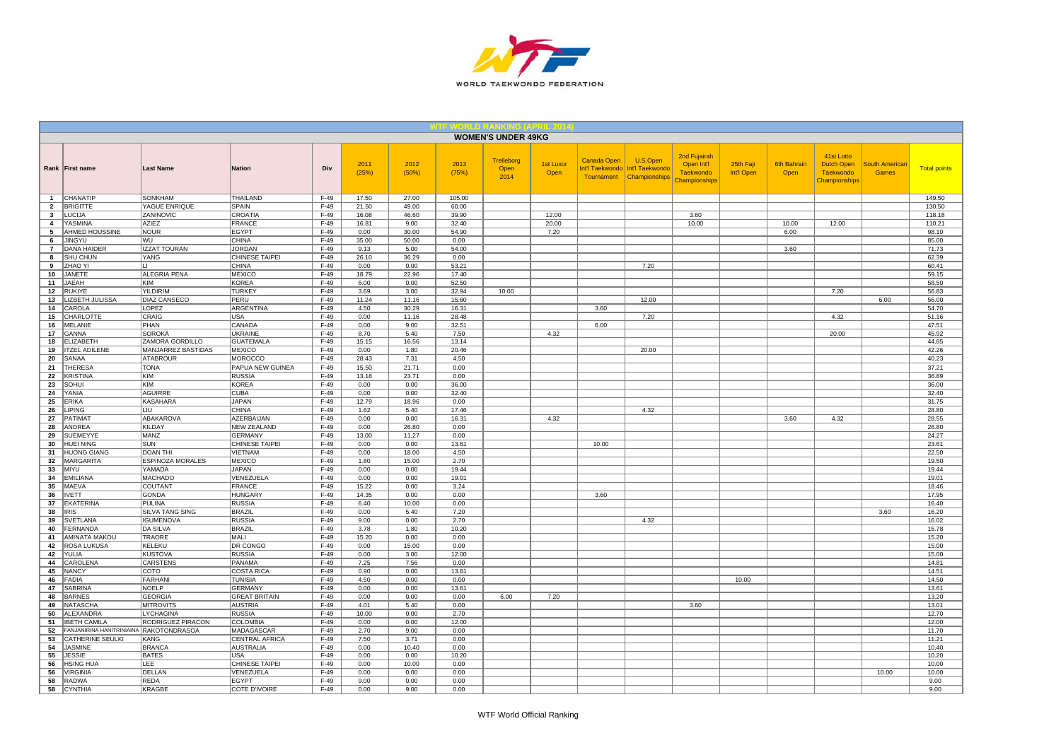# WTF WORLD RANKING (APRIL 2014)

## WOMEN'S UNDER 49KG

| Rank | First name | Last Name | Nation | Div | 2011 (25%) | 2012 (50%) | 2013 (75%) | Trelleborg Open 2014 | 1st Luxor Open | Canada Open Int'l Taekwondo Tournament | U.S.Open Int'l Taekwondo Championships | 2nd Fujairah Open Int'l Taekwondo Championships | 25th Fajr Int'l Open | 6th Bahrain Open | 41st Lotto Dutch Open Taekwondo Championships | South American Games | Total points |
|---|---|---|---|---|---|---|---|---|---|---|---|---|---|---|---|---|---|
| 1 | CHANATIP | SONKHAM | THAILAND | F-49 | 17.50 | 27.00 | 105.00 | | | | | | | | | | 149.50 |
| 2 | BRIGITTE | YAGUE ENRIQUE | SPAIN | F-49 | 21.50 | 49.00 | 60.00 | | | | | | | | | | 130.50 |
| 3 | LUCIJA | ZANINOVIC | CROATIA | F-49 | 16.08 | 46.60 | 39.90 | | 12.00 | | | 3.60 | | | | | 118.18 |
| 4 | YASMINA | AZIEZ | FRANCE | F-49 | 16.81 | 9.00 | 32.40 | | 20.00 | | | 10.00 | | 10.00 | 12.00 | | 110.21 |
| 5 | AHMED HOUSSINE | NOUR | EGYPT | F-49 | 0.00 | 30.00 | 54.90 | | 7.20 | | | | | 6.00 | | | 98.10 |
| 6 | JINGYU | WU | CHINA | F-49 | 35.00 | 50.00 | 0.00 | | | | | | | | | | 85.00 |
| 7 | DANA HAIDER | IZZAT TOURAN | JORDAN | F-49 | 9.13 | 5.00 | 54.00 | | | | | | | 3.60 | | | 71.73 |
| 8 | SHU CHUN | YANG | CHINESE TAIPEI | F-49 | 26.10 | 36.29 | 0.00 | | | | | | | | | | 62.39 |
| 9 | ZHAO YI | LI | CHINA | F-49 | 0.00 | 0.00 | 53.21 | | | | 7.20 | | | | | | 60.41 |
| 10 | JANETE | ALEGRIA PENA | MEXICO | F-49 | 18.79 | 22.96 | 17.40 | | | | | | | | | | 59.15 |
| 11 | JAEAH | KIM | KOREA | F-49 | 6.00 | 0.00 | 52.50 | | | | | | | | | | 58.50 |
| 12 | RUKIYE | YILDIRIM | TURKEY | F-49 | 3.69 | 3.00 | 32.94 | 10.00 | | | | | | | 7.20 | | 56.83 |
| 13 | LIZBETH JULISSA | DIAZ CANSECO | PERU | F-49 | 11.24 | 11.16 | 15.60 | | | | 12.00 | | | | | 6.00 | 56.00 |
| 14 | CAROLA | LOPEZ | ARGENTINA | F-49 | 4.50 | 30.29 | 16.31 | | | 3.60 | | | | | | | 54.70 |
| 15 | CHARLOTTE | CRAIG | USA | F-49 | 0.00 | 11.16 | 28.48 | | | | 7.20 | | | | 4.32 | | 51.16 |
| 16 | MELANIE | PHAN | CANADA | F-49 | 0.00 | 9.00 | 32.51 | | | 6.00 | | | | | | | 47.51 |
| 17 | GANNA | SOROKA | UKRAINE | F-49 | 8.70 | 5.40 | 7.50 | | 4.32 | | | | | | 20.00 | | 45.92 |
| 18 | ELIZABETH | ZAMORA GORDILLO | GUATEMALA | F-49 | 15.15 | 16.56 | 13.14 | | | | | | | | | | 44.85 |
| 19 | ITZEL ADILENE | MANJARREZ BASTIDAS | MEXICO | F-49 | 0.00 | 1.80 | 20.46 | | | | 20.00 | | | | | | 42.26 |
| 20 | SANAA | ATABROUR | MOROCCO | F-49 | 28.43 | 7.31 | 4.50 | | | | | | | | | | 40.23 |
| 21 | THERESA | TONA | PAPUA NEW GUINEA | F-49 | 15.50 | 21.71 | 0.00 | | | | | | | | | | 37.21 |
| 22 | KRISTINA | KIM | RUSSIA | F-49 | 13.18 | 23.71 | 0.00 | | | | | | | | | | 36.89 |
| 23 | SOHUI | KIM | KOREA | F-49 | 0.00 | 0.00 | 36.00 | | | | | | | | | | 36.00 |
| 24 | YANIA | AGUIRRE | CUBA | F-49 | 0.00 | 0.00 | 32.40 | | | | | | | | | | 32.40 |
| 25 | ERIKA | KASAHARA | JAPAN | F-49 | 12.79 | 18.96 | 0.00 | | | | | | | | | | 31.75 |
| 26 | LIPING | LIU | CHINA | F-49 | 1.62 | 5.40 | 17.46 | | | | 4.32 | | | | | | 28.80 |
| 27 | PATIMAT | ABAKAROVA | AZERBAIJAN | F-49 | 0.00 | 0.00 | 16.31 | | 4.32 | | | | | 3.60 | 4.32 | | 28.55 |
| 28 | ANDREA | KILDAY | NEW ZEALAND | F-49 | 0.00 | 26.80 | 0.00 | | | | | | | | | | 26.80 |
| 29 | SUEMEYYE | MANZ | GERMANY | F-49 | 13.00 | 11.27 | 0.00 | | | | | | | | | | 24.27 |
| 30 | HUEI NING | SUN | CHINESE TAIPEI | F-49 | 0.00 | 0.00 | 13.61 | | | 10.00 | | | | | | | 23.61 |
| 31 | HUONG GIANG | DOAN THI | VIETNAM | F-49 | 0.00 | 18.00 | 4.50 | | | | | | | | | | 22.50 |
| 32 | MARGARITA | ESPINOZA MORALES | MEXICO | F-49 | 1.80 | 15.00 | 2.70 | | | | | | | | | | 19.50 |
| 33 | MIYU | YAMADA | JAPAN | F-49 | 0.00 | 0.00 | 19.44 | | | | | | | | | | 19.44 |
| 34 | EMILIANA | MACHADO | VENEZUELA | F-49 | 0.00 | 0.00 | 19.01 | | | | | | | | | | 19.01 |
| 35 | MAEVA | COUTANT | FRANCE | F-49 | 15.22 | 0.00 | 3.24 | | | | | | | | | | 18.46 |
| 36 | IVETT | GONDA | HUNGARY | F-49 | 14.35 | 0.00 | 0.00 | | | 3.60 | | | | | | | 17.95 |
| 37 | EKATERINA | PULINA | RUSSIA | F-49 | 6.40 | 10.00 | 0.00 | | | | | | | | | | 16.40 |
| 38 | IRIS | SILVA TANG SING | BRAZIL | F-49 | 0.00 | 5.40 | 7.20 | | | | | | | | | 3.60 | 16.20 |
| 39 | SVETLANA | IGUMENOVA | RUSSIA | F-49 | 9.00 | 0.00 | 2.70 | | | | 4.32 | | | | | | 16.02 |
| 40 | FERNANDA | DA SILVA | BRAZIL | F-49 | 3.78 | 1.80 | 10.20 | | | | | | | | | | 15.78 |
| 41 | AMINATA MAKOU | TRAORE | MALI | F-49 | 15.20 | 0.00 | 0.00 | | | | | | | | | | 15.20 |
| 42 | ROSA LUKUSA | KELEKU | DR CONGO | F-49 | 0.00 | 15.00 | 0.00 | | | | | | | | | | 15.00 |
| 42 | YULIA | KUSTOVA | RUSSIA | F-49 | 0.00 | 3.00 | 12.00 | | | | | | | | | | 15.00 |
| 44 | CAROLENA | CARSTENS | PANAMA | F-49 | 7.25 | 7.56 | 0.00 | | | | | | | | | | 14.81 |
| 45 | NANCY | COTO | COSTA RICA | F-49 | 0.90 | 0.00 | 13.61 | | | | | | | | | | 14.51 |
| 46 | FADIA | FARHANI | TUNISIA | F-49 | 4.50 | 0.00 | 0.00 | | | | | | 10.00 | | | | 14.50 |
| 47 | SABRINA | NOELP | GERMANY | F-49 | 0.00 | 0.00 | 13.61 | | | | | | | | | | 13.61 |
| 48 | BARNES | GEORGIA | GREAT BRITAIN | F-49 | 0.00 | 0.00 | 0.00 | 6.00 | 7.20 | | | | | | | | 13.20 |
| 49 | NATASCHA | MITROVITS | AUSTRIA | F-49 | 4.01 | 5.40 | 0.00 | | | | | 3.60 | | | | | 13.01 |
| 50 | ALEXANDRA | LYCHAGINA | RUSSIA | F-49 | 10.00 | 0.00 | 2.70 | | | | | | | | | | 12.70 |
| 51 | IBETH CAMILA | RODRIGUEZ PIRACON | COLOMBIA | F-49 | 0.00 | 0.00 | 12.00 | | | | | | | | | | 12.00 |
| 52 | FANJANIRINA HANITRINIAINA | RAKOTONDRASOA | MADAGASCAR | F-49 | 2.70 | 9.00 | 0.00 | | | | | | | | | | 11.70 |
| 53 | CATHERINE SEULKI | KANG | CENTRAL AFRICA | F-49 | 7.50 | 3.71 | 0.00 | | | | | | | | | | 11.21 |
| 54 | JASMINE | BRANCA | AUSTRALIA | F-49 | 0.00 | 10.40 | 0.00 | | | | | | | | | | 10.40 |
| 55 | JESSIE | BATES | USA | F-49 | 0.00 | 0.00 | 10.20 | | | | | | | | | | 10.20 |
| 56 | HSING HUA | LEE | CHINESE TAIPEI | F-49 | 0.00 | 10.00 | 0.00 | | | | | | | | | | 10.00 |
| 56 | VIRGINIA | DELLAN | VENEZUELA | F-49 | 0.00 | 0.00 | 0.00 | | | | | | | | | 10.00 | 10.00 |
| 58 | RADWA | REDA | EGYPT | F-49 | 9.00 | 0.00 | 0.00 | | | | | | | | | | 9.00 |
| 58 | CYNTHIA | KRAGBE | COTE D'IVOIRE | F-49 | 0.00 | 9.00 | 0.00 | | | | | | | | | | 9.00 |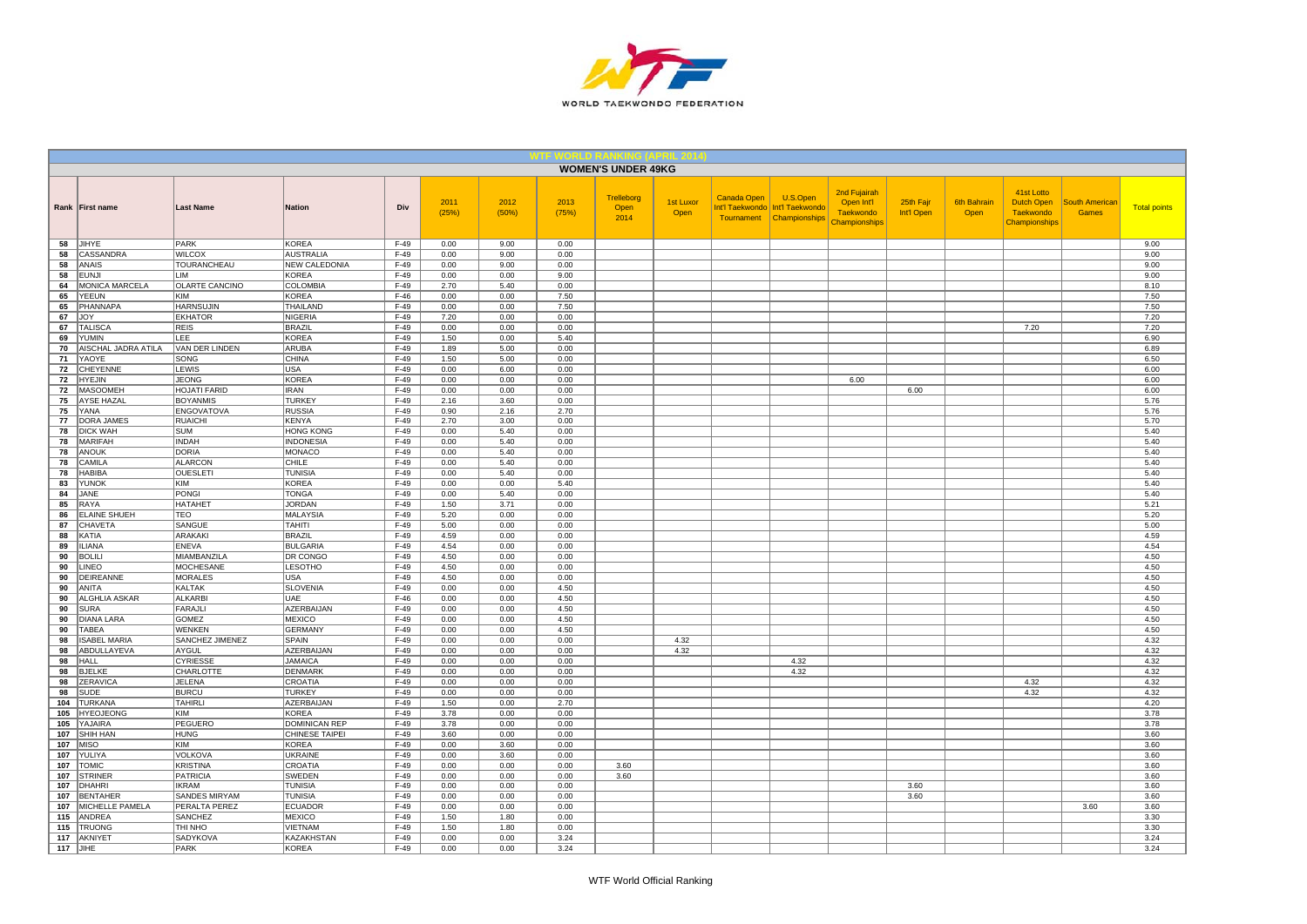# WTF WORLD RANKING (APRIL 2014)

## WOMEN'S UNDER 49KG

| Rank | First name | Last Name | Nation | Div | 2011 (25%) | 2012 (50%) | 2013 (75%) | Trelleborg Open 2014 | 1st Luxor Open | Canada Open Int'l Taekwondo Tournament | U.S.Open Int'l Taekwondo Championships | 2nd Fujairah Open Int'l Taekwondo Championships | 25th Fajr Int'l Open | 6th Bahrain Open | 41st Lotto Dutch Open Taekwondo Championships | South American Games | Total points |
|---|---|---|---|---|---|---|---|---|---|---|---|---|---|---|---|---|---|
| 58 | JIHYE | PARK | KOREA | F-49 | 0.00 | 9.00 | 0.00 | | | | | | | | | | 9.00 |
| 58 | CASSANDRA | WILCOX | AUSTRALIA | F-49 | 0.00 | 9.00 | 0.00 | | | | | | | | | | 9.00 |
| 58 | ANAIS | TOURANCHEAU | NEW CALEDONIA | F-49 | 0.00 | 9.00 | 0.00 | | | | | | | | | | 9.00 |
| 58 | EUNJI | LIM | KOREA | F-49 | 0.00 | 0.00 | 9.00 | | | | | | | | | | 9.00 |
| 64 | MONICA MARCELA | OLARTE CANCINO | COLOMBIA | F-49 | 2.70 | 5.40 | 0.00 | | | | | | | | | | 8.10 |
| 65 | YEEUN | KIM | KOREA | F-46 | 0.00 | 0.00 | 7.50 | | | | | | | | | | 7.50 |
| 65 | PHANNAPA | HARNSUJIN | THAILAND | F-49 | 0.00 | 0.00 | 7.50 | | | | | | | | | | 7.50 |
| 67 | JOY | EKHATOR | NIGERIA | F-49 | 7.20 | 0.00 | 0.00 | | | | | | | | | | 7.20 |
| 67 | TALISCA | REIS | BRAZIL | F-49 | 0.00 | 0.00 | 0.00 | | | | | | | | 7.20 | | 7.20 |
| 69 | YUMIN | LEE | KOREA | F-49 | 1.50 | 0.00 | 5.40 | | | | | | | | | | 6.90 |
| 70 | AISCHAL JADRA ATILA | VAN DER LINDEN | ARUBA | F-49 | 1.89 | 5.00 | 0.00 | | | | | | | | | | 6.89 |
| 71 | YAOYE | SONG | CHINA | F-49 | 1.50 | 5.00 | 0.00 | | | | | | | | | | 6.50 |
| 72 | CHEYENNE | LEWIS | USA | F-49 | 0.00 | 6.00 | 0.00 | | | | | | | | | | 6.00 |
| 72 | HYEJIN | JEONG | KOREA | F-49 | 0.00 | 0.00 | 0.00 | | | | | 6.00 | | | | | 6.00 |
| 72 | MASOOMEH | HOJATI FARID | IRAN | F-49 | 0.00 | 0.00 | 0.00 | | | | | | 6.00 | | | | 6.00 |
| 75 | AYSE HAZAL | BOYANMIS | TURKEY | F-49 | 2.16 | 3.60 | 0.00 | | | | | | | | | | 5.76 |
| 75 | YANA | ENGOVATOVA | RUSSIA | F-49 | 0.90 | 2.16 | 2.70 | | | | | | | | | | 5.76 |
| 77 | DORA JAMES | RUAICHI | KENYA | F-49 | 2.70 | 3.00 | 0.00 | | | | | | | | | | 5.70 |
| 78 | DICK WAH | SUM | HONG KONG | F-49 | 0.00 | 5.40 | 0.00 | | | | | | | | | | 5.40 |
| 78 | MARIFAH | INDAH | INDONESIA | F-49 | 0.00 | 5.40 | 0.00 | | | | | | | | | | 5.40 |
| 78 | ANOUK | DORIA | MONACO | F-49 | 0.00 | 5.40 | 0.00 | | | | | | | | | | 5.40 |
| 78 | CAMILA | ALARCON | CHILE | F-49 | 0.00 | 5.40 | 0.00 | | | | | | | | | | 5.40 |
| 78 | HABIBA | OUESLETI | TUNISIA | F-49 | 0.00 | 5.40 | 0.00 | | | | | | | | | | 5.40 |
| 83 | YUNOK | KIM | KOREA | F-49 | 0.00 | 0.00 | 5.40 | | | | | | | | | | 5.40 |
| 84 | JANE | PONGI | TONGA | F-49 | 0.00 | 5.40 | 0.00 | | | | | | | | | | 5.40 |
| 85 | RAYA | HATAHET | JORDAN | F-49 | 1.50 | 3.71 | 0.00 | | | | | | | | | | 5.21 |
| 86 | ELAINE SHUEH | TEO | MALAYSIA | F-49 | 5.20 | 0.00 | 0.00 | | | | | | | | | | 5.20 |
| 87 | CHAVETA | SANGUE | TAHITI | F-49 | 5.00 | 0.00 | 0.00 | | | | | | | | | | 5.00 |
| 88 | KATIA | ARAKAKI | BRAZIL | F-49 | 4.59 | 0.00 | 0.00 | | | | | | | | | | 4.59 |
| 89 | ILIANA | ENEVA | BULGARIA | F-49 | 4.54 | 0.00 | 0.00 | | | | | | | | | | 4.54 |
| 90 | BOLILI | MIAMBANZILA | DR CONGO | F-49 | 4.50 | 0.00 | 0.00 | | | | | | | | | | 4.50 |
| 90 | LINEO | MOCHESANE | LESOTHO | F-49 | 4.50 | 0.00 | 0.00 | | | | | | | | | | 4.50 |
| 90 | DEIREANNE | MORALES | USA | F-49 | 4.50 | 0.00 | 0.00 | | | | | | | | | | 4.50 |
| 90 | ANITA | KALTAK | SLOVENIA | F-49 | 0.00 | 0.00 | 4.50 | | | | | | | | | | 4.50 |
| 90 | ALGHLIA ASKAR | ALKARBI | UAE | F-46 | 0.00 | 0.00 | 4.50 | | | | | | | | | | 4.50 |
| 90 | SURA | FARAJLI | AZERBAIJAN | F-49 | 0.00 | 0.00 | 4.50 | | | | | | | | | | 4.50 |
| 90 | DIANA LARA | GOMEZ | MEXICO | F-49 | 0.00 | 0.00 | 4.50 | | | | | | | | | | 4.50 |
| 90 | TABEA | WENKEN | GERMANY | F-49 | 0.00 | 0.00 | 4.50 | | | | | | | | | | 4.50 |
| 98 | ISABEL MARIA | SANCHEZ JIMENEZ | SPAIN | F-49 | 0.00 | 0.00 | 0.00 | | 4.32 | | | | | | | | 4.32 |
| 98 | ABDULLAYEVA | AYGUL | AZERBAIJAN | F-49 | 0.00 | 0.00 | 0.00 | | 4.32 | | | | | | | | 4.32 |
| 98 | HALL | CYRIESSE | JAMAICA | F-49 | 0.00 | 0.00 | 0.00 | | | | 4.32 | | | | | | 4.32 |
| 98 | BJELKE | CHARLOTTE | DENMARK | F-49 | 0.00 | 0.00 | 0.00 | | | | 4.32 | | | | | | 4.32 |
| 98 | ZERAVICA | JELENA | CROATIA | F-49 | 0.00 | 0.00 | 0.00 | | | | | | | | 4.32 | | 4.32 |
| 98 | SUDE | BURCU | TURKEY | F-49 | 0.00 | 0.00 | 0.00 | | | | | | | | 4.32 | | 4.32 |
| 104 | TURKANA | TAHIRLI | AZERBAIJAN | F-49 | 1.50 | 0.00 | 2.70 | | | | | | | | | | 4.20 |
| 105 | HYEOJEONG | KIM | KOREA | F-49 | 3.78 | 0.00 | 0.00 | | | | | | | | | | 3.78 |
| 105 | YAJAIRA | PEGUERO | DOMINICAN REP | F-49 | 3.78 | 0.00 | 0.00 | | | | | | | | | | 3.78 |
| 107 | SHIH HAN | HUNG | CHINESE TAIPEI | F-49 | 3.60 | 0.00 | 0.00 | | | | | | | | | | 3.60 |
| 107 | MISO | KIM | KOREA | F-49 | 0.00 | 3.60 | 0.00 | | | | | | | | | | 3.60 |
| 107 | YULIYA | VOLKOVA | UKRAINE | F-49 | 0.00 | 3.60 | 0.00 | | | | | | | | | | 3.60 |
| 107 | TOMIC | KRISTINA | CROATIA | F-49 | 0.00 | 0.00 | 0.00 | 3.60 | | | | | | | | | 3.60 |
| 107 | STRINER | PATRICIA | SWEDEN | F-49 | 0.00 | 0.00 | 0.00 | 3.60 | | | | | | | | | 3.60 |
| 107 | DHAHRI | IKRAM | TUNISIA | F-49 | 0.00 | 0.00 | 0.00 | | | | | | 3.60 | | | | 3.60 |
| 107 | BENTAHER | SANDES MIRYAM | TUNISIA | F-49 | 0.00 | 0.00 | 0.00 | | | | | | 3.60 | | | | 3.60 |
| 107 | MICHELLE PAMELA | PERALTA PEREZ | ECUADOR | F-49 | 0.00 | 0.00 | 0.00 | | | | | | | | | 3.60 | 3.60 |
| 115 | ANDREA | SANCHEZ | MEXICO | F-49 | 1.50 | 1.80 | 0.00 | | | | | | | | | | 3.30 |
| 115 | TRUONG | THI NHO | VIETNAM | F-49 | 1.50 | 1.80 | 0.00 | | | | | | | | | | 3.30 |
| 117 | AKNIYET | SADYKOVA | KAZAKHSTAN | F-49 | 0.00 | 0.00 | 3.24 | | | | | | | | | | 3.24 |
| 117 | JIHE | PARK | KOREA | F-49 | 0.00 | 0.00 | 3.24 | | | | | | | | | | 3.24 |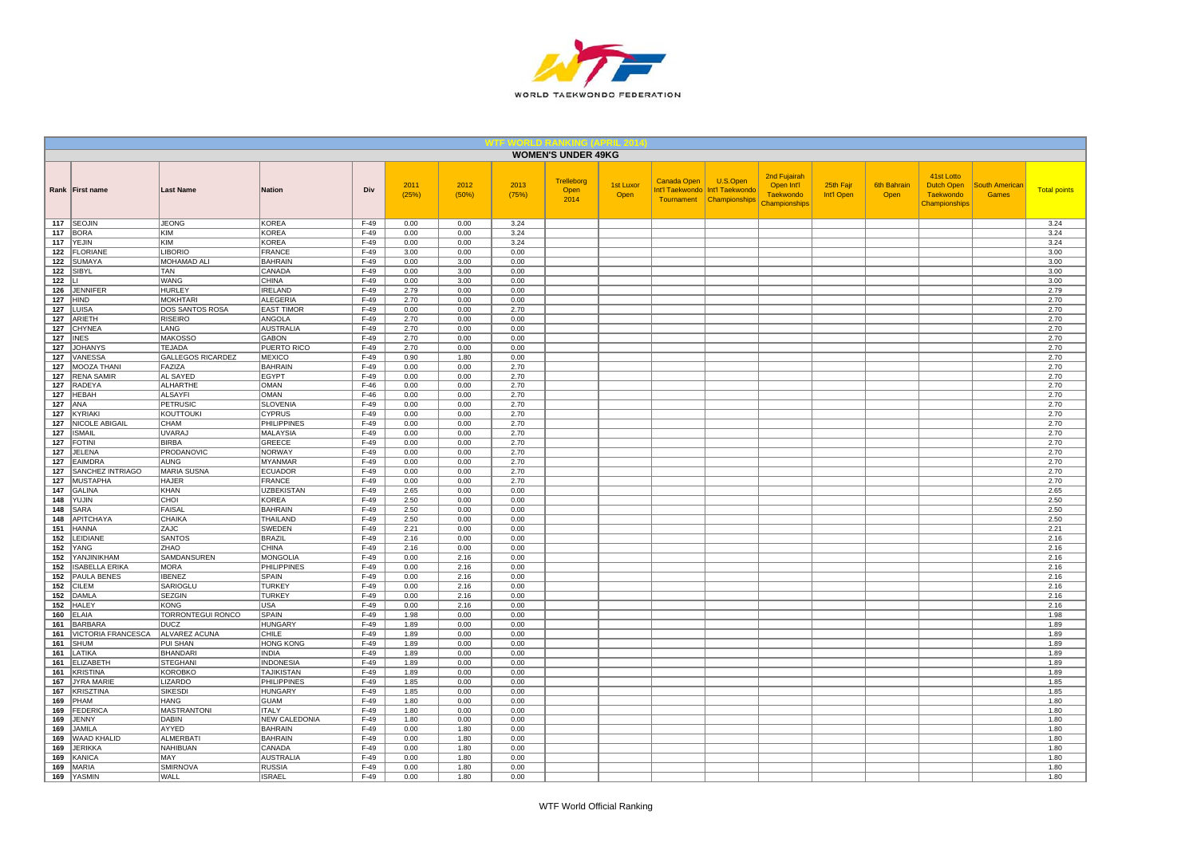| WTF WORLD RANKING (APRIL 2014) | | | | | | | | | | | | | | | | | | |
|---|---|---|---|---|---|---|---|---|---|---|---|---|---|---|---|---|---|---|
| WOMEN'S UNDER 49KG | | | | | | | | | | | | | | | | | | |
| Rank | First name | Last Name | Nation | Div | 2011 (25%) | 2012 (50%) | 2013 (75%) | Trelleborg Open 2014 | 1st Luxor Open | Canada Open Int'l Taekwondo Tournament | U.S.Open Int'l Taekwondo Championships | 2nd Fujairah Open Int'l Taekwondo Championships | 25th Fajr Int'l Open | 6th Bahrain Open | 41st Lotto Dutch Open Taekwondo Championships | South American Games | Total points |
| 117 | SEOJIN | JEONG | KOREA | F-49 | 0.00 | 0.00 | 3.24 | | | | | | | | | | 3.24 |
| 117 | BORA | KIM | KOREA | F-49 | 0.00 | 0.00 | 3.24 | | | | | | | | | | 3.24 |
| 117 | YEJIN | KIM | KOREA | F-49 | 0.00 | 0.00 | 3.24 | | | | | | | | | | 3.24 |
| 122 | FLORIANE | LIBORIO | FRANCE | F-49 | 3.00 | 0.00 | 0.00 | | | | | | | | | | 3.00 |
| 122 | SUMAYA | MOHAMAD ALI | BAHRAIN | F-49 | 0.00 | 3.00 | 0.00 | | | | | | | | | | 3.00 |
| 122 | SIBYL | TAN | CANADA | F-49 | 0.00 | 3.00 | 0.00 | | | | | | | | | | 3.00 |
| 122 | LI | WANG | CHINA | F-49 | 0.00 | 3.00 | 0.00 | | | | | | | | | | 3.00 |
| 126 | JENNIFER | HURLEY | IRELAND | F-49 | 2.79 | 0.00 | 0.00 | | | | | | | | | | 2.79 |
| 127 | HIND | MOKHTARI | ALEGERIA | F-49 | 2.70 | 0.00 | 0.00 | | | | | | | | | | 2.70 |
| 127 | LUISA | DOS SANTOS ROSA | EAST TIMOR | F-49 | 0.00 | 0.00 | 2.70 | | | | | | | | | | 2.70 |
| 127 | ARIETH | RISEIRO | ANGOLA | F-49 | 2.70 | 0.00 | 0.00 | | | | | | | | | | 2.70 |
| 127 | CHYNEA | LANG | AUSTRALIA | F-49 | 2.70 | 0.00 | 0.00 | | | | | | | | | | 2.70 |
| 127 | INES | MAKOSSO | GABON | F-49 | 2.70 | 0.00 | 0.00 | | | | | | | | | | 2.70 |
| 127 | JOHANYS | TEJADA | PUERTO RICO | F-49 | 2.70 | 0.00 | 0.00 | | | | | | | | | | 2.70 |
| 127 | VANESSA | GALLEGOS RICARDEZ | MEXICO | F-49 | 0.90 | 1.80 | 0.00 | | | | | | | | | | 2.70 |
| 127 | MOOZA THANI | FAZIZA | BAHRAIN | F-49 | 0.00 | 0.00 | 2.70 | | | | | | | | | | 2.70 |
| 127 | RENA SAMIR | AL SAYED | EGYPT | F-49 | 0.00 | 0.00 | 2.70 | | | | | | | | | | 2.70 |
| 127 | RADEYA | ALHARTHE | OMAN | F-46 | 0.00 | 0.00 | 2.70 | | | | | | | | | | 2.70 |
| 127 | HEBAH | ALSAYFI | OMAN | F-46 | 0.00 | 0.00 | 2.70 | | | | | | | | | | 2.70 |
| 127 | ANA | PETRUSIC | SLOVENIA | F-49 | 0.00 | 0.00 | 2.70 | | | | | | | | | | 2.70 |
| 127 | KYRIAKI | KOUTTOUKI | CYPRUS | F-49 | 0.00 | 0.00 | 2.70 | | | | | | | | | | 2.70 |
| 127 | NICOLE ABIGAIL | CHAM | PHILIPPINES | F-49 | 0.00 | 0.00 | 2.70 | | | | | | | | | | 2.70 |
| 127 | ISMAIL | UVARAJ | MALAYSIA | F-49 | 0.00 | 0.00 | 2.70 | | | | | | | | | | 2.70 |
| 127 | FOTINI | BIRBA | GREECE | F-49 | 0.00 | 0.00 | 2.70 | | | | | | | | | | 2.70 |
| 127 | JELENA | PRODANOVIC | NORWAY | F-49 | 0.00 | 0.00 | 2.70 | | | | | | | | | | 2.70 |
| 127 | EAIMDRA | AUNG | MYANMAR | F-49 | 0.00 | 0.00 | 2.70 | | | | | | | | | | 2.70 |
| 127 | SANCHEZ INTRIAGO | MARIA SUSNA | ECUADOR | F-49 | 0.00 | 0.00 | 2.70 | | | | | | | | | | 2.70 |
| 127 | MUSTAPHA | HAJER | FRANCE | F-49 | 0.00 | 0.00 | 2.70 | | | | | | | | | | 2.70 |
| 147 | GALINA | KHAN | UZBEKISTAN | F-49 | 2.65 | 0.00 | 0.00 | | | | | | | | | | 2.65 |
| 148 | YUJIN | CHOI | KOREA | F-49 | 2.50 | 0.00 | 0.00 | | | | | | | | | | 2.50 |
| 148 | SARA | FAISAL | BAHRAIN | F-49 | 2.50 | 0.00 | 0.00 | | | | | | | | | | 2.50 |
| 148 | APITCHAYA | CHAIKA | THAILAND | F-49 | 2.50 | 0.00 | 0.00 | | | | | | | | | | 2.50 |
| 151 | HANNA | ZAJC | SWEDEN | F-49 | 2.21 | 0.00 | 0.00 | | | | | | | | | | 2.21 |
| 152 | LEIDIANE | SANTOS | BRAZIL | F-49 | 2.16 | 0.00 | 0.00 | | | | | | | | | | 2.16 |
| 152 | YANG | ZHAO | CHINA | F-49 | 2.16 | 0.00 | 0.00 | | | | | | | | | | 2.16 |
| 152 | YANJINIKHAM | SAMDANSUREN | MONGOLIA | F-49 | 0.00 | 2.16 | 0.00 | | | | | | | | | | 2.16 |
| 152 | ISABELLA ERIKA | MORA | PHILIPPINES | F-49 | 0.00 | 2.16 | 0.00 | | | | | | | | | | 2.16 |
| 152 | PAULA BENES | IBENEZ | SPAIN | F-49 | 0.00 | 2.16 | 0.00 | | | | | | | | | | 2.16 |
| 152 | CILEM | SARIOGLU | TURKEY | F-49 | 0.00 | 2.16 | 0.00 | | | | | | | | | | 2.16 |
| 152 | DAMLA | SEZGIN | TURKEY | F-49 | 0.00 | 2.16 | 0.00 | | | | | | | | | | 2.16 |
| 152 | HALEY | KONG | USA | F-49 | 0.00 | 2.16 | 0.00 | | | | | | | | | | 2.16 |
| 160 | ELAIA | TORRONTEGUI RONCO | SPAIN | F-49 | 1.98 | 0.00 | 0.00 | | | | | | | | | | 1.98 |
| 161 | BARBARA | DUCZ | HUNGARY | F-49 | 1.89 | 0.00 | 0.00 | | | | | | | | | | 1.89 |
| 161 | VICTORIA FRANCESCA | ALVAREZ ACUNA | CHILE | F-49 | 1.89 | 0.00 | 0.00 | | | | | | | | | | 1.89 |
| 161 | SHUM | PUI SHAN | HONG KONG | F-49 | 1.89 | 0.00 | 0.00 | | | | | | | | | | 1.89 |
| 161 | LATIKA | BHANDARI | INDIA | F-49 | 1.89 | 0.00 | 0.00 | | | | | | | | | | 1.89 |
| 161 | ELIZABETH | STEGHANI | INDONESIA | F-49 | 1.89 | 0.00 | 0.00 | | | | | | | | | | 1.89 |
| 161 | KRISTINA | KOROBKO | TAJIKISTAN | F-49 | 1.89 | 0.00 | 0.00 | | | | | | | | | | 1.89 |
| 167 | JYRA MARIE | LIZARDO | PHILIPPINES | F-49 | 1.85 | 0.00 | 0.00 | | | | | | | | | | 1.85 |
| 167 | KRISZTINA | SIKESDI | HUNGARY | F-49 | 1.85 | 0.00 | 0.00 | | | | | | | | | | 1.85 |
| 169 | PHAM | HANG | GUAM | F-49 | 1.80 | 0.00 | 0.00 | | | | | | | | | | 1.80 |
| 169 | FEDERICA | MASTRANTONI | ITALY | F-49 | 1.80 | 0.00 | 0.00 | | | | | | | | | | 1.80 |
| 169 | JENNY | DABIN | NEW CALEDONIA | F-49 | 1.80 | 0.00 | 0.00 | | | | | | | | | | 1.80 |
| 169 | JAMILA | AYYED | BAHRAIN | F-49 | 0.00 | 1.80 | 0.00 | | | | | | | | | | 1.80 |
| 169 | WAAD KHALID | ALMERBATI | BAHRAIN | F-49 | 0.00 | 1.80 | 0.00 | | | | | | | | | | 1.80 |
| 169 | JERIKKA | NAHIBUAN | CANADA | F-49 | 0.00 | 1.80 | 0.00 | | | | | | | | | | 1.80 |
| 169 | KANICA | MAY | AUSTRALIA | F-49 | 0.00 | 1.80 | 0.00 | | | | | | | | | | 1.80 |
| 169 | MARIA | SMIRNOVA | RUSSIA | F-49 | 0.00 | 1.80 | 0.00 | | | | | | | | | | 1.80 |
| 169 | YASMIN | WALL | ISRAEL | F-49 | 0.00 | 1.80 | 0.00 | | | | | | | | | | 1.80 |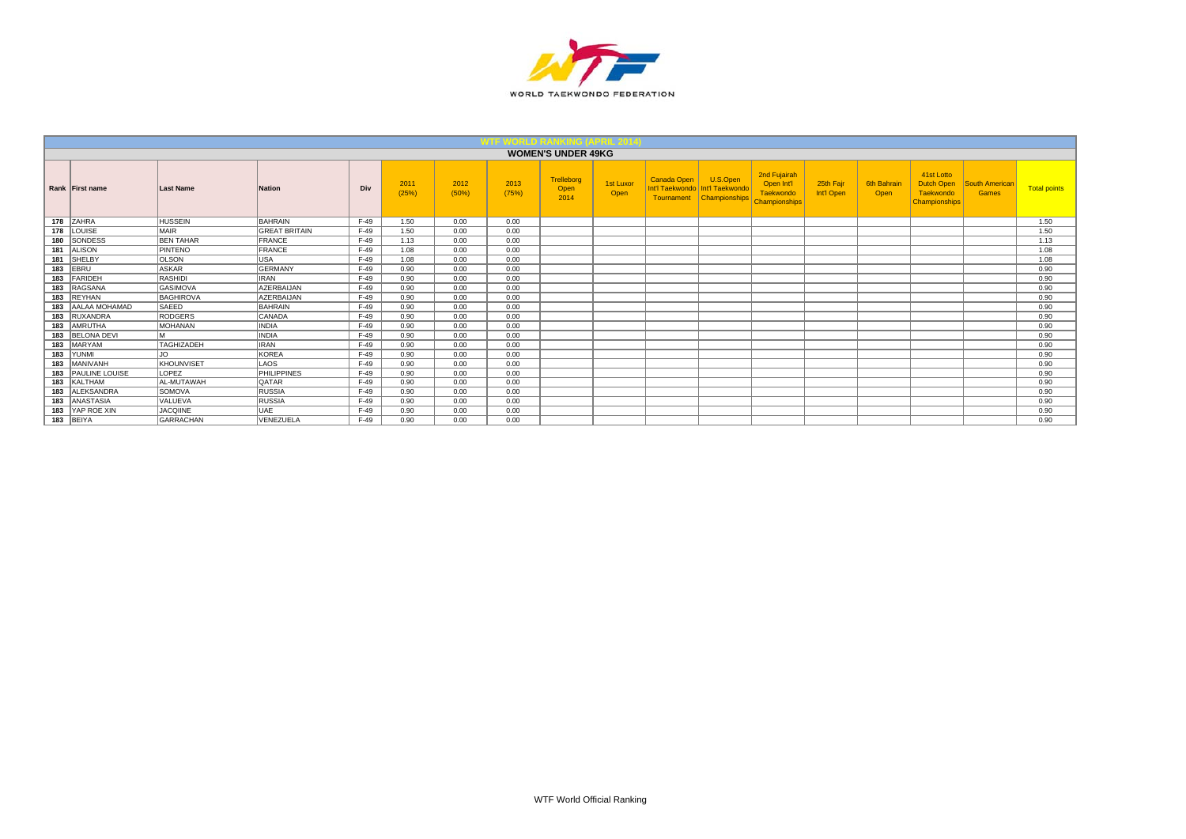WORLD TAEKWONDO FEDERATION

## WTF WORLD RANKING (APRIL 2014)

### WOMEN'S UNDER 49KG

| Rank | First name | Last Name | Nation | Div | 2011 (25%) | 2012 (50%) | 2013 (75%) | Trelleborg Open 2014 | 1st Luxor Open | Canada Open Int'l Taekwondo Tournament | U.S.Open Int'l Taekwondo Championships | 2nd Fujairah Open Int'l Taekwondo Championships | 25th Fajr Int'l Open | 6th Bahrain Open | 41st Lotto Dutch Open Taekwondo Championships | South American Games | Total points |
|---|---|---|---|---|---|---|---|---|---|---|---|---|---|---|---|---|---|
| 178 | ZAHRA | HUSSEIN | BAHRAIN | F-49 | 1.50 | 0.00 | 0.00 | | | | | | | | | | 1.50 |
| 178 | LOUISE | MAIR | GREAT BRITAIN | F-49 | 1.50 | 0.00 | 0.00 | | | | | | | | | | 1.50 |
| 180 | SONDESS | BEN TAHAR | FRANCE | F-49 | 1.13 | 0.00 | 0.00 | | | | | | | | | | 1.13 |
| 181 | ALISON | PINTENO | FRANCE | F-49 | 1.08 | 0.00 | 0.00 | | | | | | | | | | 1.08 |
| 181 | SHELBY | OLSON | USA | F-49 | 1.08 | 0.00 | 0.00 | | | | | | | | | | 1.08 |
| 183 | EBRU | ASKAR | GERMANY | F-49 | 0.90 | 0.00 | 0.00 | | | | | | | | | | 0.90 |
| 183 | FARIDEH | RASHIDI | IRAN | F-49 | 0.90 | 0.00 | 0.00 | | | | | | | | | | 0.90 |
| 183 | RAGSANA | GASIMOVA | AZERBAIJAN | F-49 | 0.90 | 0.00 | 0.00 | | | | | | | | | | 0.90 |
| 183 | REYHAN | BAGHIROVA | AZERBAIJAN | F-49 | 0.90 | 0.00 | 0.00 | | | | | | | | | | 0.90 |
| 183 | AALAA MOHAMAD | SAEED | BAHRAIN | F-49 | 0.90 | 0.00 | 0.00 | | | | | | | | | | 0.90 |
| 183 | RUXANDRA | RODGERS | CANADA | F-49 | 0.90 | 0.00 | 0.00 | | | | | | | | | | 0.90 |
| 183 | AMRUTHA | MOHANAN | INDIA | F-49 | 0.90 | 0.00 | 0.00 | | | | | | | | | | 0.90 |
| 183 | BELONA DEVI | M | INDIA | F-49 | 0.90 | 0.00 | 0.00 | | | | | | | | | | 0.90 |
| 183 | MARYAM | TAGHIZADEH | IRAN | F-49 | 0.90 | 0.00 | 0.00 | | | | | | | | | | 0.90 |
| 183 | YUNMI | JO | KOREA | F-49 | 0.90 | 0.00 | 0.00 | | | | | | | | | | 0.90 |
| 183 | MANIVANH | KHOUNVISET | LAOS | F-49 | 0.90 | 0.00 | 0.00 | | | | | | | | | | 0.90 |
| 183 | PAULINE LOUISE | LOPEZ | PHILIPPINES | F-49 | 0.90 | 0.00 | 0.00 | | | | | | | | | | 0.90 |
| 183 | KALTHAM | AL-MUTAWAH | QATAR | F-49 | 0.90 | 0.00 | 0.00 | | | | | | | | | | 0.90 |
| 183 | ALEKSANDRA | SOMOVA | RUSSIA | F-49 | 0.90 | 0.00 | 0.00 | | | | | | | | | | 0.90 |
| 183 | ANASTASIA | VALUEVA | RUSSIA | F-49 | 0.90 | 0.00 | 0.00 | | | | | | | | | | 0.90 |
| 183 | YAP ROE XIN | JACQIINE | UAE | F-49 | 0.90 | 0.00 | 0.00 | | | | | | | | | | 0.90 |
| 183 | BEIYA | GARRACHAN | VENEZUELA | F-49 | 0.90 | 0.00 | 0.00 | | | | | | | | | | 0.90 |

WTF World Official Ranking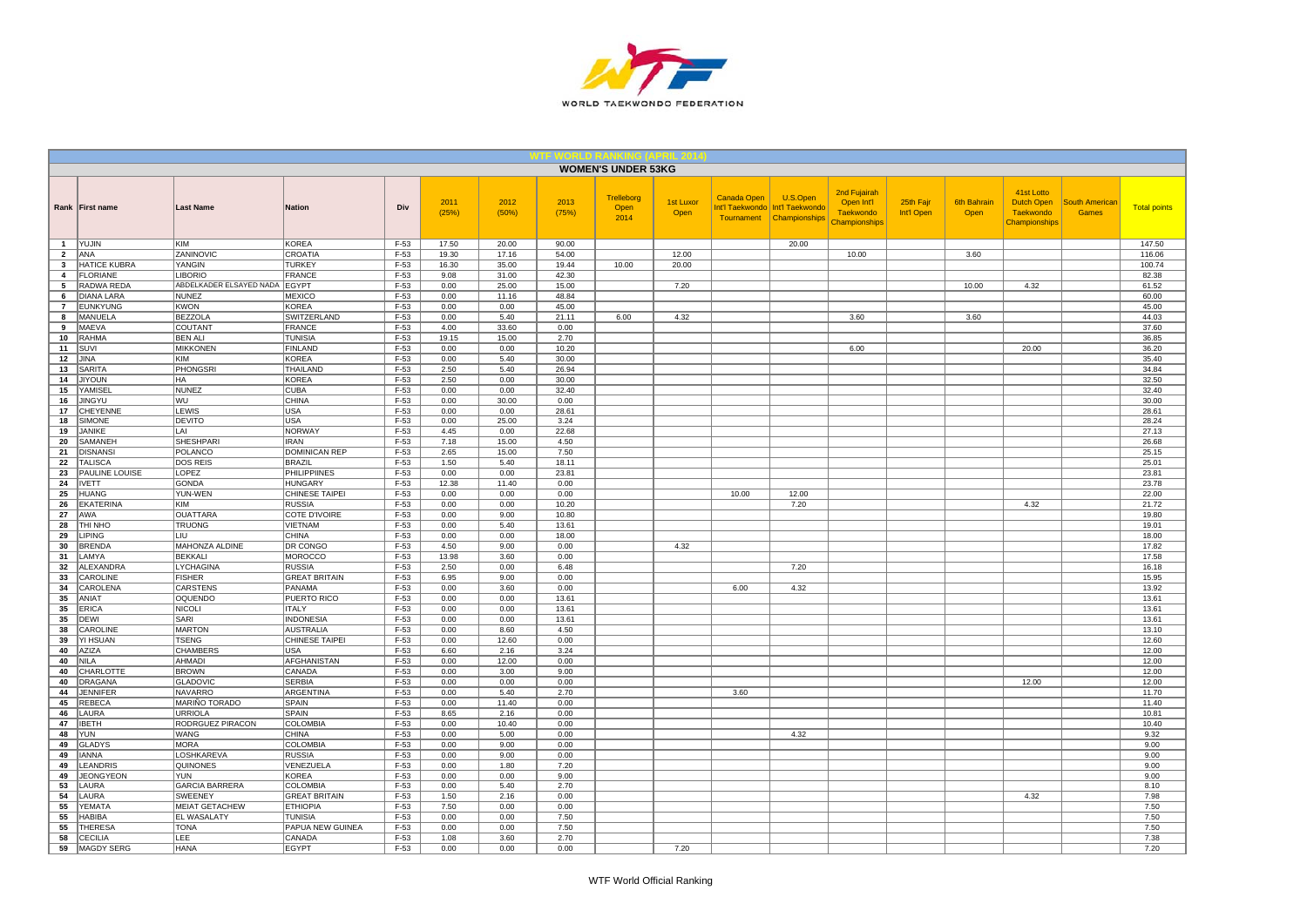# WTF WORLD RANKING (APRIL 2014)

## WOMEN'S UNDER 53KG

| Rank | First name | Last Name | Nation | Div | 2011 (25%) | 2012 (50%) | 2013 (75%) | Trelleborg Open 2014 | 1st Luxor Open | Canada Open Int'l Taekwondo Tournament | U.S.Open Int'l Taekwondo Championships | 2nd Fujairah Open Int'l Taekwondo Championships | 25th Fajr Int'l Open | 6th Bahrain Open | 41st Lotto Dutch Open Taekwondo Championships | South American Games | Total points |
|---|---|---|---|---|---|---|---|---|---|---|---|---|---|---|---|---|---|
| 1 | YUJIN | KIM | KOREA | F-53 | 17.50 | 20.00 | 90.00 | | | | 20.00 | | | | | | 147.50 |
| 2 | ANA | ZANINOVIC | CROATIA | F-53 | 19.30 | 17.16 | 54.00 | | 12.00 | | | 10.00 | | 3.60 | | | 116.06 |
| 3 | HATICE KUBRA | YANGIN | TURKEY | F-53 | 16.30 | 35.00 | 19.44 | 10.00 | 20.00 | | | | | | | | 100.74 |
| 4 | FLORIANE | LIBORIO | FRANCE | F-53 | 9.08 | 31.00 | 42.30 | | | | | | | | | | 82.38 |
| 5 | RADWA REDA | ABDELKADER ELSAYED NADA | EGYPT | F-53 | 0.00 | 25.00 | 15.00 | | 7.20 | | | | | 10.00 | 4.32 | | 61.52 |
| 6 | DIANA LARA | NUNEZ | MEXICO | F-53 | 0.00 | 11.16 | 48.84 | | | | | | | | | | 60.00 |
| 7 | EUNKYUNG | KWON | KOREA | F-53 | 0.00 | 0.00 | 45.00 | | | | | | | | | | 45.00 |
| 8 | MANUELA | BEZZOLA | SWITZERLAND | F-53 | 0.00 | 5.40 | 21.11 | 6.00 | 4.32 | | | 3.60 | | 3.60 | | | 44.03 |
| 9 | MAEVA | COUTANT | FRANCE | F-53 | 4.00 | 33.60 | 0.00 | | | | | | | | | | 37.60 |
| 10 | RAHMA | BEN ALI | TUNISIA | F-53 | 19.15 | 15.00 | 2.70 | | | | | | | | | | 36.85 |
| 11 | SUVI | MIKKONEN | FINLAND | F-53 | 0.00 | 0.00 | 10.20 | | | | | 6.00 | | | 20.00 | | 36.20 |
| 12 | JINA | KIM | KOREA | F-53 | 0.00 | 5.40 | 30.00 | | | | | | | | | | 35.40 |
| 13 | SARITA | PHONGSRI | THAILAND | F-53 | 2.50 | 5.40 | 26.94 | | | | | | | | | | 34.84 |
| 14 | JIYOUN | HA | KOREA | F-53 | 2.50 | 0.00 | 30.00 | | | | | | | | | | 32.50 |
| 15 | YAMISEL | NUNEZ | CUBA | F-53 | 0.00 | 0.00 | 32.40 | | | | | | | | | | 32.40 |
| 16 | JINGYU | WU | CHINA | F-53 | 0.00 | 30.00 | 0.00 | | | | | | | | | | 30.00 |
| 17 | CHEYENNE | LEWIS | USA | F-53 | 0.00 | 0.00 | 28.61 | | | | | | | | | | 28.61 |
| 18 | SIMONE | DEVITO | USA | F-53 | 0.00 | 25.00 | 3.24 | | | | | | | | | | 28.24 |
| 19 | JANIKE | LAI | NORWAY | F-53 | 4.45 | 0.00 | 22.68 | | | | | | | | | | 27.13 |
| 20 | SAMANEH | SHESHPARI | IRAN | F-53 | 7.18 | 15.00 | 4.50 | | | | | | | | | | 26.68 |
| 21 | DISNANSI | POLANCO | DOMINICAN REP | F-53 | 2.65 | 15.00 | 7.50 | | | | | | | | | | 25.15 |
| 22 | TALISCA | DOS REIS | BRAZIL | F-53 | 1.50 | 5.40 | 18.11 | | | | | | | | | | 25.01 |
| 23 | PAULINE LOUISE | LOPEZ | PHILIPPIINES | F-53 | 0.00 | 0.00 | 23.81 | | | | | | | | | | 23.81 |
| 24 | IVETT | GONDA | HUNGARY | F-53 | 12.38 | 11.40 | 0.00 | | | | | | | | | | 23.78 |
| 25 | HUANG | YUN-WEN | CHINESE TAIPEI | F-53 | 0.00 | 0.00 | 0.00 | | | 10.00 | 12.00 | | | | | | 22.00 |
| 26 | EKATERINA | KIM | RUSSIA | F-53 | 0.00 | 0.00 | 10.20 | | | | 7.20 | | | | 4.32 | | 21.72 |
| 27 | AWA | OUATTARA | COTE D'IVOIRE | F-53 | 0.00 | 9.00 | 10.80 | | | | | | | | | | 19.80 |
| 28 | THI NHO | TRUONG | VIETNAM | F-53 | 0.00 | 5.40 | 13.61 | | | | | | | | | | 19.01 |
| 29 | LIPING | LIU | CHINA | F-53 | 0.00 | 0.00 | 18.00 | | | | | | | | | | 18.00 |
| 30 | BRENDA | MAHONZA ALDINE | DR CONGO | F-53 | 4.50 | 9.00 | 0.00 | | 4.32 | | | | | | | | 17.82 |
| 31 | LAMYA | BEKKALI | MOROCCO | F-53 | 13.98 | 3.60 | 0.00 | | | | | | | | | | 17.58 |
| 32 | ALEXANDRA | LYCHAGINA | RUSSIA | F-53 | 2.50 | 0.00 | 6.48 | | | | 7.20 | | | | | | 16.18 |
| 33 | CAROLINE | FISHER | GREAT BRITAIN | F-53 | 6.95 | 9.00 | 0.00 | | | | | | | | | | 15.95 |
| 34 | CAROLENA | CARSTENS | PANAMA | F-53 | 0.00 | 3.60 | 0.00 | | | 6.00 | 4.32 | | | | | | 13.92 |
| 35 | ANIAT | OQUENDO | PUERTO RICO | F-53 | 0.00 | 0.00 | 13.61 | | | | | | | | | | 13.61 |
| 35 | ERICA | NICOLI | ITALY | F-53 | 0.00 | 0.00 | 13.61 | | | | | | | | | | 13.61 |
| 35 | DEWI | SARI | INDONESIA | F-53 | 0.00 | 0.00 | 13.61 | | | | | | | | | | 13.61 |
| 38 | CAROLINE | MARTON | AUSTRALIA | F-53 | 0.00 | 8.60 | 4.50 | | | | | | | | | | 13.10 |
| 39 | YI HSUAN | TSENG | CHINESE TAIPEI | F-53 | 0.00 | 12.60 | 0.00 | | | | | | | | | | 12.60 |
| 40 | AZIZA | CHAMBERS | USA | F-53 | 6.60 | 2.16 | 3.24 | | | | | | | | | | 12.00 |
| 40 | NILA | AHMADI | AFGHANISTAN | F-53 | 0.00 | 12.00 | 0.00 | | | | | | | | | | 12.00 |
| 40 | CHARLOTTE | BROWN | CANADA | F-53 | 0.00 | 3.00 | 9.00 | | | | | | | | | | 12.00 |
| 40 | DRAGANA | GLADOVIC | SERBIA | F-53 | 0.00 | 0.00 | 0.00 | | | | | | | | 12.00 | | 12.00 |
| 44 | JENNIFER | NAVARRO | ARGENTINA | F-53 | 0.00 | 5.40 | 2.70 | | | 3.60 | | | | | | | 11.70 |
| 45 | REBECA | MARIÑO TORADO | SPAIN | F-53 | 0.00 | 11.40 | 0.00 | | | | | | | | | | 11.40 |
| 46 | LAURA | URRIOLA | SPAIN | F-53 | 8.65 | 2.16 | 0.00 | | | | | | | | | | 10.81 |
| 47 | IBETH | RODRGUEZ PIRACON | COLOMBIA | F-53 | 0.00 | 10.40 | 0.00 | | | | | | | | | | 10.40 |
| 48 | YUN | WANG | CHINA | F-53 | 0.00 | 5.00 | 0.00 | | | | 4.32 | | | | | | 9.32 |
| 49 | GLADYS | MORA | COLOMBIA | F-53 | 0.00 | 9.00 | 0.00 | | | | | | | | | | 9.00 |
| 49 | IANNA | LOSHKAREVA | RUSSIA | F-53 | 0.00 | 9.00 | 0.00 | | | | | | | | | | 9.00 |
| 49 | LEANDRIS | QUINONES | VENEZUELA | F-53 | 0.00 | 1.80 | 7.20 | | | | | | | | | | 9.00 |
| 49 | JEONGYEON | YUN | KOREA | F-53 | 0.00 | 0.00 | 9.00 | | | | | | | | | | 9.00 |
| 53 | LAURA | GARCIA BARRERA | COLOMBIA | F-53 | 0.00 | 5.40 | 2.70 | | | | | | | | | | 8.10 |
| 54 | LAURA | SWEENEY | GREAT BRITAIN | F-53 | 1.50 | 2.16 | 0.00 | | | | | | | | 4.32 | | 7.98 |
| 55 | YEMATA | MEIAT GETACHEW | ETHIOPIA | F-53 | 7.50 | 0.00 | 0.00 | | | | | | | | | | 7.50 |
| 55 | HABIBA | EL WASALATY | TUNISIA | F-53 | 0.00 | 0.00 | 7.50 | | | | | | | | | | 7.50 |
| 55 | THERESA | TONA | PAPUA NEW GUINEA | F-53 | 0.00 | 0.00 | 7.50 | | | | | | | | | | 7.50 |
| 58 | CECILIA | LEE | CANADA | F-53 | 1.08 | 3.60 | 2.70 | | | | | | | | | | 7.38 |
| 59 | MAGDY SERG | HANA | EGYPT | F-53 | 0.00 | 0.00 | 0.00 | | 7.20 | | | | | | | | 7.20 |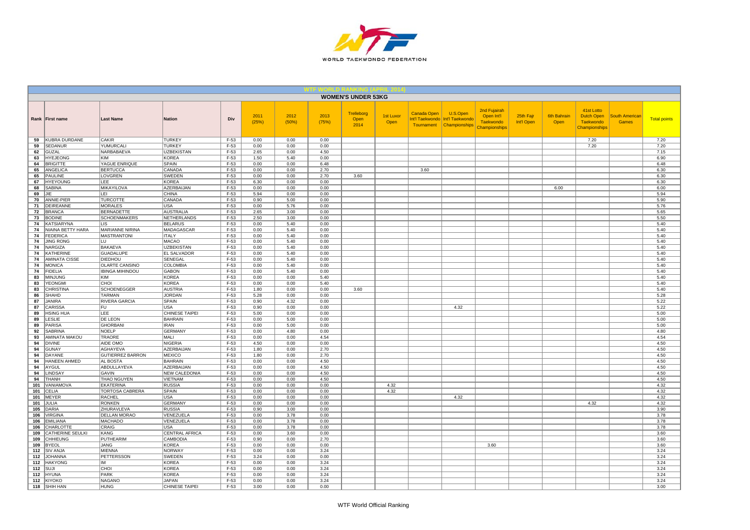## WTF WORLD RANKING (APRIL 2014)

### WOMEN'S UNDER 53KG

| Rank | First name | Last Name | Nation | Div | 2011 (25%) | 2012 (50%) | 2013 (75%) | Trelleborg Open 2014 | 1st Luxor Open | Canada Open Int'l Taekwondo Tournament | U.S.Open Int'l Taekwondo Championships | 2nd Fujairah Open Int'l Taekwondo Championships | 25th Fajr Int'l Open | 6th Bahrain Open | 41st Lotto Dutch Open Taekwondo Championships | South American Games | Total points |
|---|---|---|---|---|---|---|---|---|---|---|---|---|---|---|---|---|---|
| 59 | KUBRA DURDANE | CAKIR | TURKEY | F-53 | 0.00 | 0.00 | 0.00 | | | | | | | | 7.20 | | 7.20 |
| 59 | SEDANUR | YUMURCALI | TURKEY | F-53 | 0.00 | 0.00 | 0.00 | | | | | | | | 7.20 | | 7.20 |
| 62 | GUZAL | NARBABAEVA | UZBEKISTAN | F-53 | 2.65 | 0.00 | 4.50 | | | | | | | | | | 7.15 |
| 63 | HYEJEONG | KIM | KOREA | F-53 | 1.50 | 5.40 | 0.00 | | | | | | | | | | 6.90 |
| 64 | BRIGITTE | YAGUE ENRIQUE | SPAIN | F-53 | 0.00 | 0.00 | 6.48 | | | | | | | | | | 6.48 |
| 65 | ANGELICA | BERTUCCA | CANADA | F-53 | 0.00 | 0.00 | 2.70 | | | 3.60 | | | | | | | 6.30 |
| 65 | PAULINE | LOVGREN | SWEDEN | F-53 | 0.00 | 0.00 | 2.70 | 3.60 | | | | | | | | | 6.30 |
| 67 | HYEYOUNG | LEE | KOREA | F-53 | 6.30 | 0.00 | 0.00 | | | | | | | | | | 6.30 |
| 68 | SABINA | MIKAYILOVA | AZERBAIJAN | F-53 | 0.00 | 0.00 | 0.00 | | | | | | | 6.00 | | | 6.00 |
| 69 | JIE | LEI | CHINA | F-53 | 5.94 | 0.00 | 0.00 | | | | | | | | | | 5.94 |
| 70 | ANNIE-PIER | TURCOTTE | CANADA | F-53 | 0.90 | 5.00 | 0.00 | | | | | | | | | | 5.90 |
| 71 | DEIREANNE | MORALES | USA | F-53 | 0.00 | 5.76 | 0.00 | | | | | | | | | | 5.76 |
| 72 | BRANCA | BERNADETTE | AUSTRALIA | F-53 | 2.65 | 3.00 | 0.00 | | | | | | | | | | 5.65 |
| 73 | BODINE | SCHOENMAKERS | NETHERLANDS | F-53 | 2.50 | 3.00 | 0.00 | | | | | | | | | | 5.50 |
| 74 | KATSIARYNA | LIS | BELARUS | F-53 | 0.00 | 5.40 | 0.00 | | | | | | | | | | 5.40 |
| 74 | NIAINA BETTY HARA | MARIANNE NIRINA | MADAGASCAR | F-53 | 0.00 | 5.40 | 0.00 | | | | | | | | | | 5.40 |
| 74 | FEDERICA | MASTRANTONI | ITALY | F-53 | 0.00 | 5.40 | 0.00 | | | | | | | | | | 5.40 |
| 74 | JING RONG | LU | MACAO | F-53 | 0.00 | 5.40 | 0.00 | | | | | | | | | | 5.40 |
| 74 | NARGIZA | BAKAEVA | UZBEKISTAN | F-53 | 0.00 | 5.40 | 0.00 | | | | | | | | | | 5.40 |
| 74 | KATHERINE | GUADALUPE | EL SALVADOR | F-53 | 0.00 | 5.40 | 0.00 | | | | | | | | | | 5.40 |
| 74 | AMINATA CISSE | DIEDHOU | SENEGAL | F-53 | 0.00 | 5.40 | 0.00 | | | | | | | | | | 5.40 |
| 74 | MONICA | OLARTE CANSINO | COLOMBIA | F-53 | 0.00 | 5.40 | 0.00 | | | | | | | | | | 5.40 |
| 74 | FIDELIA | IBINGA MIHINDOU | GABON | F-53 | 0.00 | 5.40 | 0.00 | | | | | | | | | | 5.40 |
| 83 | MINJUNG | KIM | KOREA | F-53 | 0.00 | 0.00 | 5.40 | | | | | | | | | | 5.40 |
| 83 | YEONGMI | CHOI | KOREA | F-53 | 0.00 | 0.00 | 5.40 | | | | | | | | | | 5.40 |
| 83 | CHRISTINA | SCHOENEGGER | AUSTRIA | F-53 | 1.80 | 0.00 | 0.00 | 3.60 | | | | | | | | | 5.40 |
| 86 | SHAHD | TARMAN | JORDAN | F-53 | 5.28 | 0.00 | 0.00 | | | | | | | | | | 5.28 |
| 87 | JANIRA | RIVERA GARCIA | SPAIN | F-53 | 0.90 | 4.32 | 0.00 | | | | | | | | | | 5.22 |
| 87 | CARISSA | FU | USA | F-53 | 0.90 | 0.00 | 0.00 | | | | 4.32 | | | | | | 5.22 |
| 89 | HSING HUA | LEE | CHINESE TAIPEI | F-53 | 5.00 | 0.00 | 0.00 | | | | | | | | | | 5.00 |
| 89 | LESLIE | DE LEON | BAHRAIN | F-53 | 0.00 | 5.00 | 0.00 | | | | | | | | | | 5.00 |
| 89 | PARISA | GHORBANI | IRAN | F-53 | 0.00 | 5.00 | 0.00 | | | | | | | | | | 5.00 |
| 92 | SABRINA | NOELP | GERMANY | F-53 | 0.00 | 4.80 | 0.00 | | | | | | | | | | 4.80 |
| 93 | AMINATA MAKOU | TRAORE | MALI | F-53 | 0.00 | 0.00 | 4.54 | | | | | | | | | | 4.54 |
| 94 | DIVINE | AIDE OMO | NIGERIA | F-53 | 4.50 | 0.00 | 0.00 | | | | | | | | | | 4.50 |
| 94 | GUNAY | AGHAYEVA | AZERBAIJAN | F-53 | 1.80 | 0.00 | 2.70 | | | | | | | | | | 4.50 |
| 94 | DAYANE | GUTIERREZ BARRON | MEXICO | F-53 | 1.80 | 0.00 | 2.70 | | | | | | | | | | 4.50 |
| 94 | HANEEN AHMED | AL BOSTA | BAHRAIN | F-53 | 0.00 | 0.00 | 4.50 | | | | | | | | | | 4.50 |
| 94 | AYGUL | ABDULLAYEVA | AZERBAIJAN | F-53 | 0.00 | 0.00 | 4.50 | | | | | | | | | | 4.50 |
| 94 | LINDSAY | GAVIN | NEW CALEDONIA | F-53 | 0.00 | 0.00 | 4.50 | | | | | | | | | | 4.50 |
| 94 | THANH | THAO NGUYEN | VIETNAM | F-53 | 0.00 | 0.00 | 4.50 | | | | | | | | | | 4.50 |
| 101 | VANIAMOVA | EKATERINA | RUSSIA | F-53 | 0.00 | 0.00 | 0.00 | | 4.32 | | | | | | | | 4.32 |
| 101 | CELIA | TORTOSA CABRERA | SPAIN | F-53 | 0.00 | 0.00 | 0.00 | | 4.32 | | | | | | | | 4.32 |
| 101 | MEYER | RACHEL | USA | F-53 | 0.00 | 0.00 | 0.00 | | | | 4.32 | | | | | | 4.32 |
| 101 | JULIA | RONKEN | GERMANY | F-53 | 0.00 | 0.00 | 0.00 | | | | | | | | 4.32 | | 4.32 |
| 105 | DARIA | ZHURAVLEVA | RUSSIA | F-53 | 0.90 | 3.00 | 0.00 | | | | | | | | | | 3.90 |
| 106 | VIRGINA | DELLAN MORAO | VENEZUELA | F-53 | 0.00 | 3.78 | 0.00 | | | | | | | | | | 3.78 |
| 106 | EMILIANA | MACHADO | VENEZUELA | F-53 | 0.00 | 3.78 | 0.00 | | | | | | | | | | 3.78 |
| 106 | CHARLOTTE | CRAIG | USA | F-53 | 0.00 | 3.78 | 0.00 | | | | | | | | | | 3.78 |
| 109 | CATHERINE SEULKI | KANG | CENTRAL AFRICA | F-53 | 0.00 | 3.60 | 0.00 | | | | | | | | | | 3.60 |
| 109 | CHHIEUNG | PUTHEARIM | CAMBODIA | F-53 | 0.90 | 0.00 | 2.70 | | | | | | | | | | 3.60 |
| 109 | BYEOL | JANG | KOREA | F-53 | 0.00 | 0.00 | 0.00 | | | | | 3.60 | | | | | 3.60 |
| 112 | SIV ANJA | MIENNA | NORWAY | F-53 | 0.00 | 0.00 | 3.24 | | | | | | | | | | 3.24 |
| 112 | JOHANNA | PETTERSSON | SWEDEN | F-53 | 3.24 | 0.00 | 0.00 | | | | | | | | | | 3.24 |
| 112 | HAKYONG | IM | KOREA | F-53 | 0.00 | 0.00 | 3.24 | | | | | | | | | | 3.24 |
| 112 | SUJI | CHOI | KOREA | F-53 | 0.00 | 0.00 | 3.24 | | | | | | | | | | 3.24 |
| 112 | HYUNA | PARK | KOREA | F-53 | 0.00 | 0.00 | 3.24 | | | | | | | | | | 3.24 |
| 112 | KIYOKO | NAGANO | JAPAN | F-53 | 0.00 | 0.00 | 3.24 | | | | | | | | | | 3.24 |
| 118 | SHIH HAN | HUNG | CHINESE TAIPEI | F-53 | 3.00 | 0.00 | 0.00 | | | | | | | | | | 3.00 |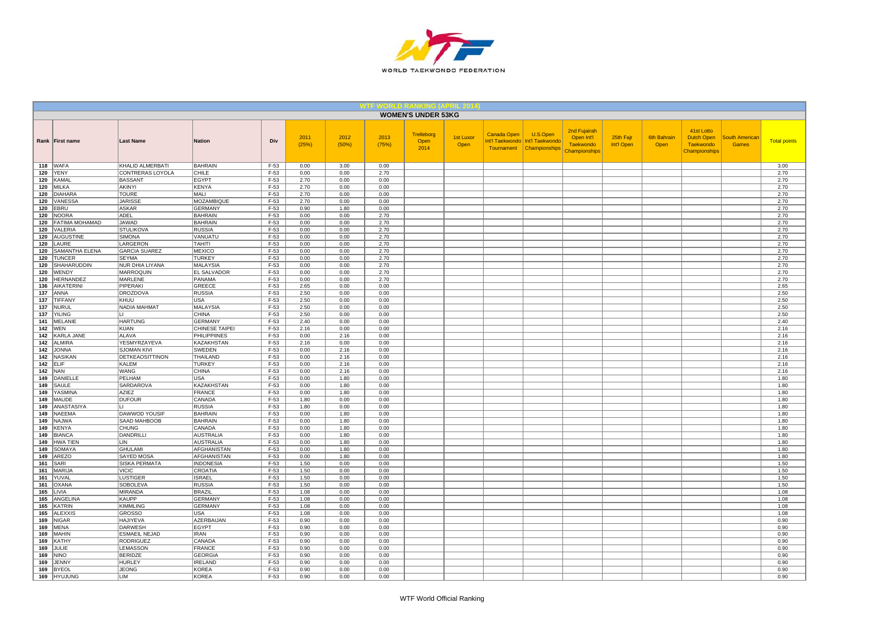WORLD TAEKWONDO FEDERATION

## WTF WORLD RANKING (APRIL 2014)

### WOMEN'S UNDER 53KG

| Rank | First name | Last Name | Nation | Div | 2011 (25%) | 2012 (50%) | 2013 (75%) | Trelleborg Open 2014 | 1st Luxor Open | Canada Open Int'l Taekwondo Tournament | U.S.Open Int'l Taekwondo Championships | 2nd Fujairah Open Int'l Taekwondo Championships | 25th Fajr Int'l Open | 6th Bahrain Open | 41st Lotto Dutch Open Taekwondo Championships | South American Games | Total points |
|---|---|---|---|---|---|---|---|---|---|---|---|---|---|---|---|---|---|
| 118 | WAFA | KHALID ALMERBATI | BAHRAIN | F-53 | 0.00 | 3.00 | 0.00 | | | | | | | | | | 3.00 |
| 120 | YENY | CONTRERAS LOYOLA | CHILE | F-53 | 0.00 | 0.00 | 2.70 | | | | | | | | | | 2.70 |
| 120 | KAMAL | BASSANT | EGYPT | F-53 | 2.70 | 0.00 | 0.00 | | | | | | | | | | 2.70 |
| 120 | MILKA | AKINYI | KENYA | F-53 | 2.70 | 0.00 | 0.00 | | | | | | | | | | 2.70 |
| 120 | DIAHARA | TOURE | MALI | F-53 | 2.70 | 0.00 | 0.00 | | | | | | | | | | 2.70 |
| 120 | VANESSA | JARISSE | MOZAMBIQUE | F-53 | 2.70 | 0.00 | 0.00 | | | | | | | | | | 2.70 |
| 120 | EBRU | ASKAR | GERMANY | F-53 | 0.90 | 1.80 | 0.00 | | | | | | | | | | 2.70 |
| 120 | NOORA | ADEL | BAHRAIN | F-53 | 0.00 | 0.00 | 2.70 | | | | | | | | | | 2.70 |
| 120 | FATIMA MOHAMAD | JAWAD | BAHRAIN | F-53 | 0.00 | 0.00 | 2.70 | | | | | | | | | | 2.70 |
| 120 | VALERIA | STULIKOVA | RUSSIA | F-53 | 0.00 | 0.00 | 2.70 | | | | | | | | | | 2.70 |
| 120 | AUGUSTINE | SIMONA | VANUATU | F-53 | 0.00 | 0.00 | 2.70 | | | | | | | | | | 2.70 |
| 120 | LAURE | LARGERON | TAHITI | F-53 | 0.00 | 0.00 | 2.70 | | | | | | | | | | 2.70 |
| 120 | SAMANTHA ELENA | GARCIA SUAREZ | MEXICO | F-53 | 0.00 | 0.00 | 2.70 | | | | | | | | | | 2.70 |
| 120 | TUNCER | SEYMA | TURKEY | F-53 | 0.00 | 0.00 | 2.70 | | | | | | | | | | 2.70 |
| 120 | SHAHARUDDIN | NUR DHIA LIYANA | MALAYSIA | F-53 | 0.00 | 0.00 | 2.70 | | | | | | | | | | 2.70 |
| 120 | WENDY | MARROQUIN | EL SALVADOR | F-53 | 0.00 | 0.00 | 2.70 | | | | | | | | | | 2.70 |
| 120 | HERNANDEZ | MARLENE | PANAMA | F-53 | 0.00 | 0.00 | 2.70 | | | | | | | | | | 2.70 |
| 136 | AIKATERINI | PIPERAKI | GREECE | F-53 | 2.65 | 0.00 | 0.00 | | | | | | | | | | 2.65 |
| 137 | ANNA | DROZDOVA | RUSSIA | F-53 | 2.50 | 0.00 | 0.00 | | | | | | | | | | 2.50 |
| 137 | TIFFANY | KHUU | USA | F-53 | 2.50 | 0.00 | 0.00 | | | | | | | | | | 2.50 |
| 137 | NURUL | NADIA MAHMAT | MALAYSIA | F-53 | 2.50 | 0.00 | 0.00 | | | | | | | | | | 2.50 |
| 137 | YILING | LI | CHINA | F-53 | 2.50 | 0.00 | 0.00 | | | | | | | | | | 2.50 |
| 141 | MELANIE | HARTUNG | GERMANY | F-53 | 2.40 | 0.00 | 0.00 | | | | | | | | | | 2.40 |
| 142 | WEN | KUAN | CHINESE TAIPEI | F-53 | 2.16 | 0.00 | 0.00 | | | | | | | | | | 2.16 |
| 142 | KARLA JANE | ALAVA | PHILIPPIINES | F-53 | 0.00 | 2.16 | 0.00 | | | | | | | | | | 2.16 |
| 142 | ALMIRA | YESMYRZAYEVA | KAZAKHSTAN | F-53 | 2.16 | 0.00 | 0.00 | | | | | | | | | | 2.16 |
| 142 | JONNA | SJOMAN KIVI | SWEDEN | F-53 | 0.00 | 2.16 | 0.00 | | | | | | | | | | 2.16 |
| 142 | NASIKAN | DETKEAOSITTINON | THAILAND | F-53 | 0.00 | 2.16 | 0.00 | | | | | | | | | | 2.16 |
| 142 | ELIF | KALEM | TURKEY | F-53 | 0.00 | 2.16 | 0.00 | | | | | | | | | | 2.16 |
| 142 | NAN | WANG | CHINA | F-53 | 0.00 | 2.16 | 0.00 | | | | | | | | | | 2.16 |
| 149 | DANIELLE | PELHAM | USA | F-53 | 0.00 | 1.80 | 0.00 | | | | | | | | | | 1.80 |
| 149 | SAULE | SARDAROVA | KAZAKHSTAN | F-53 | 0.00 | 1.80 | 0.00 | | | | | | | | | | 1.80 |
| 149 | YASMINA | AZIEZ | FRANCE | F-53 | 0.00 | 1.80 | 0.00 | | | | | | | | | | 1.80 |
| 149 | MAUDE | DUFOUR | CANADA | F-53 | 1.80 | 0.00 | 0.00 | | | | | | | | | | 1.80 |
| 149 | ANASTASIYA | LI | RUSSIA | F-53 | 1.80 | 0.00 | 0.00 | | | | | | | | | | 1.80 |
| 149 | NAEEMA | DAWWOD YOUSIF | BAHRAIN | F-53 | 0.00 | 1.80 | 0.00 | | | | | | | | | | 1.80 |
| 149 | NAJWA | SAAD MAHBOOB | BAHRAIN | F-53 | 0.00 | 1.80 | 0.00 | | | | | | | | | | 1.80 |
| 149 | KENYA | CHUNG | CANADA | F-53 | 0.00 | 1.80 | 0.00 | | | | | | | | | | 1.80 |
| 149 | BIANCA | DANDRILLI | AUSTRALIA | F-53 | 0.00 | 1.80 | 0.00 | | | | | | | | | | 1.80 |
| 149 | HWA TIEN | LIN | AUSTRALIA | F-53 | 0.00 | 1.80 | 0.00 | | | | | | | | | | 1.80 |
| 149 | SOMAYA | GHULAMI | AFGHANISTAN | F-53 | 0.00 | 1.80 | 0.00 | | | | | | | | | | 1.80 |
| 149 | AREZO | SAYED MOSA | AFGHANISTAN | F-53 | 0.00 | 1.80 | 0.00 | | | | | | | | | | 1.80 |
| 161 | SARI | SISKA PERMATA | INDONESIA | F-53 | 1.50 | 0.00 | 0.00 | | | | | | | | | | 1.50 |
| 161 | MARIJA | VICIC | CROATIA | F-53 | 1.50 | 0.00 | 0.00 | | | | | | | | | | 1.50 |
| 161 | YUVAL | LUSTIGER | ISRAEL | F-53 | 1.50 | 0.00 | 0.00 | | | | | | | | | | 1.50 |
| 161 | OXANA | SOBOLEVA | RUSSIA | F-53 | 1.50 | 0.00 | 0.00 | | | | | | | | | | 1.50 |
| 165 | LIVIA | MIRANDA | BRAZIL | F-53 | 1.08 | 0.00 | 0.00 | | | | | | | | | | 1.08 |
| 165 | ANGELINA | KAUPP | GERMANY | F-53 | 1.08 | 0.00 | 0.00 | | | | | | | | | | 1.08 |
| 165 | KATRIN | KIMMLING | GERMANY | F-53 | 1.08 | 0.00 | 0.00 | | | | | | | | | | 1.08 |
| 165 | ALEXXIS | GROSSO | USA | F-53 | 1.08 | 0.00 | 0.00 | | | | | | | | | | 1.08 |
| 169 | NIGAR | HAJIYEVA | AZERBAIJAN | F-53 | 0.90 | 0.00 | 0.00 | | | | | | | | | | 0.90 |
| 169 | MENA | DARWESH | EGYPT | F-53 | 0.90 | 0.00 | 0.00 | | | | | | | | | | 0.90 |
| 169 | MAHIN | ESMAEIL NEJAD | IRAN | F-53 | 0.90 | 0.00 | 0.00 | | | | | | | | | | 0.90 |
| 169 | KATHY | RODRIGUEZ | CANADA | F-53 | 0.90 | 0.00 | 0.00 | | | | | | | | | | 0.90 |
| 169 | JULIE | LEMASSON | FRANCE | F-53 | 0.90 | 0.00 | 0.00 | | | | | | | | | | 0.90 |
| 169 | NINO | BERIDZE | GEORGIA | F-53 | 0.90 | 0.00 | 0.00 | | | | | | | | | | 0.90 |
| 169 | JENNY | HURLEY | IRELAND | F-53 | 0.90 | 0.00 | 0.00 | | | | | | | | | | 0.90 |
| 169 | BYEOL | JEONG | KOREA | F-53 | 0.90 | 0.00 | 0.00 | | | | | | | | | | 0.90 |
| 169 | HYUJUNG | LIM | KOREA | F-53 | 0.90 | 0.00 | 0.00 | | | | | | | | | | 0.90 |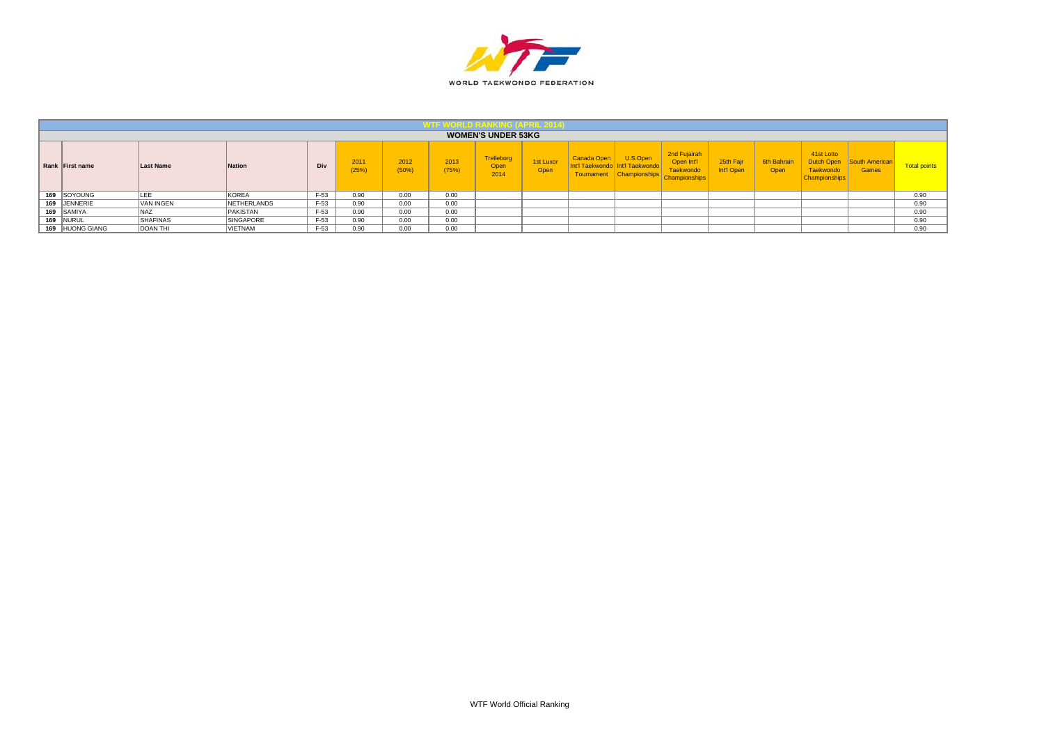WORLD TAEKWONDO FEDERATION

| WTF WORLD RANKING (APRIL 2014) | | | | | | | | | | | | | | | | | |
|---|---|---|---|---|---|---|---|---|---|---|---|---|---|---|---|---|---|
| WOMEN'S UNDER 53KG | | | | | | | | | | | | | | | | | |
| Rank | First name | Last Name | Nation | Div | 2011 (25%) | 2012 (50%) | 2013 (75%) | Trelleborg Open 2014 | 1st Luxor Open | Canada Open Int'l Taekwondo Tournament | U.S.Open Int'l Taekwondo Championships | 2nd Fujairah Open Int'l Taekwondo Championships | 25th Fajr Int'l Open | 6th Bahrain Open | 41st Lotto Dutch Open Taekwondo Championships | South American Games | Total points |
| 169 | SOYOUNG | LEE | KOREA | F-53 | 0.90 | 0.00 | 0.00 | | | | | | | | | | 0.90 |
| 169 | JENNERIE | VAN INGEN | NETHERLANDS | F-53 | 0.90 | 0.00 | 0.00 | | | | | | | | | | 0.90 |
| 169 | SAMIYA | NAZ | PAKISTAN | F-53 | 0.90 | 0.00 | 0.00 | | | | | | | | | | 0.90 |
| 169 | NURUL | SHAFINAS | SINGAPORE | F-53 | 0.90 | 0.00 | 0.00 | | | | | | | | | | 0.90 |
| 169 | HUONG GIANG | DOAN THI | VIETNAM | F-53 | 0.90 | 0.00 | 0.00 | | | | | | | | | | 0.90 |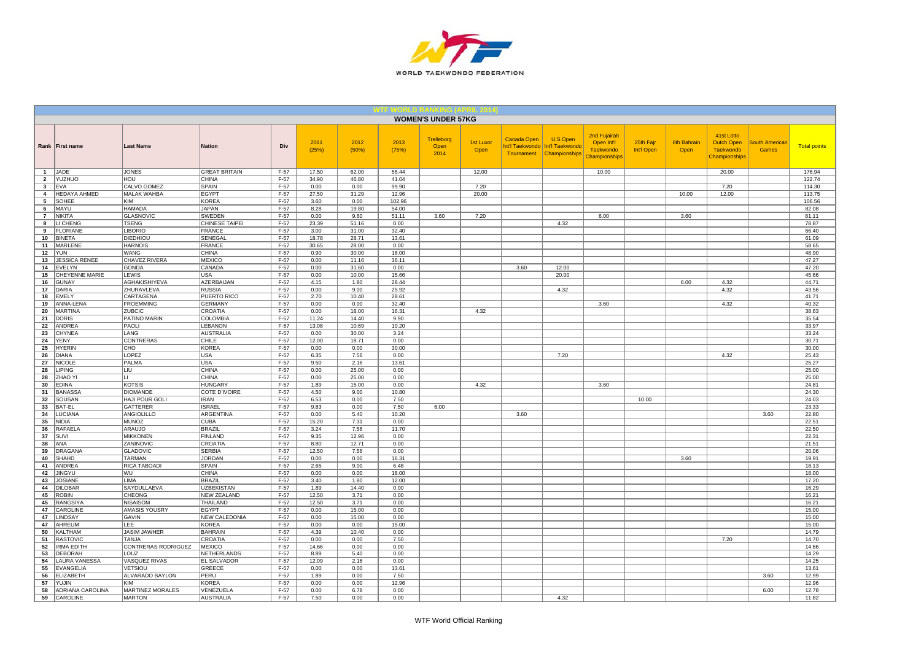WORLD TAEKWONDO FEDERATION

## WTF WORLD RANKING (APRIL 2014)

### WOMEN'S UNDER 57KG

| Rank | First name | Last Name | Nation | Div | 2011 (25%) | 2012 (50%) | 2013 (75%) | Trelleborg Open 2014 | 1st Luxor Open | Canada Open Int'l Taekwondo Tournament | U.S.Open Int'l Taekwondo Championships | 2nd Fujairah Open Int'l Taekwondo Championships | 25th Fajr Int'l Open | 6th Bahrain Open | 41st Lotto Dutch Open Taekwondo Championships | South American Games | Total points |
|---|---|---|---|---|---|---|---|---|---|---|---|---|---|---|---|---|---|
| 1 | JADE | JONES | GREAT BRITAIN | F-57 | 17.50 | 62.00 | 55.44 | | 12.00 | | | 10.00 | | | 20.00 | | 176.94 |
| 2 | YUZHUO | HOU | CHINA | F-57 | 34.90 | 46.80 | 41.04 | | | | | | | | | | 122.74 |
| 3 | EVA | CALVO GOMEZ | SPAIN | F-57 | 0.00 | 0.00 | 99.90 | | 7.20 | | | | | | 7.20 | | 114.30 |
| 4 | HEDAYA AHMED | MALAK WAHBA | EGYPT | F-57 | 27.50 | 31.29 | 12.96 | | 20.00 | | | | | 10.00 | 12.00 | | 113.75 |
| 5 | SOHEE | KIM | KOREA | F-57 | 3.60 | 0.00 | 102.96 | | | | | | | | | | 106.56 |
| 6 | MAYU | HAMADA | JAPAN | F-57 | 8.28 | 19.80 | 54.00 | | | | | | | | | | 82.08 |
| 7 | NIKITA | GLASNOVIC | SWEDEN | F-57 | 0.00 | 9.60 | 51.11 | 3.60 | 7.20 | | | 6.00 | | 3.60 | | | 81.11 |
| 8 | LI CHENG | TSENG | CHINESE TAIPEI | F-57 | 23.39 | 51.16 | 0.00 | | | | 4.32 | | | | | | 78.87 |
| 9 | FLORIANE | LIBORIO | FRANCE | F-57 | 3.00 | 31.00 | 32.40 | | | | | | | | | | 66.40 |
| 10 | BINETA | DIEDHIOU | SENEGAL | F-57 | 18.78 | 28.71 | 13.61 | | | | | | | | | | 61.09 |
| 11 | MARLENE | HARNOIS | FRANCE | F-57 | 30.65 | 28.00 | 0.00 | | | | | | | | | | 58.65 |
| 12 | YUN | WANG | CHINA | F-57 | 0.90 | 30.00 | 18.00 | | | | | | | | | | 48.90 |
| 13 | JESSICA RENEE | CHAVEZ RIVERA | MEXICO | F-57 | 0.00 | 11.16 | 36.11 | | | | | | | | | | 47.27 |
| 14 | EVELYN | GONDA | CANADA | F-57 | 0.00 | 31.60 | 0.00 | | | 3.60 | 12.00 | | | | | | 47.20 |
| 15 | CHEYENNE MARIE | LEWIS | USA | F-57 | 0.00 | 10.00 | 15.66 | | | | 20.00 | | | | | | 45.66 |
| 16 | GUNAY | AGHAKISHIYEVA | AZERBAIJAN | F-57 | 4.15 | 1.80 | 28.44 | | | | | | | 6.00 | 4.32 | | 44.71 |
| 17 | DARIA | ZHURAVLEVA | RUSSIA | F-57 | 0.00 | 9.00 | 25.92 | | | | 4.32 | | | | 4.32 | | 43.56 |
| 18 | EMELY | CARTAGENA | PUERTO RICO | F-57 | 2.70 | 10.40 | 28.61 | | | | | | | | | | 41.71 |
| 19 | ANNA-LENA | FROEMMING | GERMANY | F-57 | 0.00 | 0.00 | 32.40 | | | | | 3.60 | | | 4.32 | | 40.32 |
| 20 | MARTINA | ZUBCIC | CROATIA | F-57 | 0.00 | 18.00 | 16.31 | | 4.32 | | | | | | | | 38.63 |
| 21 | DORIS | PATINO MARIN | COLOMBIA | F-57 | 11.24 | 14.40 | 9.90 | | | | | | | | | | 35.54 |
| 22 | ANDREA | PAOLI | LEBANON | F-57 | 13.08 | 10.69 | 10.20 | | | | | | | | | | 33.97 |
| 23 | CHYNEA | LANG | AUSTRALIA | F-57 | 0.00 | 30.00 | 3.24 | | | | | | | | | | 33.24 |
| 24 | YENY | CONTRERAS | CHILE | F-57 | 12.00 | 18.71 | 0.00 | | | | | | | | | | 30.71 |
| 25 | HYERIN | CHO | KOREA | F-57 | 0.00 | 0.00 | 30.00 | | | | | | | | | | 30.00 |
| 26 | DIANA | LOPEZ | USA | F-57 | 6.35 | 7.56 | 0.00 | | | | 7.20 | | | | 4.32 | | 25.43 |
| 27 | NICOLE | PALMA | USA | F-57 | 9.50 | 2.16 | 13.61 | | | | | | | | | | 25.27 |
| 28 | LIPING | LIU | CHINA | F-57 | 0.00 | 25.00 | 0.00 | | | | | | | | | | 25.00 |
| 28 | ZHAO YI | LI | CHINA | F-57 | 0.00 | 25.00 | 0.00 | | | | | | | | | | 25.00 |
| 30 | EDINA | KOTSIS | HUNGARY | F-57 | 1.89 | 15.00 | 0.00 | | 4.32 | | | 3.60 | | | | | 24.81 |
| 31 | BANASSA | DIOMANDE | COTE D'IVOIRE | F-57 | 4.50 | 9.00 | 10.80 | | | | | | | | | | 24.30 |
| 32 | SOUSAN | HAJI POUR GOLI | IRAN | F-57 | 6.53 | 0.00 | 7.50 | | | | | | 10.00 | | | | 24.03 |
| 33 | BAT-EL | GATTERER | ISRAEL | F-57 | 9.83 | 0.00 | 7.50 | 6.00 | | | | | | | | | 23.33 |
| 34 | LUCIANA | ANGIOLILLO | ARGENTINA | F-57 | 0.00 | 5.40 | 10.20 | | | 3.60 | | | | | | 3.60 | 22.80 |
| 35 | NIDIA | MUNOZ | CUBA | F-57 | 15.20 | 7.31 | 0.00 | | | | | | | | | | 22.51 |
| 36 | RAFAELA | ARAUJO | BRAZIL | F-57 | 3.24 | 7.56 | 11.70 | | | | | | | | | | 22.50 |
| 37 | SUVI | MIKKONEN | FINLAND | F-57 | 9.35 | 12.96 | 0.00 | | | | | | | | | | 22.31 |
| 38 | ANA | ZANINOVIC | CROATIA | F-57 | 8.80 | 12.71 | 0.00 | | | | | | | | | | 21.51 |
| 39 | DRAGANA | GLADOVIC | SERBIA | F-57 | 12.50 | 7.56 | 0.00 | | | | | | | | | | 20.06 |
| 40 | SHAHD | TARMAN | JORDAN | F-57 | 0.00 | 0.00 | 16.31 | | | | | | | 3.60 | | | 19.91 |
| 41 | ANDREA | RICA TABOADI | SPAIN | F-57 | 2.65 | 9.00 | 6.48 | | | | | | | | | | 18.13 |
| 42 | JINGYU | WU | CHINA | F-57 | 0.00 | 0.00 | 18.00 | | | | | | | | | | 18.00 |
| 43 | JOSIANE | LIMA | BRAZIL | F-57 | 3.40 | 1.80 | 12.00 | | | | | | | | | | 17.20 |
| 44 | DILOBAR | SAYDULLAEVA | UZBEKISTAN | F-57 | 1.89 | 14.40 | 0.00 | | | | | | | | | | 16.29 |
| 45 | ROBIN | CHEONG | NEW ZEALAND | F-57 | 12.50 | 3.71 | 0.00 | | | | | | | | | | 16.21 |
| 45 | RANGSIYA | NISAISOM | THAILAND | F-57 | 12.50 | 3.71 | 0.00 | | | | | | | | | | 16.21 |
| 47 | CAROLINE | AMASIS YOUSRY | EGYPT | F-57 | 0.00 | 15.00 | 0.00 | | | | | | | | | | 15.00 |
| 47 | LINDSAY | GAVIN | NEW CALEDONIA | F-57 | 0.00 | 15.00 | 0.00 | | | | | | | | | | 15.00 |
| 47 | AHREUM | LEE | KOREA | F-57 | 0.00 | 0.00 | 15.00 | | | | | | | | | | 15.00 |
| 50 | KALTHAM | JASIM JAWHER | BAHRAIN | F-57 | 4.39 | 10.40 | 0.00 | | | | | | | | | | 14.79 |
| 51 | RASTOVIC | TANJA | CROATIA | F-57 | 0.00 | 0.00 | 7.50 | | | | | | | | 7.20 | | 14.70 |
| 52 | IRMA EDITH | CONTRERAS RODRIGUEZ | MEXICO | F-57 | 14.66 | 0.00 | 0.00 | | | | | | | | | | 14.66 |
| 53 | DEBORAH | LOUZ | NETHERLANDS | F-57 | 8.89 | 5.40 | 0.00 | | | | | | | | | | 14.29 |
| 54 | LAURA VANESSA | VASQUEZ RIVAS | EL SALVADOR | F-57 | 12.09 | 2.16 | 0.00 | | | | | | | | | | 14.25 |
| 55 | EVANGELIA | VETSIOU | GREECE | F-57 | 0.00 | 0.00 | 13.61 | | | | | | | | | | 13.61 |
| 56 | ELIZABETH | ALVARADO BAYLON | PERU | F-57 | 1.89 | 0.00 | 7.50 | | | | | | | | | 3.60 | 12.99 |
| 57 | YUJIN | KIM | KOREA | F-57 | 0.00 | 0.00 | 12.96 | | | | | | | | | | 12.96 |
| 58 | ADRIANA CAROLINA | MARTINEZ MORALES | VENEZUELA | F-57 | 0.00 | 6.78 | 0.00 | | | | | | | | | 6.00 | 12.78 |
| 59 | CAROLINE | MARTON | AUSTRALIA | F-57 | 7.50 | 0.00 | 0.00 | | | | 4.32 | | | | | | 11.82 |

WTF World Official Ranking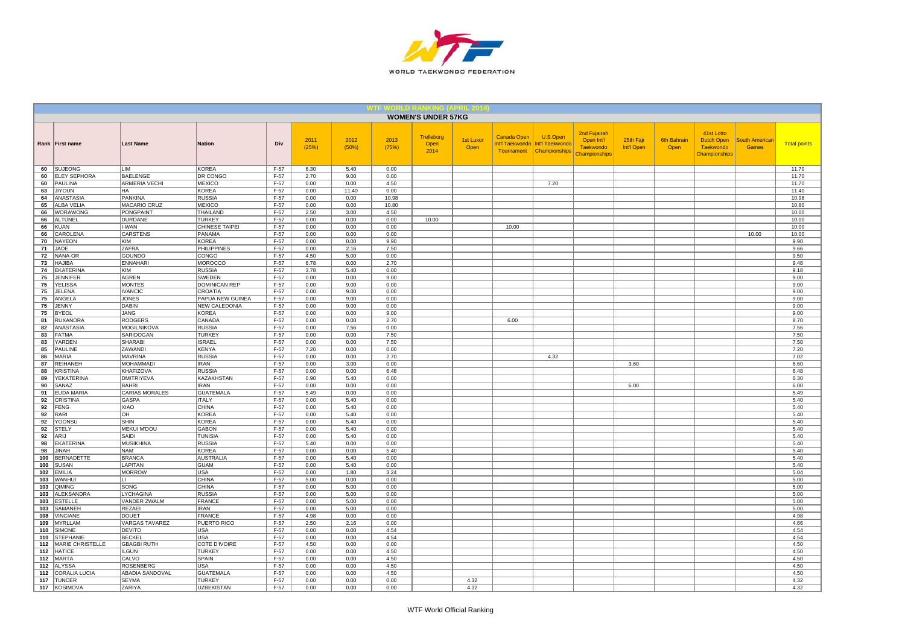## WTF WORLD RANKING (APRIL 2014)

### WOMEN'S UNDER 57KG

| Rank | First name | Last Name | Nation | Div | 2011 (25%) | 2012 (50%) | 2013 (75%) | Trelleborg Open 2014 | 1st Luxor Open | Canada Open Int'l Taekwondo Tournament | U.S.Open Int'l Taekwondo Championships | 2nd Fujairah Open Int'l Taekwondo Championships | 25th Fajr Int'l Open | 6th Bahrain Open | 41st Lotto Dutch Open Taekwondo Championships | South American Games | Total points |
|---|---|---|---|---|---|---|---|---|---|---|---|---|---|---|---|---|---|
| 60 | SUJEONG | LIM | KOREA | F-57 | 6.30 | 5.40 | 0.00 | | | | | | | | | | 11.70 |
| 60 | ELEY SEPHORA | BAELENGE | DR CONGO | F-57 | 2.70 | 9.00 | 0.00 | | | | | | | | | | 11.70 |
| 60 | PAULINA | ARMERIA VECHI | MEXICO | F-57 | 0.00 | 0.00 | 4.50 | | | | 7.20 | | | | | | 11.70 |
| 63 | JIYOUN | HA | KOREA | F-57 | 0.00 | 11.40 | 0.00 | | | | | | | | | | 11.40 |
| 64 | ANASTASIA | PANKINA | RUSSIA | F-57 | 0.00 | 0.00 | 10.98 | | | | | | | | | | 10.98 |
| 65 | ALBA VELIA | MACARIO CRUZ | MEXICO | F-57 | 0.00 | 0.00 | 10.80 | | | | | | | | | | 10.80 |
| 66 | WORAWONG | PONGPAINT | THAILAND | F-57 | 2.50 | 3.00 | 4.50 | | | | | | | | | | 10.00 |
| 66 | ALTUNEL | DURDANE | TURKEY | F-57 | 0.00 | 0.00 | 0.00 | 10.00 | | | | | | | | | 10.00 |
| 66 | KUAN | I-WAN | CHINESE TAIPEI | F-57 | 0.00 | 0.00 | 0.00 | | | 10.00 | | | | | | | 10.00 |
| 66 | CAROLENA | CARSTENS | PANAMA | F-57 | 0.00 | 0.00 | 0.00 | | | | | | | | | 10.00 | 10.00 |
| 70 | NAYEON | KIM | KOREA | F-57 | 0.00 | 0.00 | 9.90 | | | | | | | | | | 9.90 |
| 71 | JADE | ZAFRA | PHILIPPINES | F-57 | 0.00 | 2.16 | 7.50 | | | | | | | | | | 9.66 |
| 72 | NANA-OR | GOUNDO | CONGO | F-57 | 4.50 | 5.00 | 0.00 | | | | | | | | | | 9.50 |
| 73 | HAJIBA | ENNAHARI | MOROCCO | F-57 | 6.78 | 0.00 | 2.70 | | | | | | | | | | 9.48 |
| 74 | EKATERINA | KIM | RUSSIA | F-57 | 3.78 | 5.40 | 0.00 | | | | | | | | | | 9.18 |
| 75 | JENNIFER | AGREN | SWEDEN | F-57 | 0.00 | 0.00 | 9.00 | | | | | | | | | | 9.00 |
| 75 | YELISSA | MONTES | DOMINICAN REP | F-57 | 0.00 | 9.00 | 0.00 | | | | | | | | | | 9.00 |
| 75 | JELENA | IVANCIC | CROATIA | F-57 | 0.00 | 9.00 | 0.00 | | | | | | | | | | 9.00 |
| 75 | ANGELA | JONES | PAPUA NEW GUINEA | F-57 | 0.00 | 9.00 | 0.00 | | | | | | | | | | 9.00 |
| 75 | JENNY | DABIN | NEW CALEDONIA | F-57 | 0.00 | 9.00 | 0.00 | | | | | | | | | | 9.00 |
| 75 | BYEOL | JANG | KOREA | F-57 | 0.00 | 0.00 | 9.00 | | | | | | | | | | 9.00 |
| 81 | RUXANDRA | RODGERS | CANADA | F-57 | 0.00 | 0.00 | 2.70 | | | 6.00 | | | | | | | 8.70 |
| 82 | ANASTASIA | MOGILNIKOVA | RUSSIA | F-57 | 0.00 | 7.56 | 0.00 | | | | | | | | | | 7.56 |
| 83 | FATMA | SARIDOGAN | TURKEY | F-57 | 0.00 | 0.00 | 7.50 | | | | | | | | | | 7.50 |
| 83 | YARDEN | SHARABI | ISRAEL | F-57 | 0.00 | 0.00 | 7.50 | | | | | | | | | | 7.50 |
| 85 | PAULINE | ZAWANDI | KENYA | F-57 | 7.20 | 0.00 | 0.00 | | | | | | | | | | 7.20 |
| 86 | MARIA | MAVRINA | RUSSIA | F-57 | 0.00 | 0.00 | 2.70 | | | | 4.32 | | | | | | 7.02 |
| 87 | REIHANEH | MOHAMMADI | IRAN | F-57 | 0.00 | 3.00 | 0.00 | | | | | | 3.60 | | | | 6.60 |
| 88 | KRISTINA | KHAFIZOVA | RUSSIA | F-57 | 0.00 | 0.00 | 6.48 | | | | | | | | | | 6.48 |
| 89 | YEKATERINA | DMITRIYEVA | KAZAKHSTAN | F-57 | 0.90 | 5.40 | 0.00 | | | | | | | | | | 6.30 |
| 90 | SANAZ | BAHRI | IRAN | F-57 | 0.00 | 0.00 | 0.00 | | | | | | 6.00 | | | | 6.00 |
| 91 | EUDA MARIA | CARIAS MORALES | GUATEMALA | F-57 | 5.49 | 0.00 | 0.00 | | | | | | | | | | 5.49 |
| 92 | CRISTINA | GASPA | ITALY | F-57 | 0.00 | 5.40 | 0.00 | | | | | | | | | | 5.40 |
| 92 | FENG | XIAO | CHINA | F-57 | 0.00 | 5.40 | 0.00 | | | | | | | | | | 5.40 |
| 92 | RARI | OH | KOREA | F-57 | 0.00 | 5.40 | 0.00 | | | | | | | | | | 5.40 |
| 92 | YOONSU | SHIN | KOREA | F-57 | 0.00 | 5.40 | 0.00 | | | | | | | | | | 5.40 |
| 92 | STELY | MEKUI M'DOU | GABON | F-57 | 0.00 | 5.40 | 0.00 | | | | | | | | | | 5.40 |
| 92 | ARIJ | SAIDI | TUNISIA | F-57 | 0.00 | 5.40 | 0.00 | | | | | | | | | | 5.40 |
| 98 | EKATERINA | MUSIKHINA | RUSSIA | F-57 | 5.40 | 0.00 | 0.00 | | | | | | | | | | 5.40 |
| 98 | JINAH | NAM | KOREA | F-57 | 0.00 | 0.00 | 5.40 | | | | | | | | | | 5.40 |
| 100 | BERNADETTE | BRANCA | AUSTRALIA | F-57 | 0.00 | 5.40 | 0.00 | | | | | | | | | | 5.40 |
| 100 | SUSAN | LAPITAN | GUAM | F-57 | 0.00 | 5.40 | 0.00 | | | | | | | | | | 5.40 |
| 102 | EMILIA | MORROW | USA | F-57 | 0.00 | 1.80 | 3.24 | | | | | | | | | | 5.04 |
| 103 | WANHUI | LI | CHINA | F-57 | 5.00 | 0.00 | 0.00 | | | | | | | | | | 5.00 |
| 103 | QIMING | SONG | CHINA | F-57 | 0.00 | 5.00 | 0.00 | | | | | | | | | | 5.00 |
| 103 | ALEKSANDRA | LYCHAGINA | RUSSIA | F-57 | 0.00 | 5.00 | 0.00 | | | | | | | | | | 5.00 |
| 103 | ESTELLE | VANDER ZWALM | FRANCE | F-57 | 0.00 | 5.00 | 0.00 | | | | | | | | | | 5.00 |
| 103 | SAMANEH | REZAEI | IRAN | F-57 | 0.00 | 5.00 | 0.00 | | | | | | | | | | 5.00 |
| 108 | VINCIANE | DOUET | FRANCE | F-57 | 4.98 | 0.00 | 0.00 | | | | | | | | | | 4.98 |
| 109 | MYRLLAM | VARGAS TAVAREZ | PUERTO RICO | F-57 | 2.50 | 2.16 | 0.00 | | | | | | | | | | 4.66 |
| 110 | SIMONE | DEVITO | USA | F-57 | 0.00 | 0.00 | 4.54 | | | | | | | | | | 4.54 |
| 110 | STEPHANIE | BECKEL | USA | F-57 | 0.00 | 0.00 | 4.54 | | | | | | | | | | 4.54 |
| 112 | MARIE CHRISTELLE | GBAGBI RUTH | COTE D'IVOIRE | F-57 | 4.50 | 0.00 | 0.00 | | | | | | | | | | 4.50 |
| 112 | HATICE | ILGUN | TURKEY | F-57 | 0.00 | 0.00 | 4.50 | | | | | | | | | | 4.50 |
| 112 | MARTA | CALVO | SPAIN | F-57 | 0.00 | 0.00 | 4.50 | | | | | | | | | | 4.50 |
| 112 | ALYSSA | ROSENBERG | USA | F-57 | 0.00 | 0.00 | 4.50 | | | | | | | | | | 4.50 |
| 112 | CORALIA LUCIA | ABADIA SANDOVAL | GUATEMALA | F-57 | 0.00 | 0.00 | 4.50 | | | | | | | | | | 4.50 |
| 117 | TUNCER | SEYMA | TURKEY | F-57 | 0.00 | 0.00 | 0.00 | | 4.32 | | | | | | | | 4.32 |
| 117 | KOSIMOVA | ZARIYA | UZBEKISTAN | F-57 | 0.00 | 0.00 | 0.00 | | 4.32 | | | | | | | | 4.32 |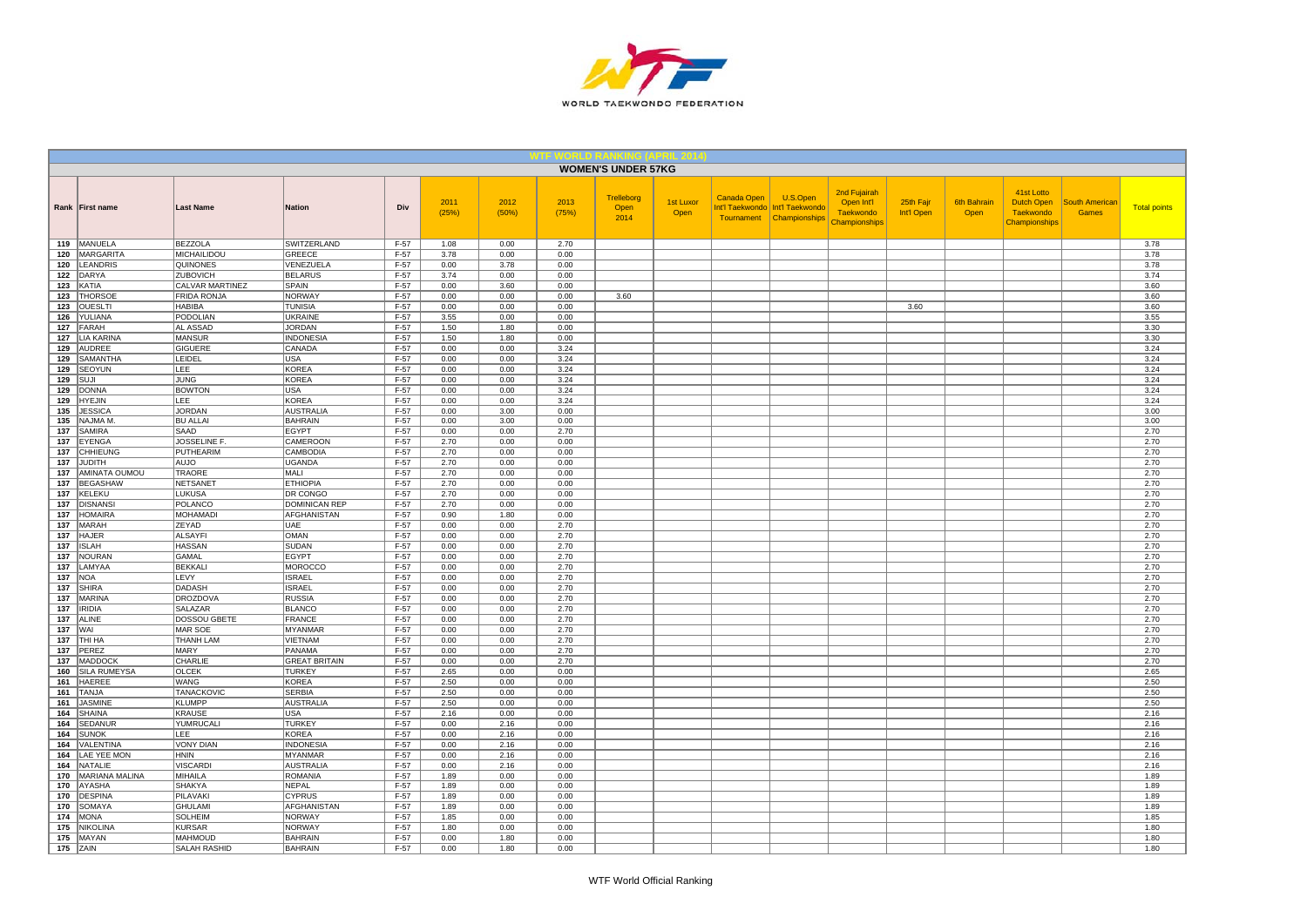# WTF WORLD RANKING (APRIL 2014)

## WOMEN'S UNDER 57KG

| Rank | First name | Last Name | Nation | Div | 2011 (25%) | 2012 (50%) | 2013 (75%) | Trelleborg Open 2014 | 1st Luxor Open | Canada Open Int'l Taekwondo Tournament | U.S.Open Int'l Taekwondo Championships | 2nd Fujairah Open Int'l Taekwondo Championships | 25th Fajr Int'l Open | 6th Bahrain Open | 41st Lotto Dutch Open Taekwondo Championships | South American Games | Total points |
|---|---|---|---|---|---|---|---|---|---|---|---|---|---|---|---|---|---|
| 119 | MANUELA | BEZZOLA | SWITZERLAND | F-57 | 1.08 | 0.00 | 2.70 | | | | | | | | | | 3.78 |
| 120 | MARGARITA | MICHAILIDOU | GREECE | F-57 | 3.78 | 0.00 | 0.00 | | | | | | | | | | 3.78 |
| 120 | LEANDRIS | QUINONES | VENEZUELA | F-57 | 0.00 | 3.78 | 0.00 | | | | | | | | | | 3.78 |
| 122 | DARYA | ZUBOVICH | BELARUS | F-57 | 3.74 | 0.00 | 0.00 | | | | | | | | | | 3.74 |
| 123 | KATIA | CALVAR MARTINEZ | SPAIN | F-57 | 0.00 | 3.60 | 0.00 | | | | | | | | | | 3.60 |
| 123 | THORSOE | FRIDA RONJA | NORWAY | F-57 | 0.00 | 0.00 | 0.00 | 3.60 | | | | | | | | | 3.60 |
| 123 | OUESLTI | HABIBA | TUNISIA | F-57 | 0.00 | 0.00 | 0.00 | | | | | | 3.60 | | | | 3.60 |
| 126 | YULIANA | PODOLIAN | UKRAINE | F-57 | 3.55 | 0.00 | 0.00 | | | | | | | | | | 3.55 |
| 127 | FARAH | AL ASSAD | JORDAN | F-57 | 1.50 | 1.80 | 0.00 | | | | | | | | | | 3.30 |
| 127 | LIA KARINA | MANSUR | INDONESIA | F-57 | 1.50 | 1.80 | 0.00 | | | | | | | | | | 3.30 |
| 129 | AUDREE | GIGUERE | CANADA | F-57 | 0.00 | 0.00 | 3.24 | | | | | | | | | | 3.24 |
| 129 | SAMANTHA | LEIDEL | USA | F-57 | 0.00 | 0.00 | 3.24 | | | | | | | | | | 3.24 |
| 129 | SEOYUN | LEE | KOREA | F-57 | 0.00 | 0.00 | 3.24 | | | | | | | | | | 3.24 |
| 129 | SUJI | JUNG | KOREA | F-57 | 0.00 | 0.00 | 3.24 | | | | | | | | | | 3.24 |
| 129 | DONNA | BOWTON | USA | F-57 | 0.00 | 0.00 | 3.24 | | | | | | | | | | 3.24 |
| 129 | HYEJIN | LEE | KOREA | F-57 | 0.00 | 0.00 | 3.24 | | | | | | | | | | 3.24 |
| 135 | JESSICA | JORDAN | AUSTRALIA | F-57 | 0.00 | 3.00 | 0.00 | | | | | | | | | | 3.00 |
| 135 | NAJMA M. | BU ALLAI | BAHRAIN | F-57 | 0.00 | 3.00 | 0.00 | | | | | | | | | | 3.00 |
| 137 | SAMIRA | SAAD | EGYPT | F-57 | 0.00 | 0.00 | 2.70 | | | | | | | | | | 2.70 |
| 137 | EYENGA | JOSSELINE F. | CAMEROON | F-57 | 2.70 | 0.00 | 0.00 | | | | | | | | | | 2.70 |
| 137 | CHHIEUNG | PUTHEARIM | CAMBODIA | F-57 | 2.70 | 0.00 | 0.00 | | | | | | | | | | 2.70 |
| 137 | JUDITH | AUJO | UGANDA | F-57 | 2.70 | 0.00 | 0.00 | | | | | | | | | | 2.70 |
| 137 | AMINATA OUMOU | TRAORE | MALI | F-57 | 2.70 | 0.00 | 0.00 | | | | | | | | | | 2.70 |
| 137 | BEGASHAW | NETSANET | ETHIOPIA | F-57 | 2.70 | 0.00 | 0.00 | | | | | | | | | | 2.70 |
| 137 | KELEKU | LUKUSA | DR CONGO | F-57 | 2.70 | 0.00 | 0.00 | | | | | | | | | | 2.70 |
| 137 | DISNANSI | POLANCO | DOMINICAN REP | F-57 | 2.70 | 0.00 | 0.00 | | | | | | | | | | 2.70 |
| 137 | HOMAIRA | MOHAMADI | AFGHANISTAN | F-57 | 0.90 | 1.80 | 0.00 | | | | | | | | | | 2.70 |
| 137 | MARAH | ZEYAD | UAE | F-57 | 0.00 | 0.00 | 2.70 | | | | | | | | | | 2.70 |
| 137 | HAJER | ALSAYFI | OMAN | F-57 | 0.00 | 0.00 | 2.70 | | | | | | | | | | 2.70 |
| 137 | ISLAH | HASSAN | SUDAN | F-57 | 0.00 | 0.00 | 2.70 | | | | | | | | | | 2.70 |
| 137 | NOURAN | GAMAL | EGYPT | F-57 | 0.00 | 0.00 | 2.70 | | | | | | | | | | 2.70 |
| 137 | LAMYAA | BEKKALI | MOROCCO | F-57 | 0.00 | 0.00 | 2.70 | | | | | | | | | | 2.70 |
| 137 | NOA | LEVY | ISRAEL | F-57 | 0.00 | 0.00 | 2.70 | | | | | | | | | | 2.70 |
| 137 | SHIRA | DADASH | ISRAEL | F-57 | 0.00 | 0.00 | 2.70 | | | | | | | | | | 2.70 |
| 137 | MARINA | DROZDOVA | RUSSIA | F-57 | 0.00 | 0.00 | 2.70 | | | | | | | | | | 2.70 |
| 137 | IRIDIA | SALAZAR | BLANCO | F-57 | 0.00 | 0.00 | 2.70 | | | | | | | | | | 2.70 |
| 137 | ALINE | DOSSOU GBETE | FRANCE | F-57 | 0.00 | 0.00 | 2.70 | | | | | | | | | | 2.70 |
| 137 | WAI | MAR SOE | MYANMAR | F-57 | 0.00 | 0.00 | 2.70 | | | | | | | | | | 2.70 |
| 137 | THI HA | THANH LAM | VIETNAM | F-57 | 0.00 | 0.00 | 2.70 | | | | | | | | | | 2.70 |
| 137 | PEREZ | MARY | PANAMA | F-57 | 0.00 | 0.00 | 2.70 | | | | | | | | | | 2.70 |
| 137 | MADDOCK | CHARLIE | GREAT BRITAIN | F-57 | 0.00 | 0.00 | 2.70 | | | | | | | | | | 2.70 |
| 160 | SILA RUMEYSA | OLCEK | TURKEY | F-57 | 2.65 | 0.00 | 0.00 | | | | | | | | | | 2.65 |
| 161 | HAEREE | WANG | KOREA | F-57 | 2.50 | 0.00 | 0.00 | | | | | | | | | | 2.50 |
| 161 | TANJA | TANACKOVIC | SERBIA | F-57 | 2.50 | 0.00 | 0.00 | | | | | | | | | | 2.50 |
| 161 | JASMINE | KLUMPP | AUSTRALIA | F-57 | 2.50 | 0.00 | 0.00 | | | | | | | | | | 2.50 |
| 164 | SHAINA | KRAUSE | USA | F-57 | 2.16 | 0.00 | 0.00 | | | | | | | | | | 2.16 |
| 164 | SEDANUR | YUMRUCALI | TURKEY | F-57 | 0.00 | 2.16 | 0.00 | | | | | | | | | | 2.16 |
| 164 | SUNOK | LEE | KOREA | F-57 | 0.00 | 2.16 | 0.00 | | | | | | | | | | 2.16 |
| 164 | VALENTINA | VONY DIAN | INDONESIA | F-57 | 0.00 | 2.16 | 0.00 | | | | | | | | | | 2.16 |
| 164 | LAE YEE MON | HNIN | MYANMAR | F-57 | 0.00 | 2.16 | 0.00 | | | | | | | | | | 2.16 |
| 164 | NATALIE | VISCARDI | AUSTRALIA | F-57 | 0.00 | 2.16 | 0.00 | | | | | | | | | | 2.16 |
| 170 | MARIANA MALINA | MIHAILA | ROMANIA | F-57 | 1.89 | 0.00 | 0.00 | | | | | | | | | | 1.89 |
| 170 | AYASHA | SHAKYA | NEPAL | F-57 | 1.89 | 0.00 | 0.00 | | | | | | | | | | 1.89 |
| 170 | DESPINA | PILAVAKI | CYPRUS | F-57 | 1.89 | 0.00 | 0.00 | | | | | | | | | | 1.89 |
| 170 | SOMAYA | GHULAMI | AFGHANISTAN | F-57 | 1.89 | 0.00 | 0.00 | | | | | | | | | | 1.89 |
| 174 | MONA | SOLHEIM | NORWAY | F-57 | 1.85 | 0.00 | 0.00 | | | | | | | | | | 1.85 |
| 175 | NIKOLINA | KURSAR | NORWAY | F-57 | 1.80 | 0.00 | 0.00 | | | | | | | | | | 1.80 |
| 175 | MAYAN | MAHMOUD | BAHRAIN | F-57 | 0.00 | 1.80 | 0.00 | | | | | | | | | | 1.80 |
| 175 | ZAIN | SALAH RASHID | BAHRAIN | F-57 | 0.00 | 1.80 | 0.00 | | | | | | | | | | 1.80 |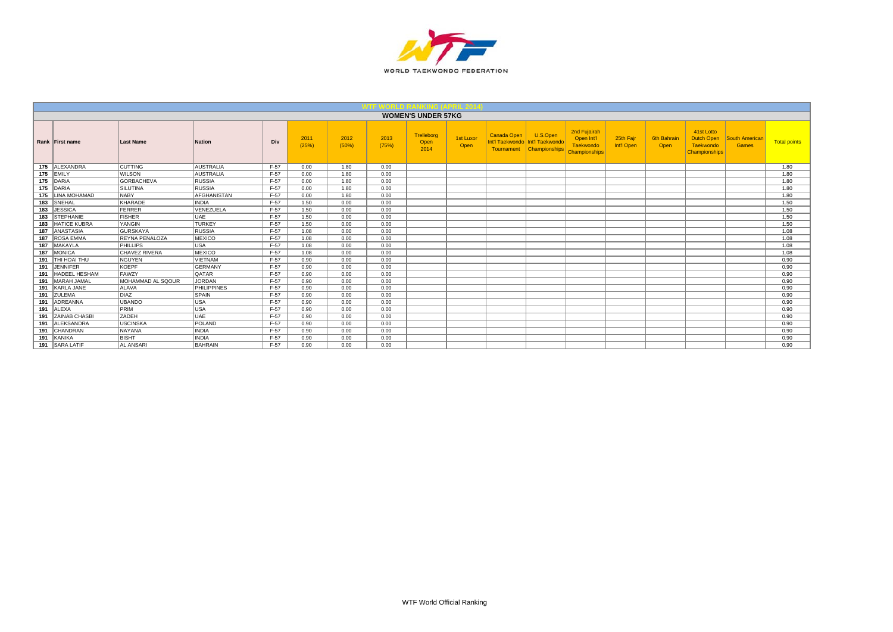WORLD TAEKWONDO FEDERATION

## WTF WORLD RANKING (APRIL 2014)

### WOMEN'S UNDER 57KG

| Rank | First name | Last Name | Nation | Div | 2011 (25%) | 2012 (50%) | 2013 (75%) | Trelleborg Open 2014 | 1st Luxor Open | Canada Open Int'l Taekwondo Tournament | U.S.Open Int'l Taekwondo Championships | 2nd Fujairah Open Int'l Taekwondo Championships | 25th Fajr Int'l Open | 6th Bahrain Open | 41st Lotto Dutch Open Taekwondo Championships | South American Games | Total points |
|---|---|---|---|---|---|---|---|---|---|---|---|---|---|---|---|---|---|
| 175 | ALEXANDRA | CUTTING | AUSTRALIA | F-57 | 0.00 | 1.80 | 0.00 | | | | | | | | | | 1.80 |
| 175 | EMILY | WILSON | AUSTRALIA | F-57 | 0.00 | 1.80 | 0.00 | | | | | | | | | | 1.80 |
| 175 | DARIA | GORBACHEVA | RUSSIA | F-57 | 0.00 | 1.80 | 0.00 | | | | | | | | | | 1.80 |
| 175 | DARIA | SILUTINA | RUSSIA | F-57 | 0.00 | 1.80 | 0.00 | | | | | | | | | | 1.80 |
| 175 | LINA MOHAMAD | NABY | AFGHANISTAN | F-57 | 0.00 | 1.80 | 0.00 | | | | | | | | | | 1.80 |
| 183 | SNEHAL | KHARADE | INDIA | F-57 | 1.50 | 0.00 | 0.00 | | | | | | | | | | 1.50 |
| 183 | JESSICA | FERRER | VENEZUELA | F-57 | 1.50 | 0.00 | 0.00 | | | | | | | | | | 1.50 |
| 183 | STEPHANIE | FISHER | UAE | F-57 | 1.50 | 0.00 | 0.00 | | | | | | | | | | 1.50 |
| 183 | HATICE KUBRA | YANGIN | TURKEY | F-57 | 1.50 | 0.00 | 0.00 | | | | | | | | | | 1.50 |
| 187 | ANASTASIA | GURSKAYA | RUSSIA | F-57 | 1.08 | 0.00 | 0.00 | | | | | | | | | | 1.08 |
| 187 | ROSA EMMA | REYNA PENALOZA | MEXICO | F-57 | 1.08 | 0.00 | 0.00 | | | | | | | | | | 1.08 |
| 187 | MAKAYLA | PHILLIPS | USA | F-57 | 1.08 | 0.00 | 0.00 | | | | | | | | | | 1.08 |
| 187 | MONICA | CHAVEZ RIVERA | MEXICO | F-57 | 1.08 | 0.00 | 0.00 | | | | | | | | | | 1.08 |
| 191 | THI HOAI THU | NGUYEN | VIETNAM | F-57 | 0.90 | 0.00 | 0.00 | | | | | | | | | | 0.90 |
| 191 | JENNIFER | KOEPF | GERMANY | F-57 | 0.90 | 0.00 | 0.00 | | | | | | | | | | 0.90 |
| 191 | HADEEL HESHAM | FAWZY | QATAR | F-57 | 0.90 | 0.00 | 0.00 | | | | | | | | | | 0.90 |
| 191 | MARAH JAMAL | MOHAMMAD AL SQOUR | JORDAN | F-57 | 0.90 | 0.00 | 0.00 | | | | | | | | | | 0.90 |
| 191 | KARLA JANE | ALAVA | PHILIPPINES | F-57 | 0.90 | 0.00 | 0.00 | | | | | | | | | | 0.90 |
| 191 | ZULEMA | DIAZ | SPAIN | F-57 | 0.90 | 0.00 | 0.00 | | | | | | | | | | 0.90 |
| 191 | ADREANNA | UBANDO | USA | F-57 | 0.90 | 0.00 | 0.00 | | | | | | | | | | 0.90 |
| 191 | ALEXA | PRIM | USA | F-57 | 0.90 | 0.00 | 0.00 | | | | | | | | | | 0.90 |
| 191 | ZAINAB CHASBI | ZADEH | UAE | F-57 | 0.90 | 0.00 | 0.00 | | | | | | | | | | 0.90 |
| 191 | ALEKSANDRA | USCINSKA | POLAND | F-57 | 0.90 | 0.00 | 0.00 | | | | | | | | | | 0.90 |
| 191 | CHANDRAN | NAYANA | INDIA | F-57 | 0.90 | 0.00 | 0.00 | | | | | | | | | | 0.90 |
| 191 | KANIKA | BISHT | INDIA | F-57 | 0.90 | 0.00 | 0.00 | | | | | | | | | | 0.90 |
| 191 | SARA LATIF | AL ANSARI | BAHRAIN | F-57 | 0.90 | 0.00 | 0.00 | | | | | | | | | | 0.90 |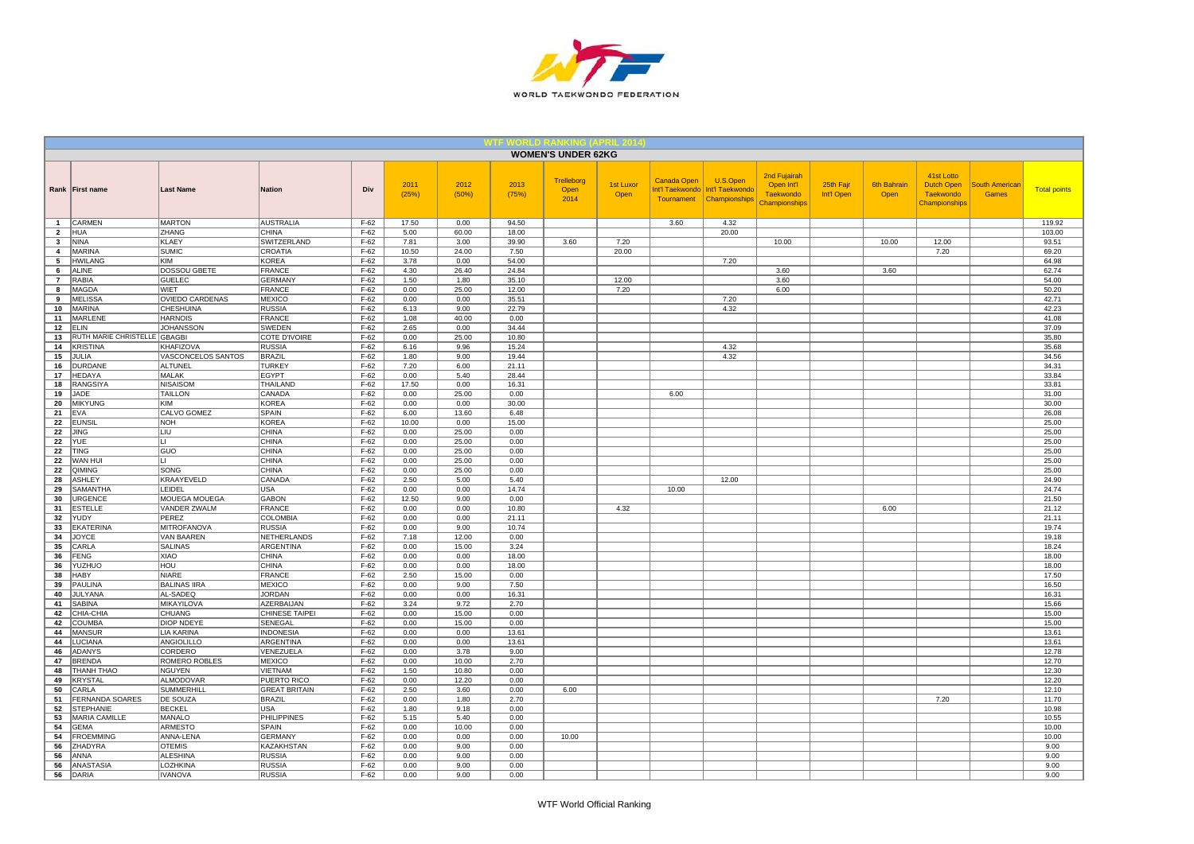# WTF WORLD RANKING (APRIL 2014)

## WOMEN'S UNDER 62KG

| Rank | First name | Last Name | Nation | Div | 2011 (25%) | 2012 (50%) | 2013 (75%) | Trelleborg Open 2014 | 1st Luxor Open | Canada Open Int'l Taekwondo Tournament | U.S.Open Int'l Taekwondo Championships | 2nd Fujairah Open Int'l Taekwondo Championships | 25th Fajr Int'l Open | 6th Bahrain Open | 41st Lotto Dutch Open Taekwondo Championships | South American Games | Total points |
|---|---|---|---|---|---|---|---|---|---|---|---|---|---|---|---|---|---|
| 1 | CARMEN | MARTON | AUSTRALIA | F-62 | 17.50 | 0.00 | 94.50 | | | 3.60 | 4.32 | | | | | | 119.92 |
| 2 | HUA | ZHANG | CHINA | F-62 | 5.00 | 60.00 | 18.00 | | | | 20.00 | | | | | | 103.00 |
| 3 | NINA | KLAEY | SWITZERLAND | F-62 | 7.81 | 3.00 | 39.90 | 3.60 | 7.20 | | | 10.00 | | 10.00 | 12.00 | | 93.51 |
| 4 | MARINA | SUMIC | CROATIA | F-62 | 10.50 | 24.00 | 7.50 | | 20.00 | | | | | | 7.20 | | 69.20 |
| 5 | HWILANG | KIM | KOREA | F-62 | 3.78 | 0.00 | 54.00 | | | | 7.20 | | | | | | 64.98 |
| 6 | ALINE | DOSSOU GBETE | FRANCE | F-62 | 4.30 | 26.40 | 24.84 | | | | | 3.60 | | 3.60 | | | 62.74 |
| 7 | RABIA | GUELEC | GERMANY | F-62 | 1.50 | 1.80 | 35.10 | | 12.00 | | | 3.60 | | | | | 54.00 |
| 8 | MAGDA | WIET | FRANCE | F-62 | 0.00 | 25.00 | 12.00 | | 7.20 | | | 6.00 | | | | | 50.20 |
| 9 | MELISSA | OVIEDO CARDENAS | MEXICO | F-62 | 0.00 | 0.00 | 35.51 | | | | 7.20 | | | | | | 42.71 |
| 10 | MARINA | CHESHUINA | RUSSIA | F-62 | 6.13 | 9.00 | 22.79 | | | | 4.32 | | | | | | 42.23 |
| 11 | MARLENE | HARNOIS | FRANCE | F-62 | 1.08 | 40.00 | 0.00 | | | | | | | | | | 41.08 |
| 12 | ELIN | JOHANSSON | SWEDEN | F-62 | 2.65 | 0.00 | 34.44 | | | | | | | | | | 37.09 |
| 13 | RUTH MARIE CHRISTELLE | GBAGBI | COTE D'IVOIRE | F-62 | 0.00 | 25.00 | 10.80 | | | | | | | | | | 35.80 |
| 14 | KRISTINA | KHAFIZOVA | RUSSIA | F-62 | 6.16 | 9.96 | 15.24 | | | | 4.32 | | | | | | 35.68 |
| 15 | JULIA | VASCONCELOS SANTOS | BRAZIL | F-62 | 1.80 | 9.00 | 19.44 | | | | 4.32 | | | | | | 34.56 |
| 16 | DURDANE | ALTUNEL | TURKEY | F-62 | 7.20 | 6.00 | 21.11 | | | | | | | | | | 34.31 |
| 17 | HEDAYA | MALAK | EGYPT | F-62 | 0.00 | 5.40 | 28.44 | | | | | | | | | | 33.84 |
| 18 | RANGSIYA | NISAISOM | THAILAND | F-62 | 17.50 | 0.00 | 16.31 | | | | | | | | | | 33.81 |
| 19 | JADE | TAILLON | CANADA | F-62 | 0.00 | 25.00 | 0.00 | | | 6.00 | | | | | | | 31.00 |
| 20 | MIKYUNG | KIM | KOREA | F-62 | 0.00 | 0.00 | 30.00 | | | | | | | | | | 30.00 |
| 21 | EVA | CALVO GOMEZ | SPAIN | F-62 | 6.00 | 13.60 | 6.48 | | | | | | | | | | 26.08 |
| 22 | EUNSIL | NOH | KOREA | F-62 | 10.00 | 0.00 | 15.00 | | | | | | | | | | 25.00 |
| 22 | JING | LIU | CHINA | F-62 | 0.00 | 25.00 | 0.00 | | | | | | | | | | 25.00 |
| 22 | YUE | LI | CHINA | F-62 | 0.00 | 25.00 | 0.00 | | | | | | | | | | 25.00 |
| 22 | TING | GUO | CHINA | F-62 | 0.00 | 25.00 | 0.00 | | | | | | | | | | 25.00 |
| 22 | WAN HUI | LI | CHINA | F-62 | 0.00 | 25.00 | 0.00 | | | | | | | | | | 25.00 |
| 22 | QIMING | SONG | CHINA | F-62 | 0.00 | 25.00 | 0.00 | | | | | | | | | | 25.00 |
| 28 | ASHLEY | KRAAYEVELD | CANADA | F-62 | 2.50 | 5.00 | 5.40 | | | | 12.00 | | | | | | 24.90 |
| 29 | SAMANTHA | LEIDEL | USA | F-62 | 0.00 | 0.00 | 14.74 | | | 10.00 | | | | | | | 24.74 |
| 30 | URGENCE | MOUEGA MOUEGA | GABON | F-62 | 12.50 | 9.00 | 0.00 | | | | | | | | | | 21.50 |
| 31 | ESTELLE | VANDER ZWALM | FRANCE | F-62 | 0.00 | 0.00 | 10.80 | | 4.32 | | | | | 6.00 | | | 21.12 |
| 32 | YUDY | PEREZ | COLOMBIA | F-62 | 0.00 | 0.00 | 21.11 | | | | | | | | | | 21.11 |
| 33 | EKATERINA | MITROFANOVA | RUSSIA | F-62 | 0.00 | 9.00 | 10.74 | | | | | | | | | | 19.74 |
| 34 | JOYCE | VAN BAAREN | NETHERLANDS | F-62 | 7.18 | 12.00 | 0.00 | | | | | | | | | | 19.18 |
| 35 | CARLA | SALINAS | ARGENTINA | F-62 | 0.00 | 15.00 | 3.24 | | | | | | | | | | 18.24 |
| 36 | FENG | XIAO | CHINA | F-62 | 0.00 | 0.00 | 18.00 | | | | | | | | | | 18.00 |
| 36 | YUZHUO | HOU | CHINA | F-62 | 0.00 | 0.00 | 18.00 | | | | | | | | | | 18.00 |
| 38 | HABY | NIARE | FRANCE | F-62 | 2.50 | 15.00 | 0.00 | | | | | | | | | | 17.50 |
| 39 | PAULINA | BALINAS IIRA | MEXICO | F-62 | 0.00 | 9.00 | 7.50 | | | | | | | | | | 16.50 |
| 40 | JULYANA | AL-SADEQ | JORDAN | F-62 | 0.00 | 0.00 | 16.31 | | | | | | | | | | 16.31 |
| 41 | SABINA | MIKAYILOVA | AZERBAIJAN | F-62 | 3.24 | 9.72 | 2.70 | | | | | | | | | | 15.66 |
| 42 | CHIA-CHIA | CHUANG | CHINESE TAIPEI | F-62 | 0.00 | 15.00 | 0.00 | | | | | | | | | | 15.00 |
| 42 | COUMBA | DIOP NDEYE | SENEGAL | F-62 | 0.00 | 15.00 | 0.00 | | | | | | | | | | 15.00 |
| 44 | MANSUR | LIA KARINA | INDONESIA | F-62 | 0.00 | 0.00 | 13.61 | | | | | | | | | | 13.61 |
| 44 | LUCIANA | ANGIOLILLO | ARGENTINA | F-62 | 0.00 | 0.00 | 13.61 | | | | | | | | | | 13.61 |
| 46 | ADANYS | CORDERO | VENEZUELA | F-62 | 0.00 | 3.78 | 9.00 | | | | | | | | | | 12.78 |
| 47 | BRENDA | ROMERO ROBLES | MEXICO | F-62 | 0.00 | 10.00 | 2.70 | | | | | | | | | | 12.70 |
| 48 | THANH THAO | NGUYEN | VIETNAM | F-62 | 1.50 | 10.80 | 0.00 | | | | | | | | | | 12.30 |
| 49 | KRYSTAL | ALMODOVAR | PUERTO RICO | F-62 | 0.00 | 12.20 | 0.00 | | | | | | | | | | 12.20 |
| 50 | CARLA | SUMMERHILL | GREAT BRITAIN | F-62 | 2.50 | 3.60 | 0.00 | 6.00 | | | | | | | | | 12.10 |
| 51 | FERNANDA SOARES | DE SOUZA | BRAZIL | F-62 | 0.00 | 1.80 | 2.70 | | | | | | | | 7.20 | | 11.70 |
| 52 | STEPHANIE | BECKEL | USA | F-62 | 1.80 | 9.18 | 0.00 | | | | | | | | | | 10.98 |
| 53 | MARIA CAMILLE | MANALO | PHILIPPINES | F-62 | 5.15 | 5.40 | 0.00 | | | | | | | | | | 10.55 |
| 54 | GEMA | ARMESTO | SPAIN | F-62 | 0.00 | 10.00 | 0.00 | | | | | | | | | | 10.00 |
| 54 | FROEMMING | ANNA-LENA | GERMANY | F-62 | 0.00 | 0.00 | 0.00 | 10.00 | | | | | | | | | 10.00 |
| 56 | ZHADYRA | OTEMIS | KAZAKHSTAN | F-62 | 0.00 | 9.00 | 0.00 | | | | | | | | | | 9.00 |
| 56 | ANNA | ALESHINA | RUSSIA | F-62 | 0.00 | 9.00 | 0.00 | | | | | | | | | | 9.00 |
| 56 | ANASTASIA | LOZHKINA | RUSSIA | F-62 | 0.00 | 9.00 | 0.00 | | | | | | | | | | 9.00 |
| 56 | DARIA | IVANOVA | RUSSIA | F-62 | 0.00 | 9.00 | 0.00 | | | | | | | | | | 9.00 |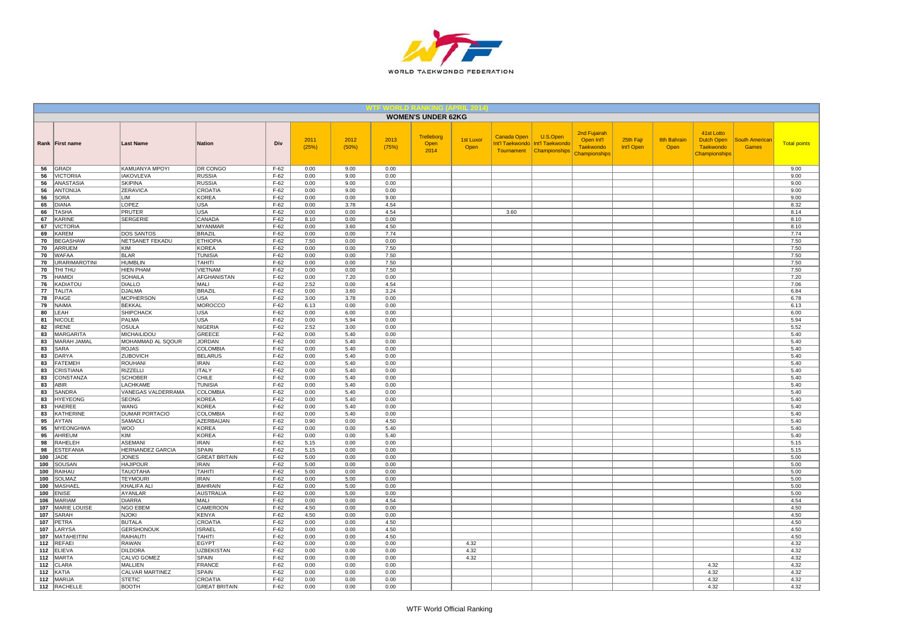# WTF WORLD RANKING (APRIL 2014)

## WOMEN'S UNDER 62KG

| Rank | First name | Last Name | Nation | Div | 2011 (25%) | 2012 (50%) | 2013 (75%) | Trelleborg Open 2014 | 1st Luxor Open | Canada Open Int'l Taekwondo Tournament | U.S.Open Int'l Taekwondo Championships | 2nd Fujairah Open Int'l Taekwondo Championships | 25th Fajr Int'l Open | 6th Bahrain Open | 41st Lotto Dutch Open Taekwondo Championships | South American Games | Total points |
|---|---|---|---|---|---|---|---|---|---|---|---|---|---|---|---|---|---|
| 56 | GRADI | KAMUANYA MPOYI | DR CONGO | F-62 | 0.00 | 9.00 | 0.00 | | | | | | | | | | 9.00 |
| 56 | VICTORIIA | IAKOVLEVA | RUSSIA | F-62 | 0.00 | 9.00 | 0.00 | | | | | | | | | | 9.00 |
| 56 | ANASTASIA | SKIPINA | RUSSIA | F-62 | 0.00 | 9.00 | 0.00 | | | | | | | | | | 9.00 |
| 56 | ANTONIJA | ZERAVICA | CROATIA | F-62 | 0.00 | 9.00 | 0.00 | | | | | | | | | | 9.00 |
| 56 | SORA | LIM | KOREA | F-62 | 0.00 | 0.00 | 9.00 | | | | | | | | | | 9.00 |
| 65 | DIANA | LOPEZ | USA | F-62 | 0.00 | 3.78 | 4.54 | | | | | | | | | | 8.32 |
| 66 | TASHA | PRUTER | USA | F-62 | 0.00 | 0.00 | 4.54 | | | 3.60 | | | | | | | 8.14 |
| 67 | KARINE | SERGERIE | CANADA | F-62 | 8.10 | 0.00 | 0.00 | | | | | | | | | | 8.10 |
| 67 | VICTORIA | | MYANMAR | F-62 | 0.00 | 3.60 | 4.50 | | | | | | | | | | 8.10 |
| 69 | KAREM | DOS SANTOS | BRAZIL | F-62 | 0.00 | 0.00 | 7.74 | | | | | | | | | | 7.74 |
| 70 | BEGASHAW | NETSANET FEKADU | ETHIOPIA | F-62 | 7.50 | 0.00 | 0.00 | | | | | | | | | | 7.50 |
| 70 | ARRUEM | KIM | KOREA | F-62 | 0.00 | 0.00 | 7.50 | | | | | | | | | | 7.50 |
| 70 | WAFAA | BLAR | TUNISIA | F-62 | 0.00 | 0.00 | 7.50 | | | | | | | | | | 7.50 |
| 70 | URARIMAROTINI | HUMBLIN | TAHITI | F-62 | 0.00 | 0.00 | 7.50 | | | | | | | | | | 7.50 |
| 70 | THI THU | HIEN PHAM | VIETNAM | F-62 | 0.00 | 0.00 | 7.50 | | | | | | | | | | 7.50 |
| 75 | HAMIDI | SOHAILA | AFGHANISTAN | F-62 | 0.00 | 7.20 | 0.00 | | | | | | | | | | 7.20 |
| 76 | KADIATOU | DIALLO | MALI | F-62 | 2.52 | 0.00 | 4.54 | | | | | | | | | | 7.06 |
| 77 | TALITA | DJALMA | BRAZIL | F-62 | 0.00 | 3.60 | 3.24 | | | | | | | | | | 6.84 |
| 78 | PAIGE | MCPHERSON | USA | F-62 | 3.00 | 3.78 | 0.00 | | | | | | | | | | 6.78 |
| 79 | NAIMA | BEKKAL | MOROCCO | F-62 | 6.13 | 0.00 | 0.00 | | | | | | | | | | 6.13 |
| 80 | LEAH | SHIPCHACK | USA | F-62 | 0.00 | 6.00 | 0.00 | | | | | | | | | | 6.00 |
| 81 | NICOLE | PALMA | USA | F-62 | 0.00 | 5.94 | 0.00 | | | | | | | | | | 5.94 |
| 82 | IRENE | OSULA | NIGERIA | F-62 | 2.52 | 3.00 | 0.00 | | | | | | | | | | 5.52 |
| 83 | MARGARITA | MICHAILIDOU | GREECE | F-62 | 0.00 | 5.40 | 0.00 | | | | | | | | | | 5.40 |
| 83 | MARAH JAMAL | MOHAMMAD AL SQOUR | JORDAN | F-62 | 0.00 | 5.40 | 0.00 | | | | | | | | | | 5.40 |
| 83 | SARA | ROJAS | COLOMBIA | F-62 | 0.00 | 5.40 | 0.00 | | | | | | | | | | 5.40 |
| 83 | DARYA | ZUBOVICH | BELARUS | F-62 | 0.00 | 5.40 | 0.00 | | | | | | | | | | 5.40 |
| 83 | FATEMEH | ROUHANI | IRAN | F-62 | 0.00 | 5.40 | 0.00 | | | | | | | | | | 5.40 |
| 83 | CRISTIANA | RIZZELLI | ITALY | F-62 | 0.00 | 5.40 | 0.00 | | | | | | | | | | 5.40 |
| 83 | CONSTANZA | SCHOBER | CHILE | F-62 | 0.00 | 5.40 | 0.00 | | | | | | | | | | 5.40 |
| 83 | ABIR | LACHKAME | TUNISIA | F-62 | 0.00 | 5.40 | 0.00 | | | | | | | | | | 5.40 |
| 83 | SANDRA | VANEGAS VALDERRAMA | COLOMBIA | F-62 | 0.00 | 5.40 | 0.00 | | | | | | | | | | 5.40 |
| 83 | HYEYEONG | SEONG | KOREA | F-62 | 0.00 | 5.40 | 0.00 | | | | | | | | | | 5.40 |
| 83 | HAEREE | WANG | KOREA | F-62 | 0.00 | 5.40 | 0.00 | | | | | | | | | | 5.40 |
| 83 | KATHERINE | DUMAR PORTACIO | COLOMBIA | F-62 | 0.00 | 5.40 | 0.00 | | | | | | | | | | 5.40 |
| 95 | AYTAN | SAMADLI | AZERBAIJAN | F-62 | 0.90 | 0.00 | 4.50 | | | | | | | | | | 5.40 |
| 95 | MYEONGHWA | WOO | KOREA | F-62 | 0.00 | 0.00 | 5.40 | | | | | | | | | | 5.40 |
| 95 | AHREUM | KIM | KOREA | F-62 | 0.00 | 0.00 | 5.40 | | | | | | | | | | 5.40 |
| 98 | RAHELEH | ASEMANI | IRAN | F-62 | 5.15 | 0.00 | 0.00 | | | | | | | | | | 5.15 |
| 98 | ESTEFANIA | HERNANDEZ GARCIA | SPAIN | F-62 | 5.15 | 0.00 | 0.00 | | | | | | | | | | 5.15 |
| 100 | JADE | JONES | GREAT BRITAIN | F-62 | 5.00 | 0.00 | 0.00 | | | | | | | | | | 5.00 |
| 100 | SOUSAN | HAJIPOUR | IRAN | F-62 | 5.00 | 0.00 | 0.00 | | | | | | | | | | 5.00 |
| 100 | RAIHAU | TAUOTAHA | TAHITI | F-62 | 5.00 | 0.00 | 0.00 | | | | | | | | | | 5.00 |
| 100 | SOLMAZ | TEYMOURI | IRAN | F-62 | 0.00 | 5.00 | 0.00 | | | | | | | | | | 5.00 |
| 100 | MASHAEL | KHALIFA ALI | BAHRAIN | F-62 | 0.00 | 5.00 | 0.00 | | | | | | | | | | 5.00 |
| 100 | ENISE | AYANLAR | AUSTRALIA | F-62 | 0.00 | 5.00 | 0.00 | | | | | | | | | | 5.00 |
| 106 | MARIAM | DIARRA | MALI | F-62 | 0.00 | 0.00 | 4.54 | | | | | | | | | | 4.54 |
| 107 | MARIE LOUISE | NGO EBEM | CAMEROON | F-62 | 4.50 | 0.00 | 0.00 | | | | | | | | | | 4.50 |
| 107 | SARAH | NJOKI | KENYA | F-62 | 4.50 | 0.00 | 0.00 | | | | | | | | | | 4.50 |
| 107 | PETRA | BUTALA | CROATIA | F-62 | 0.00 | 0.00 | 4.50 | | | | | | | | | | 4.50 |
| 107 | LARYSA | GERSHONOUK | ISRAEL | F-62 | 0.00 | 0.00 | 4.50 | | | | | | | | | | 4.50 |
| 107 | MATAHEITINI | RAIHAUTI | TAHITI | F-62 | 0.00 | 0.00 | 4.50 | | | | | | | | | | 4.50 |
| 112 | REFAEI | RAWAN | EGYPT | F-62 | 0.00 | 0.00 | 0.00 | | 4.32 | | | | | | | | 4.32 |
| 112 | ELIEVA | DILDORA | UZBEKISTAN | F-62 | 0.00 | 0.00 | 0.00 | | 4.32 | | | | | | | | 4.32 |
| 112 | MARTA | CALVO GOMEZ | SPAIN | F-62 | 0.00 | 0.00 | 0.00 | | 4.32 | | | | | | | | 4.32 |
| 112 | CLARA | MALLIEN | FRANCE | F-62 | 0.00 | 0.00 | 0.00 | | | | | | | | 4.32 | | 4.32 |
| 112 | KATIA | CALVAR MARTINEZ | SPAIN | F-62 | 0.00 | 0.00 | 0.00 | | | | | | | | 4.32 | | 4.32 |
| 112 | MARIJA | STETIC | CROATIA | F-62 | 0.00 | 0.00 | 0.00 | | | | | | | | 4.32 | | 4.32 |
| 112 | RACHELLE | BOOTH | GREAT BRITAIN | F-62 | 0.00 | 0.00 | 0.00 | | | | | | | | 4.32 | | 4.32 |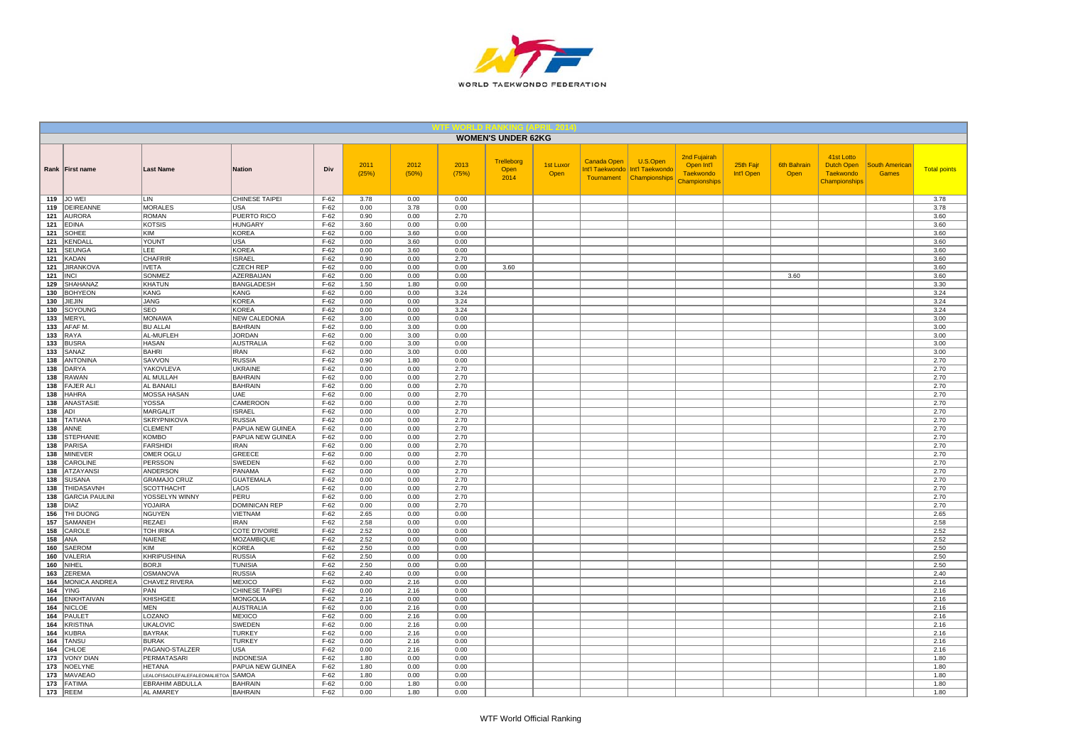# WTF WORLD RANKING (APRIL 2014)

## WOMEN'S UNDER 62KG

| Rank | First name | Last Name | Nation | Div | 2011 (25%) | 2012 (50%) | 2013 (75%) | Trelleborg Open 2014 | 1st Luxor Open | Canada Open Int'l Taekwondo Tournament | U.S.Open Int'l Taekwondo Championships | 2nd Fujairah Open Int'l Taekwondo Championships | 25th Fajr Int'l Open | 6th Bahrain Open | 41st Lotto Dutch Open Taekwondo Championships | South American Games | Total points |
|---|---|---|---|---|---|---|---|---|---|---|---|---|---|---|---|---|---|
| 119 | JO WEI | LIN | CHINESE TAIPEI | F-62 | 3.78 | 0.00 | 0.00 | | | | | | | | | | 3.78 |
| 119 | DEIREANNE | MORALES | USA | F-62 | 0.00 | 3.78 | 0.00 | | | | | | | | | | 3.78 |
| 121 | AURORA | ROMAN | PUERTO RICO | F-62 | 0.90 | 0.00 | 2.70 | | | | | | | | | | 3.60 |
| 121 | EDINA | KOTSIS | HUNGARY | F-62 | 3.60 | 0.00 | 0.00 | | | | | | | | | | 3.60 |
| 121 | SOHEE | KIM | KOREA | F-62 | 0.00 | 3.60 | 0.00 | | | | | | | | | | 3.60 |
| 121 | KENDALL | YOUNT | USA | F-62 | 0.00 | 3.60 | 0.00 | | | | | | | | | | 3.60 |
| 121 | SEUNGA | LEE | KOREA | F-62 | 0.00 | 3.60 | 0.00 | | | | | | | | | | 3.60 |
| 121 | KADAN | CHAFRIR | ISRAEL | F-62 | 0.90 | 0.00 | 2.70 | | | | | | | | | | 3.60 |
| 121 | JIRANKOVA | IVETA | CZECH REP | F-62 | 0.00 | 0.00 | 0.00 | 3.60 | | | | | | | | | 3.60 |
| 121 | INCI | SONMEZ | AZERBAIJAN | F-62 | 0.00 | 0.00 | 0.00 | | | | | | | 3.60 | | | 3.60 |
| 129 | SHAHANAZ | KHATUN | BANGLADESH | F-62 | 1.50 | 1.80 | 0.00 | | | | | | | | | | 3.30 |
| 130 | BOHYEON | KANG | KANG | F-62 | 0.00 | 0.00 | 3.24 | | | | | | | | | | 3.24 |
| 130 | JIEJIN | JANG | KOREA | F-62 | 0.00 | 0.00 | 3.24 | | | | | | | | | | 3.24 |
| 130 | SOYOUNG | SEO | KOREA | F-62 | 0.00 | 0.00 | 3.24 | | | | | | | | | | 3.24 |
| 133 | MERYL | MONAWA | NEW CALEDONIA | F-62 | 3.00 | 0.00 | 0.00 | | | | | | | | | | 3.00 |
| 133 | AFAF M. | BU ALLAI | BAHRAIN | F-62 | 0.00 | 3.00 | 0.00 | | | | | | | | | | 3.00 |
| 133 | RAYA | AL-MUFLEH | JORDAN | F-62 | 0.00 | 3.00 | 0.00 | | | | | | | | | | 3.00 |
| 133 | BUSRA | HASAN | AUSTRALIA | F-62 | 0.00 | 3.00 | 0.00 | | | | | | | | | | 3.00 |
| 133 | SANAZ | BAHRI | IRAN | F-62 | 0.00 | 3.00 | 0.00 | | | | | | | | | | 3.00 |
| 138 | ANTONINA | SAVVON | RUSSIA | F-62 | 0.90 | 1.80 | 0.00 | | | | | | | | | | 2.70 |
| 138 | DARYA | YAKOVLEVA | UKRAINE | F-62 | 0.00 | 0.00 | 2.70 | | | | | | | | | | 2.70 |
| 138 | RAWAN | AL MULLAH | BAHRAIN | F-62 | 0.00 | 0.00 | 2.70 | | | | | | | | | | 2.70 |
| 138 | FAJER ALI | AL BANAILI | BAHRAIN | F-62 | 0.00 | 0.00 | 2.70 | | | | | | | | | | 2.70 |
| 138 | HAHRA | MOSSA HASAN | UAE | F-62 | 0.00 | 0.00 | 2.70 | | | | | | | | | | 2.70 |
| 138 | ANASTASIE | YOSSA | CAMEROON | F-62 | 0.00 | 0.00 | 2.70 | | | | | | | | | | 2.70 |
| 138 | ADI | MARGALIT | ISRAEL | F-62 | 0.00 | 0.00 | 2.70 | | | | | | | | | | 2.70 |
| 138 | TATIANA | SKRYPNIKOVA | RUSSIA | F-62 | 0.00 | 0.00 | 2.70 | | | | | | | | | | 2.70 |
| 138 | ANNE | CLEMENT | PAPUA NEW GUINEA | F-62 | 0.00 | 0.00 | 2.70 | | | | | | | | | | 2.70 |
| 138 | STEPHANIE | KOMBO | PAPUA NEW GUINEA | F-62 | 0.00 | 0.00 | 2.70 | | | | | | | | | | 2.70 |
| 138 | PARISA | FARSHIDI | IRAN | F-62 | 0.00 | 0.00 | 2.70 | | | | | | | | | | 2.70 |
| 138 | MINEVER | OMER OGLU | GREECE | F-62 | 0.00 | 0.00 | 2.70 | | | | | | | | | | 2.70 |
| 138 | CAROLINE | PERSSON | SWEDEN | F-62 | 0.00 | 0.00 | 2.70 | | | | | | | | | | 2.70 |
| 138 | ATZAYANSI | ANDERSON | PANAMA | F-62 | 0.00 | 0.00 | 2.70 | | | | | | | | | | 2.70 |
| 138 | SUSANA | GRAMAJO CRUZ | GUATEMALA | F-62 | 0.00 | 0.00 | 2.70 | | | | | | | | | | 2.70 |
| 138 | THIDASAVNH | SCOTTHACHT | LAOS | F-62 | 0.00 | 0.00 | 2.70 | | | | | | | | | | 2.70 |
| 138 | GARCIA PAULINI | YOSSELYN WINNY | PERU | F-62 | 0.00 | 0.00 | 2.70 | | | | | | | | | | 2.70 |
| 138 | DIAZ | YOJAIRA | DOMINICAN REP | F-62 | 0.00 | 0.00 | 2.70 | | | | | | | | | | 2.70 |
| 156 | THI DUONG | NGUYEN | VIETNAM | F-62 | 2.65 | 0.00 | 0.00 | | | | | | | | | | 2.65 |
| 157 | SAMANEH | REZAEI | IRAN | F-62 | 2.58 | 0.00 | 0.00 | | | | | | | | | | 2.58 |
| 158 | CAROLE | TOH IRIKA | COTE D'IVOIRE | F-62 | 2.52 | 0.00 | 0.00 | | | | | | | | | | 2.52 |
| 158 | ANA | NAIENE | MOZAMBIQUE | F-62 | 2.52 | 0.00 | 0.00 | | | | | | | | | | 2.52 |
| 160 | SAEROM | KIM | KOREA | F-62 | 2.50 | 0.00 | 0.00 | | | | | | | | | | 2.50 |
| 160 | VALERIA | KHRIPUSHINA | RUSSIA | F-62 | 2.50 | 0.00 | 0.00 | | | | | | | | | | 2.50 |
| 160 | NIHEL | BORJI | TUNISIA | F-62 | 2.50 | 0.00 | 0.00 | | | | | | | | | | 2.50 |
| 163 | ZEREMA | OSMANOVA | RUSSIA | F-62 | 2.40 | 0.00 | 0.00 | | | | | | | | | | 2.40 |
| 164 | MONICA ANDREA | CHAVEZ RIVERA | MEXICO | F-62 | 0.00 | 2.16 | 0.00 | | | | | | | | | | 2.16 |
| 164 | YING | PAN | CHINESE TAIPEI | F-62 | 0.00 | 2.16 | 0.00 | | | | | | | | | | 2.16 |
| 164 | ENKHTAIVAN | KHISHGEE | MONGOLIA | F-62 | 2.16 | 0.00 | 0.00 | | | | | | | | | | 2.16 |
| 164 | NICLOE | MEN | AUSTRALIA | F-62 | 0.00 | 2.16 | 0.00 | | | | | | | | | | 2.16 |
| 164 | PAULET | LOZANO | MEXICO | F-62 | 0.00 | 2.16 | 0.00 | | | | | | | | | | 2.16 |
| 164 | KRISTINA | UKALOVIC | SWEDEN | F-62 | 0.00 | 2.16 | 0.00 | | | | | | | | | | 2.16 |
| 164 | KUBRA | BAYRAK | TURKEY | F-62 | 0.00 | 2.16 | 0.00 | | | | | | | | | | 2.16 |
| 164 | TANSU | BURAK | TURKEY | F-62 | 0.00 | 2.16 | 0.00 | | | | | | | | | | 2.16 |
| 164 | CHLOE | PAGANO-STALZER | USA | F-62 | 0.00 | 2.16 | 0.00 | | | | | | | | | | 2.16 |
| 173 | VONY DIAN | PERMATASARI | INDONESIA | F-62 | 1.80 | 0.00 | 0.00 | | | | | | | | | | 1.80 |
| 173 | NOELYNE | HETANA | PAPUA NEW GUINEA | F-62 | 1.80 | 0.00 | 0.00 | | | | | | | | | | 1.80 |
| 173 | MAVAEAO | LEALOFISAOLEFALEFALEOMALIETOA | SAMOA | F-62 | 1.80 | 0.00 | 0.00 | | | | | | | | | | 1.80 |
| 173 | FATIMA | EBRAHIM ABDULLA | BAHRAIN | F-62 | 0.00 | 1.80 | 0.00 | | | | | | | | | | 1.80 |
| 173 | REEM | AL AMAREY | BAHRAIN | F-62 | 0.00 | 1.80 | 0.00 | | | | | | | | | | 1.80 |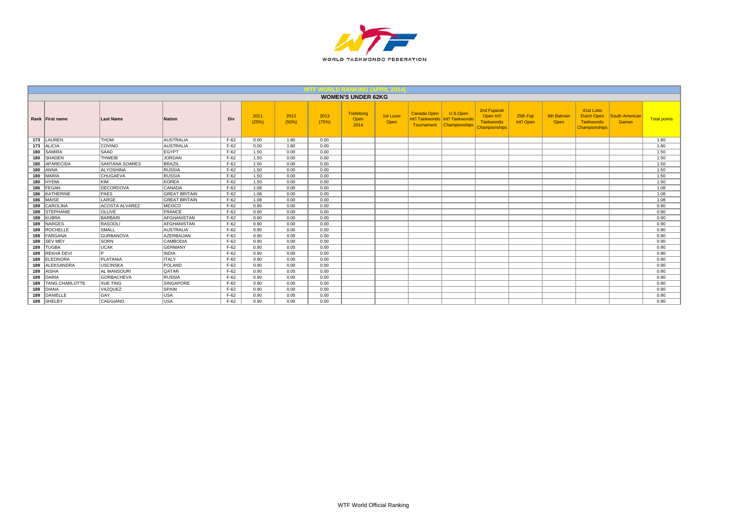## WTF WORLD RANKING (APRIL 2014)

### WOMEN'S UNDER 62KG

| Rank | First name | Last Name | Nation | Div | 2011 (25%) | 2012 (50%) | 2013 (75%) | Trelleborg Open 2014 | 1st Luxor Open | Canada Open Int'l Taekwondo Tournament | U.S.Open Int'l Taekwondo Championships | 2nd Fujairah Open Int'l Taekwondo Championships | 25th Fajr Int'l Open | 6th Bahrain Open | 41st Lotto Dutch Open Taekwondo Championships | South American Games | Total points |
|---|---|---|---|---|---|---|---|---|---|---|---|---|---|---|---|---|---|
| 173 | LAUREN | THOM | AUSTRALIA | F-62 | 0.00 | 1.80 | 0.00 | | | | | | | | | | 1.80 |
| 173 | ALICIA | COVINO | AUSTRALIA | F-62 | 0.00 | 1.80 | 0.00 | | | | | | | | | | 1.80 |
| 180 | SAMIRA | SAAD | EGYPT | F-62 | 1.50 | 0.00 | 0.00 | | | | | | | | | | 1.50 |
| 180 | SHADEN | THWEIB | JORDAN | F-62 | 1.50 | 0.00 | 0.00 | | | | | | | | | | 1.50 |
| 180 | APARECIDA | SANTANA SOARES | BRAZIL | F-62 | 1.50 | 0.00 | 0.00 | | | | | | | | | | 1.50 |
| 180 | ANNA | ALYOSHINA | RUSSIA | F-62 | 1.50 | 0.00 | 0.00 | | | | | | | | | | 1.50 |
| 180 | MARIA | CHUGAEVA | RUSSIA | F-62 | 1.50 | 0.00 | 0.00 | | | | | | | | | | 1.50 |
| 180 | HYEMI | KIM | KOREA | F-62 | 1.50 | 0.00 | 0.00 | | | | | | | | | | 1.50 |
| 186 | FEGAN | DECORDOVA | CANADA | F-62 | 1.08 | 0.00 | 0.00 | | | | | | | | | | 1.08 |
| 186 | KATHERINE | PAES | GREAT BRITAIN | F-62 | 1.08 | 0.00 | 0.00 | | | | | | | | | | 1.08 |
| 186 | MAISE | LARGE | GREAT BRITAIN | F-62 | 1.08 | 0.00 | 0.00 | | | | | | | | | | 1.08 |
| 189 | CAROLINA | ACOSTA ALVAREZ | MEXICO | F-62 | 0.90 | 0.00 | 0.00 | | | | | | | | | | 0.90 |
| 189 | STEPHANIE | OLLIVE | FRANCE | F-62 | 0.90 | 0.00 | 0.00 | | | | | | | | | | 0.90 |
| 189 | KUBRA | BARBARI | AFGHANISTAN | F-62 | 0.90 | 0.00 | 0.00 | | | | | | | | | | 0.90 |
| 189 | NARGES | RASOOLI | AFGHANISTAN | F-62 | 0.90 | 0.00 | 0.00 | | | | | | | | | | 0.90 |
| 189 | ROCHELLE | SMALL | AUSTRALIA | F-62 | 0.90 | 0.00 | 0.00 | | | | | | | | | | 0.90 |
| 189 | FARGANA | GURBANOVA | AZERBAIJAN | F-62 | 0.90 | 0.00 | 0.00 | | | | | | | | | | 0.90 |
| 189 | SEV MEY | SORN | CAMBODIA | F-62 | 0.90 | 0.00 | 0.00 | | | | | | | | | | 0.90 |
| 189 | TUGBA | UCAK | GERMANY | F-62 | 0.90 | 0.00 | 0.00 | | | | | | | | | | 0.90 |
| 189 | REKHA DEVI | P | INDIA | F-62 | 0.90 | 0.00 | 0.00 | | | | | | | | | | 0.90 |
| 189 | ELEONORA | PLATANIA | ITALY | F-62 | 0.90 | 0.00 | 0.00 | | | | | | | | | | 0.90 |
| 189 | ALEKSANDRA | USCINSKA | POLAND | F-62 | 0.90 | 0.00 | 0.00 | | | | | | | | | | 0.90 |
| 189 | AISHA | AL MANSOURI | QATAR | F-62 | 0.90 | 0.00 | 0.00 | | | | | | | | | | 0.90 |
| 189 | DARIA | GORBACHEVA | RUSSIA | F-62 | 0.90 | 0.00 | 0.00 | | | | | | | | | | 0.90 |
| 189 | TANG CHARLOTTE | XUE TING | SINGAPORE | F-62 | 0.90 | 0.00 | 0.00 | | | | | | | | | | 0.90 |
| 189 | DIANA | VAZQUEZ | SPAIN | F-62 | 0.90 | 0.00 | 0.00 | | | | | | | | | | 0.90 |
| 189 | DANIELLE | GAY | USA | F-62 | 0.90 | 0.00 | 0.00 | | | | | | | | | | 0.90 |
| 189 | SHELBY | CAGGIANO | USA | F-62 | 0.90 | 0.00 | 0.00 | | | | | | | | | | 0.90 |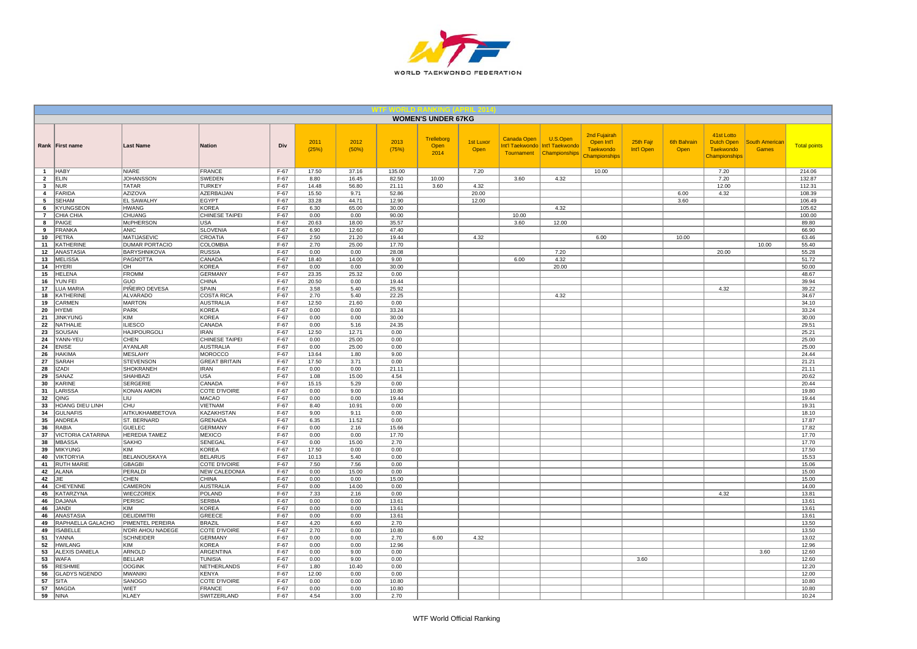# WTF WORLD RANKING (APRIL 2014)

## WOMEN'S UNDER 67KG

| Rank | First name | Last Name | Nation | Div | 2011 (25%) | 2012 (50%) | 2013 (75%) | Trelleborg Open 2014 | 1st Luxor Open | Canada Open Int'l Taekwondo Tournament | U.S.Open Int'l Taekwondo Championships | 2nd Fujairah Open Int'l Taekwondo Championships | 25th Fajr Int'l Open | 6th Bahrain Open | 41st Lotto Dutch Open Taekwondo Championships | South American Games | Total points |
|---|---|---|---|---|---|---|---|---|---|---|---|---|---|---|---|---|---|
| 1 | HABY | NIARE | FRANCE | F-67 | 17.50 | 37.16 | 135.00 | | 7.20 | | | 10.00 | | | 7.20 | | 214.06 |
| 2 | ELIN | JOHANSSON | SWEDEN | F-67 | 8.80 | 16.45 | 82.50 | 10.00 | | 3.60 | 4.32 | | | | 7.20 | | 132.87 |
| 3 | NUR | TATAR | TURKEY | F-67 | 14.48 | 56.80 | 21.11 | 3.60 | 4.32 | | | | | | 12.00 | | 112.31 |
| 4 | FARIDA | AZIZOVA | AZERBAIJAN | F-67 | 15.50 | 9.71 | 52.86 | | 20.00 | | | | | 6.00 | 4.32 | | 108.39 |
| 5 | SEHAM | EL SAWALHY | EGYPT | F-67 | 33.28 | 44.71 | 12.90 | | 12.00 | | | | | 3.60 | | | 106.49 |
| 6 | KYUNGSEON | HWANG | KOREA | F-67 | 6.30 | 65.00 | 30.00 | | | | 4.32 | | | | | | 105.62 |
| 7 | CHIA CHIA | CHUANG | CHINESE TAIPEI | F-67 | 0.00 | 0.00 | 90.00 | | | 10.00 | | | | | | | 100.00 |
| 8 | PAIGE | McPHERSON | USA | F-67 | 20.63 | 18.00 | 35.57 | | | 3.60 | 12.00 | | | | | | 89.80 |
| 9 | FRANKA | ANIC | SLOVENIA | F-67 | 6.90 | 12.60 | 47.40 | | | | | | | | | | 66.90 |
| 10 | PETRA | MATIJASEVIC | CROATIA | F-67 | 2.50 | 21.20 | 19.44 | | 4.32 | | | 6.00 | | 10.00 | | | 63.46 |
| 11 | KATHERINE | DUMAR PORTACIO | COLOMBIA | F-67 | 2.70 | 25.00 | 17.70 | | | | | | | | | 10.00 | 55.40 |
| 12 | ANASTASIA | BARYSHNIKOVA | RUSSIA | F-67 | 0.00 | 0.00 | 28.08 | | | | 7.20 | | | | 20.00 | | 55.28 |
| 13 | MELISSA | PAGNOTTA | CANADA | F-67 | 18.40 | 14.00 | 9.00 | | | 6.00 | 4.32 | | | | | | 51.72 |
| 14 | HYERI | OH | KOREA | F-67 | 0.00 | 0.00 | 30.00 | | | | 20.00 | | | | | | 50.00 |
| 15 | HELENA | FROMM | GERMANY | F-67 | 23.35 | 25.32 | 0.00 | | | | | | | | | | 48.67 |
| 16 | YUN FEI | GUO | CHINA | F-67 | 20.50 | 0.00 | 19.44 | | | | | | | | | | 39.94 |
| 17 | LUA MARIA | PIÑEIRO DEVESA | SPAIN | F-67 | 3.58 | 5.40 | 25.92 | | | | | | | | 4.32 | | 39.22 |
| 18 | KATHERINE | ALVARADO | COSTA RICA | F-67 | 2.70 | 5.40 | 22.25 | | | | 4.32 | | | | | | 34.67 |
| 19 | CARMEN | MARTON | AUSTRALIA | F-67 | 12.50 | 21.60 | 0.00 | | | | | | | | | | 34.10 |
| 20 | HYEMI | PARK | KOREA | F-67 | 0.00 | 0.00 | 33.24 | | | | | | | | | | 33.24 |
| 21 | JINKYUNG | KIM | KOREA | F-67 | 0.00 | 0.00 | 30.00 | | | | | | | | | | 30.00 |
| 22 | NATHALIE | ILIESCO | CANADA | F-67 | 0.00 | 5.16 | 24.35 | | | | | | | | | | 29.51 |
| 23 | SOUSAN | HAJIPOURGOLI | IRAN | F-67 | 12.50 | 12.71 | 0.00 | | | | | | | | | | 25.21 |
| 24 | YANN-YEU | CHEN | CHINESE TAIPEI | F-67 | 0.00 | 25.00 | 0.00 | | | | | | | | | | 25.00 |
| 24 | ENISE | AYANLAR | AUSTRALIA | F-67 | 0.00 | 25.00 | 0.00 | | | | | | | | | | 25.00 |
| 26 | HAKIMA | MESLAHY | MOROCCO | F-67 | 13.64 | 1.80 | 9.00 | | | | | | | | | | 24.44 |
| 27 | SARAH | STEVENSON | GREAT BRITAIN | F-67 | 17.50 | 3.71 | 0.00 | | | | | | | | | | 21.21 |
| 28 | IZADI | SHOKRANEH | IRAN | F-67 | 0.00 | 0.00 | 21.11 | | | | | | | | | | 21.11 |
| 29 | SANAZ | SHAHBAZI | USA | F-67 | 1.08 | 15.00 | 4.54 | | | | | | | | | | 20.62 |
| 30 | KARINE | SERGERIE | CANADA | F-67 | 15.15 | 5.29 | 0.00 | | | | | | | | | | 20.44 |
| 31 | LARISSA | KONAN AMOIN | COTE D'IVOIRE | F-67 | 0.00 | 9.00 | 10.80 | | | | | | | | | | 19.80 |
| 32 | QING | LIU | MACAO | F-67 | 0.00 | 0.00 | 19.44 | | | | | | | | | | 19.44 |
| 33 | HOANG DIEU LINH | CHU | VIETNAM | F-67 | 8.40 | 10.91 | 0.00 | | | | | | | | | | 19.31 |
| 34 | GULNAFIS | AITKUKHAMBETOVA | KAZAKHSTAN | F-67 | 9.00 | 9.11 | 0.00 | | | | | | | | | | 18.10 |
| 35 | ANDREA | ST. BERNARD | GRENADA | F-67 | 6.35 | 11.52 | 0.00 | | | | | | | | | | 17.87 |
| 36 | RABIA | GUELEC | GERMANY | F-67 | 0.00 | 2.16 | 15.66 | | | | | | | | | | 17.82 |
| 37 | VICTORIA CATARINA | HEREDIA TAMEZ | MEXICO | F-67 | 0.00 | 0.00 | 17.70 | | | | | | | | | | 17.70 |
| 38 | MBASSA | SAKHO | SENEGAL | F-67 | 0.00 | 15.00 | 2.70 | | | | | | | | | | 17.70 |
| 39 | MIKYUNG | KIM | KOREA | F-67 | 17.50 | 0.00 | 0.00 | | | | | | | | | | 17.50 |
| 40 | VIKTORYIA | BELANOUSKAYA | BELARUS | F-67 | 10.13 | 5.40 | 0.00 | | | | | | | | | | 15.53 |
| 41 | RUTH MARIE | GBAGBI | COTE D'IVOIRE | F-67 | 7.50 | 7.56 | 0.00 | | | | | | | | | | 15.06 |
| 42 | ALANA | PERALDI | NEW CALEDONIA | F-67 | 0.00 | 15.00 | 0.00 | | | | | | | | | | 15.00 |
| 42 | JIE | CHEN | CHINA | F-67 | 0.00 | 0.00 | 15.00 | | | | | | | | | | 15.00 |
| 44 | CHEYENNE | CAMERON | AUSTRALIA | F-67 | 0.00 | 14.00 | 0.00 | | | | | | | | | | 14.00 |
| 45 | KATARZYNA | WIECZOREK | POLAND | F-67 | 7.33 | 2.16 | 0.00 | | | | | | | | 4.32 | | 13.81 |
| 46 | DAJANA | PERISIC | SERBIA | F-67 | 0.00 | 0.00 | 13.61 | | | | | | | | | | 13.61 |
| 46 | JANDI | KIM | KOREA | F-67 | 0.00 | 0.00 | 13.61 | | | | | | | | | | 13.61 |
| 46 | ANASTASIA | DELIDIMITRI | GREECE | F-67 | 0.00 | 0.00 | 13.61 | | | | | | | | | | 13.61 |
| 49 | RAPHAELLA GALACHO | PIMENTEL PEREIRA | BRAZIL | F-67 | 4.20 | 6.60 | 2.70 | | | | | | | | | | 13.50 |
| 49 | ISABELLE | N'DRI AHOU NADEGE | COTE D'IVOIRE | F-67 | 2.70 | 0.00 | 10.80 | | | | | | | | | | 13.50 |
| 51 | YANNA | SCHNEIDER | GERMANY | F-67 | 0.00 | 0.00 | 2.70 | 6.00 | 4.32 | | | | | | | | 13.02 |
| 52 | HWILANG | KIM | KOREA | F-67 | 0.00 | 0.00 | 12.96 | | | | | | | | | | 12.96 |
| 53 | ALEXIS DANIELA | ARNOLD | ARGENTINA | F-67 | 0.00 | 9.00 | 0.00 | | | | | | | | | 3.60 | 12.60 |
| 53 | WAFA | BELLAR | TUNISIA | F-67 | 0.00 | 9.00 | 0.00 | | | | | | 3.60 | | | | 12.60 |
| 55 | RESHMIE | OOGINK | NETHERLANDS | F-67 | 1.80 | 10.40 | 0.00 | | | | | | | | | | 12.20 |
| 56 | GLADYS NGENDO | MWANIKI | KENYA | F-67 | 12.00 | 0.00 | 0.00 | | | | | | | | | | 12.00 |
| 57 | SITA | SANOGO | COTE D'IVOIRE | F-67 | 0.00 | 0.00 | 10.80 | | | | | | | | | | 10.80 |
| 57 | MAGDA | WIET | FRANCE | F-67 | 0.00 | 0.00 | 10.80 | | | | | | | | | | 10.80 |
| 59 | NINA | KLAEY | SWITZERLAND | F-67 | 4.54 | 3.00 | 2.70 | | | | | | | | | | 10.24 |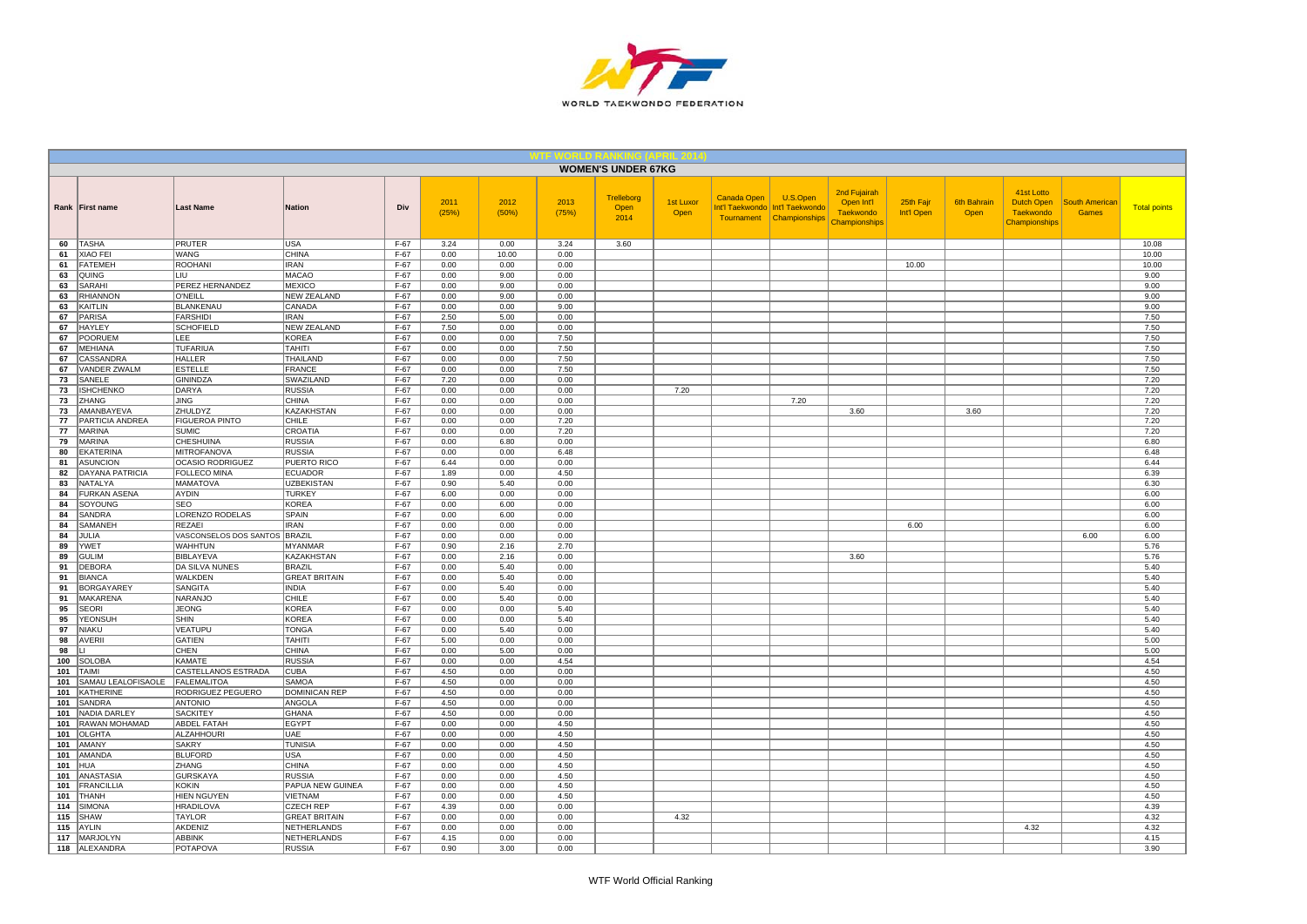## WTF WORLD RANKING (APRIL 2014)

### WOMEN'S UNDER 67KG

| Rank | First name | Last Name | Nation | Div | 2011 (25%) | 2012 (50%) | 2013 (75%) | Trelleborg Open 2014 | 1st Luxor Open | Canada Open Int'l Taekwondo Tournament | U.S.Open Int'l Taekwondo Championships | 2nd Fujairah Open Int'l Taekwondo Championships | 25th Fajr Int'l Open | 6th Bahrain Open | 41st Lotto Dutch Open Taekwondo Championships | South American Games | Total points |
|---|---|---|---|---|---|---|---|---|---|---|---|---|---|---|---|---|---|
| 60 | TASHA | PRUTER | USA | F-67 | 3.24 | 0.00 | 3.24 | 3.60 | | | | | | | | | 10.08 |
| 61 | XIAO FEI | WANG | CHINA | F-67 | 0.00 | 10.00 | 0.00 | | | | | | | | | | 10.00 |
| 61 | FATEMEH | ROOHANI | IRAN | F-67 | 0.00 | 0.00 | 0.00 | | | | | | 10.00 | | | | 10.00 |
| 63 | QUING | LIU | MACAO | F-67 | 0.00 | 9.00 | 0.00 | | | | | | | | | | 9.00 |
| 63 | SARAHI | PEREZ HERNANDEZ | MEXICO | F-67 | 0.00 | 9.00 | 0.00 | | | | | | | | | | 9.00 |
| 63 | RHIANNON | O'NEILL | NEW ZEALAND | F-67 | 0.00 | 9.00 | 0.00 | | | | | | | | | | 9.00 |
| 63 | KAITLIN | BLANKENAU | CANADA | F-67 | 0.00 | 0.00 | 9.00 | | | | | | | | | | 9.00 |
| 67 | PARISA | FARSHIDI | IRAN | F-67 | 2.50 | 5.00 | 0.00 | | | | | | | | | | 7.50 |
| 67 | HAYLEY | SCHOFIELD | NEW ZEALAND | F-67 | 7.50 | 0.00 | 0.00 | | | | | | | | | | 7.50 |
| 67 | POORUEM | LEE | KOREA | F-67 | 0.00 | 0.00 | 7.50 | | | | | | | | | | 7.50 |
| 67 | MEHIANA | TUFARIUA | TAHITI | F-67 | 0.00 | 0.00 | 7.50 | | | | | | | | | | 7.50 |
| 67 | CASSANDRA | HALLER | THAILAND | F-67 | 0.00 | 0.00 | 7.50 | | | | | | | | | | 7.50 |
| 67 | VANDER ZWALM | ESTELLE | FRANCE | F-67 | 0.00 | 0.00 | 7.50 | | | | | | | | | | 7.50 |
| 73 | SANELE | GININDZA | SWAZILAND | F-67 | 7.20 | 0.00 | 0.00 | | | | | | | | | | 7.20 |
| 73 | ISHCHENKO | DARYA | RUSSIA | F-67 | 0.00 | 0.00 | 0.00 | | 7.20 | | | | | | | | 7.20 |
| 73 | ZHANG | JING | CHINA | F-67 | 0.00 | 0.00 | 0.00 | | | | 7.20 | | | | | | 7.20 |
| 73 | AMANBAYEVA | ZHULDYZ | KAZAKHSTAN | F-67 | 0.00 | 0.00 | 0.00 | | | | | 3.60 | | 3.60 | | | 7.20 |
| 77 | PARTICIA ANDREA | FIGUEROA PINTO | CHILE | F-67 | 0.00 | 0.00 | 7.20 | | | | | | | | | | 7.20 |
| 77 | MARINA | SUMIC | CROATIA | F-67 | 0.00 | 0.00 | 7.20 | | | | | | | | | | 7.20 |
| 79 | MARINA | CHESHUINA | RUSSIA | F-67 | 0.00 | 6.80 | 0.00 | | | | | | | | | | 6.80 |
| 80 | EKATERINA | MITROFANOVA | RUSSIA | F-67 | 0.00 | 0.00 | 6.48 | | | | | | | | | | 6.48 |
| 81 | ASUNCION | OCASIO RODRIGUEZ | PUERTO RICO | F-67 | 6.44 | 0.00 | 0.00 | | | | | | | | | | 6.44 |
| 82 | DAYANA PATRICIA | FOLLECO MINA | ECUADOR | F-67 | 1.89 | 0.00 | 4.50 | | | | | | | | | | 6.39 |
| 83 | NATALYA | MAMATOVA | UZBEKISTAN | F-67 | 0.90 | 5.40 | 0.00 | | | | | | | | | | 6.30 |
| 84 | FURKAN ASENA | AYDIN | TURKEY | F-67 | 6.00 | 0.00 | 0.00 | | | | | | | | | | 6.00 |
| 84 | SOYOUNG | SEO | KOREA | F-67 | 0.00 | 6.00 | 0.00 | | | | | | | | | | 6.00 |
| 84 | SANDRA | LORENZO RODELAS | SPAIN | F-67 | 0.00 | 6.00 | 0.00 | | | | | | | | | | 6.00 |
| 84 | SAMANEH | REZAEI | IRAN | F-67 | 0.00 | 0.00 | 0.00 | | | | | | 6.00 | | | | 6.00 |
| 84 | JULIA | VASCONSELOS DOS SANTOS | BRAZIL | F-67 | 0.00 | 0.00 | 0.00 | | | | | | | | | 6.00 | 6.00 |
| 89 | YWET | WAHHTUN | MYANMAR | F-67 | 0.90 | 2.16 | 2.70 | | | | | | | | | | 5.76 |
| 89 | GULIM | BIBLAYEVA | KAZAKHSTAN | F-67 | 0.00 | 2.16 | 0.00 | | | | | 3.60 | | | | | 5.76 |
| 91 | DEBORA | DA SILVA NUNES | BRAZIL | F-67 | 0.00 | 5.40 | 0.00 | | | | | | | | | | 5.40 |
| 91 | BIANCA | WALKDEN | GREAT BRITAIN | F-67 | 0.00 | 5.40 | 0.00 | | | | | | | | | | 5.40 |
| 91 | BORGAYAREY | SANGITA | INDIA | F-67 | 0.00 | 5.40 | 0.00 | | | | | | | | | | 5.40 |
| 91 | MAKARENA | NARANJO | CHILE | F-67 | 0.00 | 5.40 | 0.00 | | | | | | | | | | 5.40 |
| 95 | SEORI | JEONG | KOREA | F-67 | 0.00 | 0.00 | 5.40 | | | | | | | | | | 5.40 |
| 95 | YEONSUH | SHIN | KOREA | F-67 | 0.00 | 0.00 | 5.40 | | | | | | | | | | 5.40 |
| 97 | NIAKU | VEATUPU | TONGA | F-67 | 0.00 | 5.40 | 0.00 | | | | | | | | | | 5.40 |
| 98 | AVERII | GATIEN | TAHITI | F-67 | 5.00 | 0.00 | 0.00 | | | | | | | | | | 5.00 |
| 98 | LI | CHEN | CHINA | F-67 | 0.00 | 5.00 | 0.00 | | | | | | | | | | 5.00 |
| 100 | SOLOBA | KAMATE | RUSSIA | F-67 | 0.00 | 0.00 | 4.54 | | | | | | | | | | 4.54 |
| 101 | TAIMI | CASTELLANOS ESTRADA | CUBA | F-67 | 4.50 | 0.00 | 0.00 | | | | | | | | | | 4.50 |
| 101 | SAMAU LEALOFISAOLE | FALEMALITOA | SAMOA | F-67 | 4.50 | 0.00 | 0.00 | | | | | | | | | | 4.50 |
| 101 | KATHERINE | RODRIGUEZ PEGUERO | DOMINICAN REP | F-67 | 4.50 | 0.00 | 0.00 | | | | | | | | | | 4.50 |
| 101 | SANDRA | ANTONIO | ANGOLA | F-67 | 4.50 | 0.00 | 0.00 | | | | | | | | | | 4.50 |
| 101 | NADIA DARLEY | SACKITEY | GHANA | F-67 | 4.50 | 0.00 | 0.00 | | | | | | | | | | 4.50 |
| 101 | RAWAN MOHAMAD | ABDEL FATAH | EGYPT | F-67 | 0.00 | 0.00 | 4.50 | | | | | | | | | | 4.50 |
| 101 | OLGHTA | ALZAHHOURI | UAE | F-67 | 0.00 | 0.00 | 4.50 | | | | | | | | | | 4.50 |
| 101 | AMANY | SAKRY | TUNISIA | F-67 | 0.00 | 0.00 | 4.50 | | | | | | | | | | 4.50 |
| 101 | AMANDA | BLUFORD | USA | F-67 | 0.00 | 0.00 | 4.50 | | | | | | | | | | 4.50 |
| 101 | HUA | ZHANG | CHINA | F-67 | 0.00 | 0.00 | 4.50 | | | | | | | | | | 4.50 |
| 101 | ANASTASIA | GURSKAYA | RUSSIA | F-67 | 0.00 | 0.00 | 4.50 | | | | | | | | | | 4.50 |
| 101 | FRANCILLIA | KOKIN | PAPUA NEW GUINEA | F-67 | 0.00 | 0.00 | 4.50 | | | | | | | | | | 4.50 |
| 101 | THANH | HIEN NGUYEN | VIETNAM | F-67 | 0.00 | 0.00 | 4.50 | | | | | | | | | | 4.50 |
| 114 | SIMONA | HRADILOVA | CZECH REP | F-67 | 4.39 | 0.00 | 0.00 | | | | | | | | | | 4.39 |
| 115 | SHAW | TAYLOR | GREAT BRITAIN | F-67 | 0.00 | 0.00 | 0.00 | | 4.32 | | | | | | | | 4.32 |
| 115 | AYLIN | AKDENIZ | NETHERLANDS | F-67 | 0.00 | 0.00 | 0.00 | | | | | | | | 4.32 | | 4.32 |
| 117 | MARJOLYN | ABBINK | NETHERLANDS | F-67 | 4.15 | 0.00 | 0.00 | | | | | | | | | | 4.15 |
| 118 | ALEXANDRA | POTAPOVA | RUSSIA | F-67 | 0.90 | 3.00 | 0.00 | | | | | | | | | | 3.90 |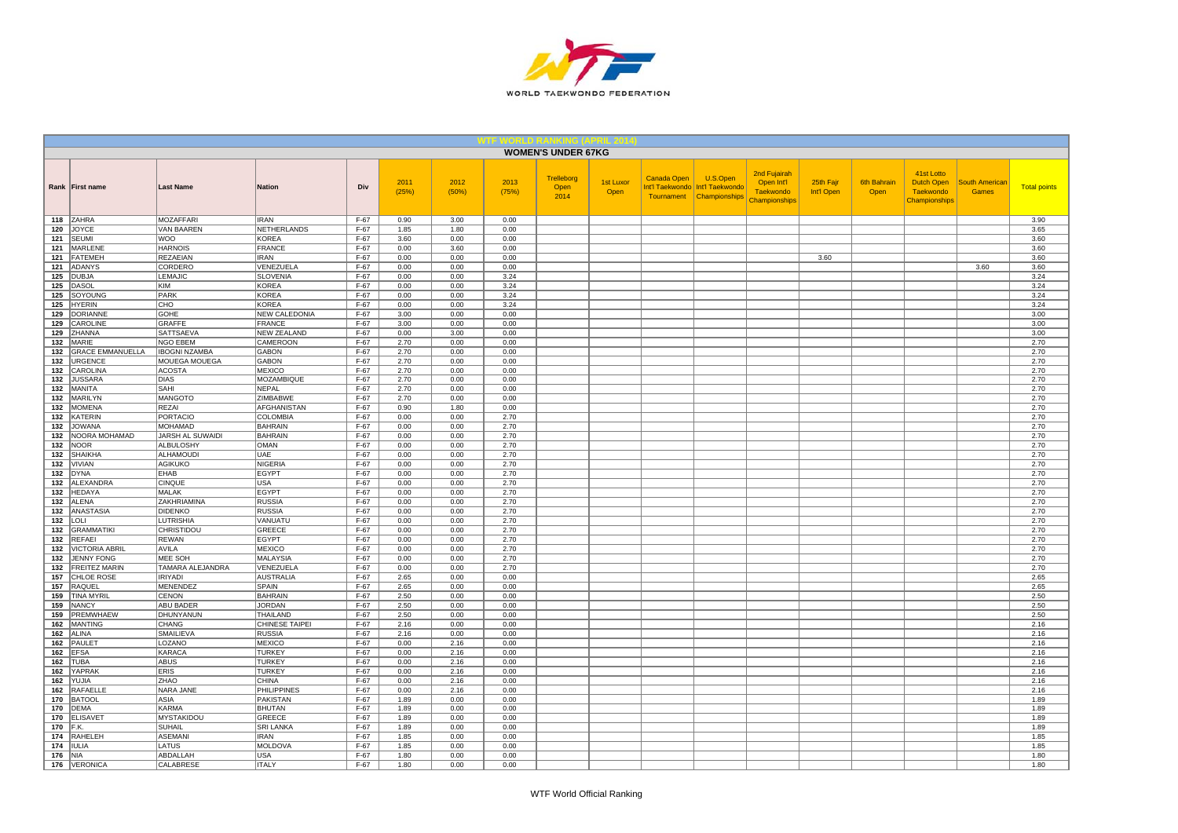## WTF WORLD RANKING (APRIL 2014)

### WOMEN'S UNDER 67KG

| Rank | First name | Last Name | Nation | Div | 2011 (25%) | 2012 (50%) | 2013 (75%) | Trelleborg Open 2014 | 1st Luxor Open | Canada Open Int'l Taekwondo Tournament | U.S.Open Int'l Taekwondo Championships | 2nd Fujairah Open Int'l Taekwondo Championships | 25th Fajr Int'l Open | 6th Bahrain Open | 41st Lotto Dutch Open Taekwondo Championships | South American Games | Total points |
|---|---|---|---|---|---|---|---|---|---|---|---|---|---|---|---|---|---|
| 118 | ZAHRA | MOZAFFARI | IRAN | F-67 | 0.90 | 3.00 | 0.00 | | | | | | | | | | 3.90 |
| 120 | JOYCE | VAN BAAREN | NETHERLANDS | F-67 | 1.85 | 1.80 | 0.00 | | | | | | | | | | 3.65 |
| 121 | SEUMI | WOO | KOREA | F-67 | 3.60 | 0.00 | 0.00 | | | | | | | | | | 3.60 |
| 121 | MARLENE | HARNOIS | FRANCE | F-67 | 0.00 | 3.60 | 0.00 | | | | | | | | | | 3.60 |
| 121 | FATEMEH | REZAEIAN | IRAN | F-67 | 0.00 | 0.00 | 0.00 | | | | | | 3.60 | | | | 3.60 |
| 121 | ADANYS | CORDERO | VENEZUELA | F-67 | 0.00 | 0.00 | 0.00 | | | | | | | | | 3.60 | 3.60 |
| 125 | DUBJA | LEMAJIC | SLOVENIA | F-67 | 0.00 | 0.00 | 3.24 | | | | | | | | | | 3.24 |
| 125 | DASOL | KIM | KOREA | F-67 | 0.00 | 0.00 | 3.24 | | | | | | | | | | 3.24 |
| 125 | SOYOUNG | PARK | KOREA | F-67 | 0.00 | 0.00 | 3.24 | | | | | | | | | | 3.24 |
| 125 | HYERIN | CHO | KOREA | F-67 | 0.00 | 0.00 | 3.24 | | | | | | | | | | 3.24 |
| 129 | DORIANNE | GOHE | NEW CALEDONIA | F-67 | 3.00 | 0.00 | 0.00 | | | | | | | | | | 3.00 |
| 129 | CAROLINE | GRAFFE | FRANCE | F-67 | 3.00 | 0.00 | 0.00 | | | | | | | | | | 3.00 |
| 129 | ZHANNA | SATTSAEVA | NEW ZEALAND | F-67 | 0.00 | 3.00 | 0.00 | | | | | | | | | | 3.00 |
| 132 | MARIE | NGO EBEM | CAMEROON | F-67 | 2.70 | 0.00 | 0.00 | | | | | | | | | | 2.70 |
| 132 | GRACE EMMANUELLA | IBOGNI NZAMBA | GABON | F-67 | 2.70 | 0.00 | 0.00 | | | | | | | | | | 2.70 |
| 132 | URGENCE | MOUEGA MOUEGA | GABON | F-67 | 2.70 | 0.00 | 0.00 | | | | | | | | | | 2.70 |
| 132 | CAROLINA | ACOSTA | MEXICO | F-67 | 2.70 | 0.00 | 0.00 | | | | | | | | | | 2.70 |
| 132 | JUSSARA | DIAS | MOZAMBIQUE | F-67 | 2.70 | 0.00 | 0.00 | | | | | | | | | | 2.70 |
| 132 | MANITA | SAHI | NEPAL | F-67 | 2.70 | 0.00 | 0.00 | | | | | | | | | | 2.70 |
| 132 | MARILYN | MANGOTO | ZIMBABWE | F-67 | 2.70 | 0.00 | 0.00 | | | | | | | | | | 2.70 |
| 132 | MOMENA | REZAI | AFGHANISTAN | F-67 | 0.90 | 1.80 | 0.00 | | | | | | | | | | 2.70 |
| 132 | KATERIN | PORTACIO | COLOMBIA | F-67 | 0.00 | 0.00 | 2.70 | | | | | | | | | | 2.70 |
| 132 | JOWANA | MOHAMAD | BAHRAIN | F-67 | 0.00 | 0.00 | 2.70 | | | | | | | | | | 2.70 |
| 132 | NOORA MOHAMAD | JARSH AL SUWAIDI | BAHRAIN | F-67 | 0.00 | 0.00 | 2.70 | | | | | | | | | | 2.70 |
| 132 | NOOR | ALBULOSHY | OMAN | F-67 | 0.00 | 0.00 | 2.70 | | | | | | | | | | 2.70 |
| 132 | SHAIKHA | ALHAMOUDI | UAE | F-67 | 0.00 | 0.00 | 2.70 | | | | | | | | | | 2.70 |
| 132 | VIVIAN | AGIKUKO | NIGERIA | F-67 | 0.00 | 0.00 | 2.70 | | | | | | | | | | 2.70 |
| 132 | DYNA | EHAB | EGYPT | F-67 | 0.00 | 0.00 | 2.70 | | | | | | | | | | 2.70 |
| 132 | ALEXANDRA | CINQUE | USA | F-67 | 0.00 | 0.00 | 2.70 | | | | | | | | | | 2.70 |
| 132 | HEDAYA | MALAK | EGYPT | F-67 | 0.00 | 0.00 | 2.70 | | | | | | | | | | 2.70 |
| 132 | ALENA | ZAKHRIAMINA | RUSSIA | F-67 | 0.00 | 0.00 | 2.70 | | | | | | | | | | 2.70 |
| 132 | ANASTASIA | DIDENKO | RUSSIA | F-67 | 0.00 | 0.00 | 2.70 | | | | | | | | | | 2.70 |
| 132 | LOLI | LUTRISHIA | VANUATU | F-67 | 0.00 | 0.00 | 2.70 | | | | | | | | | | 2.70 |
| 132 | GRAMMATIKI | CHRISTIDOU | GREECE | F-67 | 0.00 | 0.00 | 2.70 | | | | | | | | | | 2.70 |
| 132 | REFAEI | REWAN | EGYPT | F-67 | 0.00 | 0.00 | 2.70 | | | | | | | | | | 2.70 |
| 132 | VICTORIA ABRIL | AVILA | MEXICO | F-67 | 0.00 | 0.00 | 2.70 | | | | | | | | | | 2.70 |
| 132 | JENNY FONG | MEE SOH | MALAYSIA | F-67 | 0.00 | 0.00 | 2.70 | | | | | | | | | | 2.70 |
| 132 | FREITEZ MARIN | TAMARA ALEJANDRA | VENEZUELA | F-67 | 0.00 | 0.00 | 2.70 | | | | | | | | | | 2.70 |
| 157 | CHLOE ROSE | IRIYADI | AUSTRALIA | F-67 | 2.65 | 0.00 | 0.00 | | | | | | | | | | 2.65 |
| 157 | RAQUEL | MENENDEZ | SPAIN | F-67 | 2.65 | 0.00 | 0.00 | | | | | | | | | | 2.65 |
| 159 | TINA MYRIL | CENON | BAHRAIN | F-67 | 2.50 | 0.00 | 0.00 | | | | | | | | | | 2.50 |
| 159 | NANCY | ABU BADER | JORDAN | F-67 | 2.50 | 0.00 | 0.00 | | | | | | | | | | 2.50 |
| 159 | PREMWHAEW | DHUNYANUN | THAILAND | F-67 | 2.50 | 0.00 | 0.00 | | | | | | | | | | 2.50 |
| 162 | MANTING | CHANG | CHINESE TAIPEI | F-67 | 2.16 | 0.00 | 0.00 | | | | | | | | | | 2.16 |
| 162 | ALINA | SMAILIEVA | RUSSIA | F-67 | 2.16 | 0.00 | 0.00 | | | | | | | | | | 2.16 |
| 162 | PAULET | LOZANO | MEXICO | F-67 | 0.00 | 2.16 | 0.00 | | | | | | | | | | 2.16 |
| 162 | EFSA | KARACA | TURKEY | F-67 | 0.00 | 2.16 | 0.00 | | | | | | | | | | 2.16 |
| 162 | TUBA | ABUS | TURKEY | F-67 | 0.00 | 2.16 | 0.00 | | | | | | | | | | 2.16 |
| 162 | YAPRAK | ERIS | TURKEY | F-67 | 0.00 | 2.16 | 0.00 | | | | | | | | | | 2.16 |
| 162 | YUJIA | ZHAO | CHINA | F-67 | 0.00 | 2.16 | 0.00 | | | | | | | | | | 2.16 |
| 162 | RAFAELLE | NARA JANE | PHILIPPINES | F-67 | 0.00 | 2.16 | 0.00 | | | | | | | | | | 2.16 |
| 170 | BATOOL | ASIA | PAKISTAN | F-67 | 1.89 | 0.00 | 0.00 | | | | | | | | | | 1.89 |
| 170 | DEMA | KARMA | BHUTAN | F-67 | 1.89 | 0.00 | 0.00 | | | | | | | | | | 1.89 |
| 170 | ELISAVET | MYSTAKIDOU | GREECE | F-67 | 1.89 | 0.00 | 0.00 | | | | | | | | | | 1.89 |
| 170 | F.K. | SUHAIL | SRI LANKA | F-67 | 1.89 | 0.00 | 0.00 | | | | | | | | | | 1.89 |
| 174 | RAHELEH | ASEMANI | IRAN | F-67 | 1.85 | 0.00 | 0.00 | | | | | | | | | | 1.85 |
| 174 | IULIA | LATUS | MOLDOVA | F-67 | 1.85 | 0.00 | 0.00 | | | | | | | | | | 1.85 |
| 176 | NIA | ABDALLAH | USA | F-67 | 1.80 | 0.00 | 0.00 | | | | | | | | | | 1.80 |
| 176 | VERONICA | CALABRESE | ITALY | F-67 | 1.80 | 0.00 | 0.00 | | | | | | | | | | 1.80 |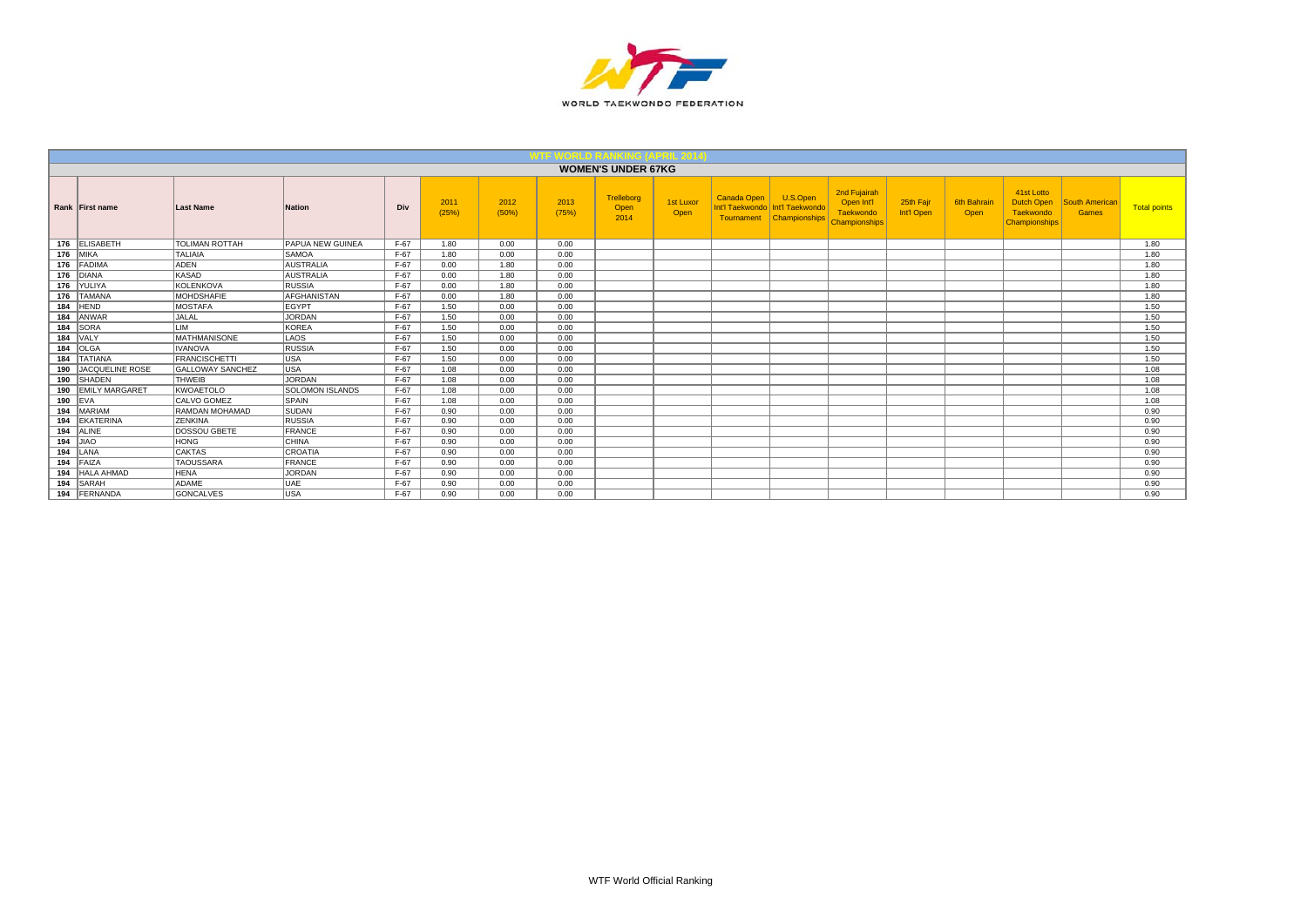# WTF WORLD RANKING (APRIL 2014)

## WOMEN'S UNDER 67KG

| Rank | First name | Last Name | Nation | Div | 2011 (25%) | 2012 (50%) | 2013 (75%) | Trelleborg Open 2014 | 1st Luxor Open | Canada Open Int'l Taekwondo Tournament | U.S.Open Int'l Taekwondo Championships | 2nd Fujairah Open Int'l Taekwondo Championships | 25th Fajr Int'l Open | 6th Bahrain Open | 41st Lotto Dutch Open Taekwondo Championships | South American Games | Total points |
|---|---|---|---|---|---|---|---|---|---|---|---|---|---|---|---|---|---|
| 176 | ELISABETH | TOLIMAN ROTTAH | PAPUA NEW GUINEA | F-67 | 1.80 | 0.00 | 0.00 | | | | | | | | | | 1.80 |
| 176 | MIKA | TALIAIA | SAMOA | F-67 | 1.80 | 0.00 | 0.00 | | | | | | | | | | 1.80 |
| 176 | FADIMA | ADEN | AUSTRALIA | F-67 | 0.00 | 1.80 | 0.00 | | | | | | | | | | 1.80 |
| 176 | DIANA | KASAD | AUSTRALIA | F-67 | 0.00 | 1.80 | 0.00 | | | | | | | | | | 1.80 |
| 176 | YULIYA | KOLENKOVA | RUSSIA | F-67 | 0.00 | 1.80 | 0.00 | | | | | | | | | | 1.80 |
| 176 | TAMANA | MOHDSHAFIE | AFGHANISTAN | F-67 | 0.00 | 1.80 | 0.00 | | | | | | | | | | 1.80 |
| 184 | HEND | MOSTAFA | EGYPT | F-67 | 1.50 | 0.00 | 0.00 | | | | | | | | | | 1.50 |
| 184 | ANWAR | JALAL | JORDAN | F-67 | 1.50 | 0.00 | 0.00 | | | | | | | | | | 1.50 |
| 184 | SORA | LIM | KOREA | F-67 | 1.50 | 0.00 | 0.00 | | | | | | | | | | 1.50 |
| 184 | VALY | MATHMANISONE | LAOS | F-67 | 1.50 | 0.00 | 0.00 | | | | | | | | | | 1.50 |
| 184 | OLGA | IVANOVA | RUSSIA | F-67 | 1.50 | 0.00 | 0.00 | | | | | | | | | | 1.50 |
| 184 | TATIANA | FRANCISCHETTI | USA | F-67 | 1.50 | 0.00 | 0.00 | | | | | | | | | | 1.50 |
| 190 | JACQUELINE ROSE | GALLOWAY SANCHEZ | USA | F-67 | 1.08 | 0.00 | 0.00 | | | | | | | | | | 1.08 |
| 190 | SHADEN | THWEIB | JORDAN | F-67 | 1.08 | 0.00 | 0.00 | | | | | | | | | | 1.08 |
| 190 | EMILY MARGARET | KWOAETOLO | SOLOMON ISLANDS | F-67 | 1.08 | 0.00 | 0.00 | | | | | | | | | | 1.08 |
| 190 | EVA | CALVO GOMEZ | SPAIN | F-67 | 1.08 | 0.00 | 0.00 | | | | | | | | | | 1.08 |
| 194 | MARIAM | RAMDAN MOHAMAD | SUDAN | F-67 | 0.90 | 0.00 | 0.00 | | | | | | | | | | 0.90 |
| 194 | EKATERINA | ZENKINA | RUSSIA | F-67 | 0.90 | 0.00 | 0.00 | | | | | | | | | | 0.90 |
| 194 | ALINE | DOSSOU GBETE | FRANCE | F-67 | 0.90 | 0.00 | 0.00 | | | | | | | | | | 0.90 |
| 194 | JIAO | HONG | CHINA | F-67 | 0.90 | 0.00 | 0.00 | | | | | | | | | | 0.90 |
| 194 | LANA | CAKTAS | CROATIA | F-67 | 0.90 | 0.00 | 0.00 | | | | | | | | | | 0.90 |
| 194 | FAIZA | TAOUSSARA | FRANCE | F-67 | 0.90 | 0.00 | 0.00 | | | | | | | | | | 0.90 |
| 194 | HALA AHMAD | HENA | JORDAN | F-67 | 0.90 | 0.00 | 0.00 | | | | | | | | | | 0.90 |
| 194 | SARAH | ADAME | UAE | F-67 | 0.90 | 0.00 | 0.00 | | | | | | | | | | 0.90 |
| 194 | FERNANDA | GONCALVES | USA | F-67 | 0.90 | 0.00 | 0.00 | | | | | | | | | | 0.90 |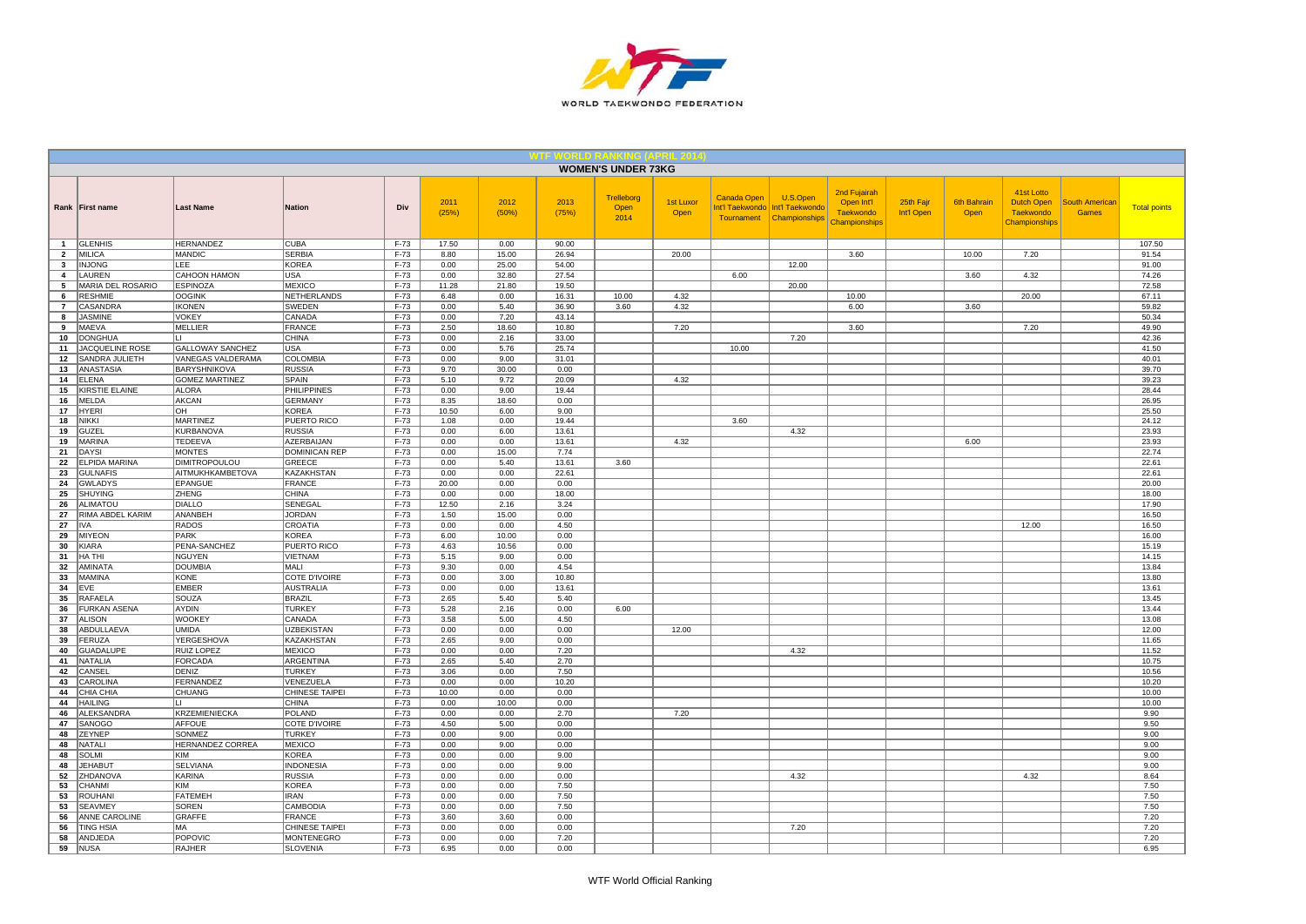## WTF WORLD RANKING (APRIL 2014)

### WOMEN'S UNDER 73KG

| Rank | First name | Last Name | Nation | Div | 2011 (25%) | 2012 (50%) | 2013 (75%) | Trelleborg Open 2014 | 1st Luxor Open | Canada Open Int'l Taekwondo Tournament | U.S.Open Int'l Taekwondo Championships | 2nd Fujairah Open Int'l Taekwondo Championships | 25th Fajr Int'l Open | 6th Bahrain Open | 41st Lotto Dutch Open Taekwondo Championships | South American Games | Total points |
|---|---|---|---|---|---|---|---|---|---|---|---|---|---|---|---|---|---|
| 1 | GLENHIS | HERNANDEZ | CUBA | F-73 | 17.50 | 0.00 | 90.00 | | | | | | | | | | 107.50 |
| 2 | MILICA | MANDIC | SERBIA | F-73 | 8.80 | 15.00 | 26.94 | | 20.00 | | | 3.60 | | 10.00 | 7.20 | | 91.54 |
| 3 | INJONG | LEE | KOREA | F-73 | 0.00 | 25.00 | 54.00 | | | | 12.00 | | | | | | 91.00 |
| 4 | LAUREN | CAHOON HAMON | USA | F-73 | 0.00 | 32.80 | 27.54 | | | 6.00 | | | | 3.60 | 4.32 | | 74.26 |
| 5 | MARIA DEL ROSARIO | ESPINOZA | MEXICO | F-73 | 11.28 | 21.80 | 19.50 | | | | 20.00 | | | | | | 72.58 |
| 6 | RESHMIE | OOGINK | NETHERLANDS | F-73 | 6.48 | 0.00 | 16.31 | 10.00 | 4.32 | | | 10.00 | | | 20.00 | | 67.11 |
| 7 | CASANDRA | IKONEN | SWEDEN | F-73 | 0.00 | 5.40 | 36.90 | 3.60 | 4.32 | | | 6.00 | | 3.60 | | | 59.82 |
| 8 | JASMINE | VOKEY | CANADA | F-73 | 0.00 | 7.20 | 43.14 | | | | | | | | | | 50.34 |
| 9 | MAEVA | MELLIER | FRANCE | F-73 | 2.50 | 18.60 | 10.80 | | 7.20 | | | 3.60 | | | 7.20 | | 49.90 |
| 10 | DONGHUA | LI | CHINA | F-73 | 0.00 | 2.16 | 33.00 | | | | 7.20 | | | | | | 42.36 |
| 11 | JACQUELINE ROSE | GALLOWAY SANCHEZ | USA | F-73 | 0.00 | 5.76 | 25.74 | | | 10.00 | | | | | | | 41.50 |
| 12 | SANDRA JULIETH | VANEGAS VALDERAMA | COLOMBIA | F-73 | 0.00 | 9.00 | 31.01 | | | | | | | | | | 40.01 |
| 13 | ANASTASIA | BARYSHNIKOVA | RUSSIA | F-73 | 9.70 | 30.00 | 0.00 | | | | | | | | | | 39.70 |
| 14 | ELENA | GOMEZ MARTINEZ | SPAIN | F-73 | 5.10 | 9.72 | 20.09 | | 4.32 | | | | | | | | 39.23 |
| 15 | KIRSTIE ELAINE | ALORA | PHILIPPINES | F-73 | 0.00 | 9.00 | 19.44 | | | | | | | | | | 28.44 |
| 16 | MELDA | AKCAN | GERMANY | F-73 | 8.35 | 18.60 | 0.00 | | | | | | | | | | 26.95 |
| 17 | HYERI | OH | KOREA | F-73 | 10.50 | 6.00 | 9.00 | | | | | | | | | | 25.50 |
| 18 | NIKKI | MARTINEZ | PUERTO RICO | F-73 | 1.08 | 0.00 | 19.44 | | | 3.60 | | | | | | | 24.12 |
| 19 | GUZEL | KURBANOVA | RUSSIA | F-73 | 0.00 | 6.00 | 13.61 | | | | 4.32 | | | | | | 23.93 |
| 19 | MARINA | TEDEEVA | AZERBAIJAN | F-73 | 0.00 | 0.00 | 13.61 | | 4.32 | | | | | 6.00 | | | 23.93 |
| 21 | DAYSI | MONTES | DOMINICAN REP | F-73 | 0.00 | 15.00 | 7.74 | | | | | | | | | | 22.74 |
| 22 | ELPIDA MARINA | DIMITROPOULOU | GREECE | F-73 | 0.00 | 5.40 | 13.61 | 3.60 | | | | | | | | | 22.61 |
| 23 | GULNAFIS | AITMUKHKAMBETOVA | KAZAKHSTAN | F-73 | 0.00 | 0.00 | 22.61 | | | | | | | | | | 22.61 |
| 24 | GWLADYS | EPANGUE | FRANCE | F-73 | 20.00 | 0.00 | 0.00 | | | | | | | | | | 20.00 |
| 25 | SHUYING | ZHENG | CHINA | F-73 | 0.00 | 0.00 | 18.00 | | | | | | | | | | 18.00 |
| 26 | ALIMATOU | DIALLO | SENEGAL | F-73 | 12.50 | 2.16 | 3.24 | | | | | | | | | | 17.90 |
| 27 | RIMA ABDEL KARIM | ANANBEH | JORDAN | F-73 | 1.50 | 15.00 | 0.00 | | | | | | | | | | 16.50 |
| 27 | IVA | RADOS | CROATIA | F-73 | 0.00 | 0.00 | 4.50 | | | | | | | | 12.00 | | 16.50 |
| 29 | MIYEON | PARK | KOREA | F-73 | 6.00 | 10.00 | 0.00 | | | | | | | | | | 16.00 |
| 30 | KIARA | PENA-SANCHEZ | PUERTO RICO | F-73 | 4.63 | 10.56 | 0.00 | | | | | | | | | | 15.19 |
| 31 | HA THI | NGUYEN | VIETNAM | F-73 | 5.15 | 9.00 | 0.00 | | | | | | | | | | 14.15 |
| 32 | AMINATA | DOUMBIA | MALI | F-73 | 9.30 | 0.00 | 4.54 | | | | | | | | | | 13.84 |
| 33 | MAMINA | KONE | COTE D'IVOIRE | F-73 | 0.00 | 3.00 | 10.80 | | | | | | | | | | 13.80 |
| 34 | EVE | EMBER | AUSTRALIA | F-73 | 0.00 | 0.00 | 13.61 | | | | | | | | | | 13.61 |
| 35 | RAFAELA | SOUZA | BRAZIL | F-73 | 2.65 | 5.40 | 5.40 | | | | | | | | | | 13.45 |
| 36 | FURKAN ASENA | AYDIN | TURKEY | F-73 | 5.28 | 2.16 | 0.00 | 6.00 | | | | | | | | | 13.44 |
| 37 | ALISON | WOOKEY | CANADA | F-73 | 3.58 | 5.00 | 4.50 | | | | | | | | | | 13.08 |
| 38 | ABDULLAEVA | UMIDA | UZBEKISTAN | F-73 | 0.00 | 0.00 | 0.00 | | 12.00 | | | | | | | | 12.00 |
| 39 | FERUZA | YERGESHOVA | KAZAKHSTAN | F-73 | 2.65 | 9.00 | 0.00 | | | | | | | | | | 11.65 |
| 40 | GUADALUPE | RUIZ LOPEZ | MEXICO | F-73 | 0.00 | 0.00 | 7.20 | | | | 4.32 | | | | | | 11.52 |
| 41 | NATALIA | FORCADA | ARGENTINA | F-73 | 2.65 | 5.40 | 2.70 | | | | | | | | | | 10.75 |
| 42 | CANSEL | DENIZ | TURKEY | F-73 | 3.06 | 0.00 | 7.50 | | | | | | | | | | 10.56 |
| 43 | CAROLINA | FERNANDEZ | VENEZUELA | F-73 | 0.00 | 0.00 | 10.20 | | | | | | | | | | 10.20 |
| 44 | CHIA CHIA | CHUANG | CHINESE TAIPEI | F-73 | 10.00 | 0.00 | 0.00 | | | | | | | | | | 10.00 |
| 44 | HAILING | LI | CHINA | F-73 | 0.00 | 10.00 | 0.00 | | | | | | | | | | 10.00 |
| 46 | ALEKSANDRA | KRZEMIENIECKA | POLAND | F-73 | 0.00 | 0.00 | 2.70 | | 7.20 | | | | | | | | 9.90 |
| 47 | SANOGO | AFFOUE | COTE D'IVOIRE | F-73 | 4.50 | 5.00 | 0.00 | | | | | | | | | | 9.50 |
| 48 | ZEYNEP | SONMEZ | TURKEY | F-73 | 0.00 | 9.00 | 0.00 | | | | | | | | | | 9.00 |
| 48 | NATALI | HERNANDEZ CORREA | MEXICO | F-73 | 0.00 | 9.00 | 0.00 | | | | | | | | | | 9.00 |
| 48 | SOLMI | KIM | KOREA | F-73 | 0.00 | 0.00 | 9.00 | | | | | | | | | | 9.00 |
| 48 | JEHABUT | SELVIANA | INDONESIA | F-73 | 0.00 | 0.00 | 9.00 | | | | | | | | | | 9.00 |
| 52 | ZHDANOVA | KARINA | RUSSIA | F-73 | 0.00 | 0.00 | 0.00 | | | | 4.32 | | | | 4.32 | | 8.64 |
| 53 | CHANMI | KIM | KOREA | F-73 | 0.00 | 0.00 | 7.50 | | | | | | | | | | 7.50 |
| 53 | ROUHANI | FATEMEH | IRAN | F-73 | 0.00 | 0.00 | 7.50 | | | | | | | | | | 7.50 |
| 53 | SEAVMEY | SOREN | CAMBODIA | F-73 | 0.00 | 0.00 | 7.50 | | | | | | | | | | 7.50 |
| 56 | ANNE CAROLINE | GRAFFE | FRANCE | F-73 | 3.60 | 3.60 | 0.00 | | | | | | | | | | 7.20 |
| 56 | TING HSIA | MA | CHINESE TAIPEI | F-73 | 0.00 | 0.00 | 0.00 | | | | 7.20 | | | | | | 7.20 |
| 58 | ANDJEDA | POPOVIC | MONTENEGRO | F-73 | 0.00 | 0.00 | 7.20 | | | | | | | | | | 7.20 |
| 59 | NUSA | RAJHER | SLOVENIA | F-73 | 6.95 | 0.00 | 0.00 | | | | | | | | | | 6.95 |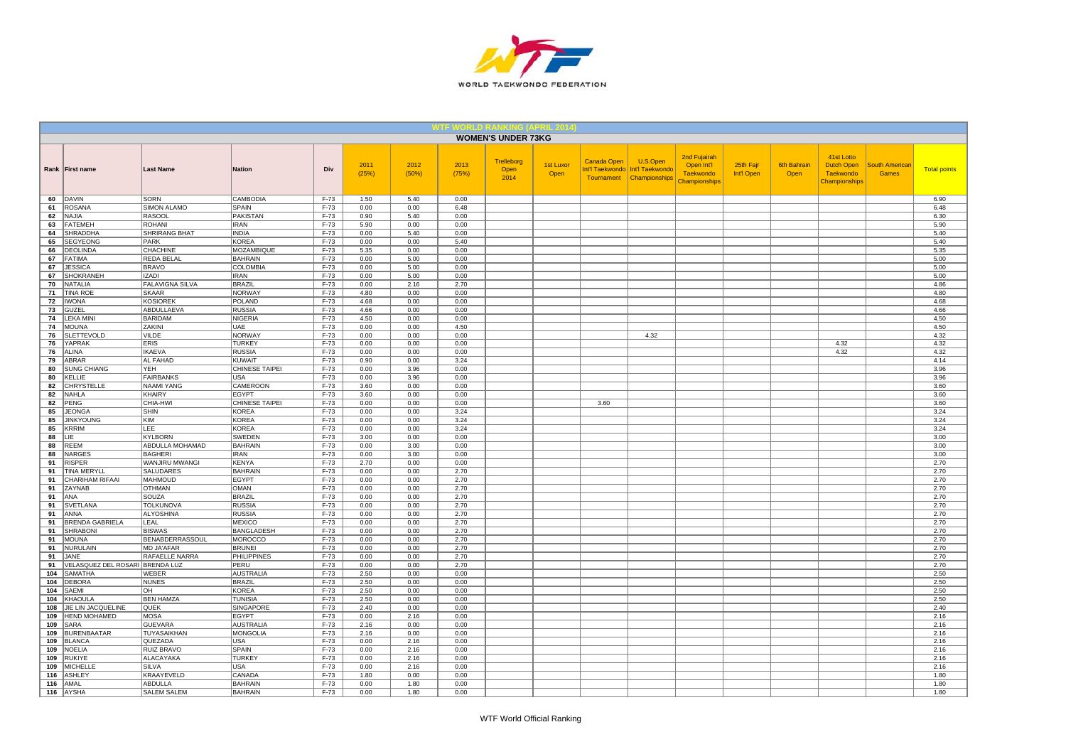WORLD TAEKWONDO FEDERATION

## WTF WORLD RANKING (APRIL 2014)

### WOMEN'S UNDER 73KG

| Rank | First name | Last Name | Nation | Div | 2011 (25%) | 2012 (50%) | 2013 (75%) | Trelleborg Open 2014 | 1st Luxor Open | Canada Open Int'l Taekwondo Tournament | U.S.Open Int'l Taekwondo Championships | 2nd Fujairah Open Int'l Taekwondo Championships | 25th Fajr Int'l Open | 6th Bahrain Open | 41st Lotto Dutch Open Taekwondo Championships | South American Games | Total points |
|---|---|---|---|---|---|---|---|---|---|---|---|---|---|---|---|---|---|
| 60 | DAVIN | SORN | CAMBODIA | F-73 | 1.50 | 5.40 | 0.00 | | | | | | | | | | 6.90 |
| 61 | ROSANA | SIMON ALAMO | SPAIN | F-73 | 0.00 | 0.00 | 6.48 | | | | | | | | | | 6.48 |
| 62 | NAJIA | RASOOL | PAKISTAN | F-73 | 0.90 | 5.40 | 0.00 | | | | | | | | | | 6.30 |
| 63 | FATEMEH | ROHANI | IRAN | F-73 | 5.90 | 0.00 | 0.00 | | | | | | | | | | 5.90 |
| 64 | SHRADDHA | SHRIRANG BHAT | INDIA | F-73 | 0.00 | 5.40 | 0.00 | | | | | | | | | | 5.40 |
| 65 | SEGYEONG | PARK | KOREA | F-73 | 0.00 | 0.00 | 5.40 | | | | | | | | | | 5.40 |
| 66 | DEOLINDA | CHACHINE | MOZAMBIQUE | F-73 | 5.35 | 0.00 | 0.00 | | | | | | | | | | 5.35 |
| 67 | FATIMA | REDA BELAL | BAHRAIN | F-73 | 0.00 | 5.00 | 0.00 | | | | | | | | | | 5.00 |
| 67 | JESSICA | BRAVO | COLOMBIA | F-73 | 0.00 | 5.00 | 0.00 | | | | | | | | | | 5.00 |
| 67 | SHOKRANEH | IZADI | IRAN | F-73 | 0.00 | 5.00 | 0.00 | | | | | | | | | | 5.00 |
| 70 | NATALIA | FALAVIGNA SILVA | BRAZIL | F-73 | 0.00 | 2.16 | 2.70 | | | | | | | | | | 4.86 |
| 71 | TINA ROE | SKAAR | NORWAY | F-73 | 4.80 | 0.00 | 0.00 | | | | | | | | | | 4.80 |
| 72 | IWONA | KOSIOREK | POLAND | F-73 | 4.68 | 0.00 | 0.00 | | | | | | | | | | 4.68 |
| 73 | GUZEL | ABDULLAEVA | RUSSIA | F-73 | 4.66 | 0.00 | 0.00 | | | | | | | | | | 4.66 |
| 74 | LEKA MINI | BARIDAM | NIGERIA | F-73 | 4.50 | 0.00 | 0.00 | | | | | | | | | | 4.50 |
| 74 | MOUNA | ZAKINI | UAE | F-73 | 0.00 | 0.00 | 4.50 | | | | | | | | | | 4.50 |
| 76 | SLETTEVOLD | VILDE | NORWAY | F-73 | 0.00 | 0.00 | 0.00 | | | | 4.32 | | | | | | 4.32 |
| 76 | YAPRAK | ERIS | TURKEY | F-73 | 0.00 | 0.00 | 0.00 | | | | | | | | 4.32 | | 4.32 |
| 76 | ALINA | IKAEVA | RUSSIA | F-73 | 0.00 | 0.00 | 0.00 | | | | | | | | 4.32 | | 4.32 |
| 79 | ABRAR | AL FAHAD | KUWAIT | F-73 | 0.90 | 0.00 | 3.24 | | | | | | | | | | 4.14 |
| 80 | SUNG CHIANG | YEH | CHINESE TAIPEI | F-73 | 0.00 | 3.96 | 0.00 | | | | | | | | | | 3.96 |
| 80 | KELLIE | FAIRBANKS | USA | F-73 | 0.00 | 3.96 | 0.00 | | | | | | | | | | 3.96 |
| 82 | CHRYSTELLE | NAAMI YANG | CAMEROON | F-73 | 3.60 | 0.00 | 0.00 | | | | | | | | | | 3.60 |
| 82 | NAHLA | KHAIRY | EGYPT | F-73 | 3.60 | 0.00 | 0.00 | | | | | | | | | | 3.60 |
| 82 | PENG | CHIA-HWI | CHINESE TAIPEI | F-73 | 0.00 | 0.00 | 0.00 | | | 3.60 | | | | | | | 3.60 |
| 85 | JEONGA | SHIN | KOREA | F-73 | 0.00 | 0.00 | 3.24 | | | | | | | | | | 3.24 |
| 85 | JINKYOUNG | KIM | KOREA | F-73 | 0.00 | 0.00 | 3.24 | | | | | | | | | | 3.24 |
| 85 | KRRIM | LEE | KOREA | F-73 | 0.00 | 0.00 | 3.24 | | | | | | | | | | 3.24 |
| 88 | LIE | KYLBORN | SWEDEN | F-73 | 3.00 | 0.00 | 0.00 | | | | | | | | | | 3.00 |
| 88 | REEM | ABDULLA MOHAMAD | BAHRAIN | F-73 | 0.00 | 3.00 | 0.00 | | | | | | | | | | 3.00 |
| 88 | NARGES | BAGHERI | IRAN | F-73 | 0.00 | 3.00 | 0.00 | | | | | | | | | | 3.00 |
| 91 | RISPER | WANJIRU MWANGI | KENYA | F-73 | 2.70 | 0.00 | 0.00 | | | | | | | | | | 2.70 |
| 91 | TINA MERYLL | SALUDARES | BAHRAIN | F-73 | 0.00 | 0.00 | 2.70 | | | | | | | | | | 2.70 |
| 91 | CHARIHAM RIFAAI | MAHMOUD | EGYPT | F-73 | 0.00 | 0.00 | 2.70 | | | | | | | | | | 2.70 |
| 91 | ZAYNAB | OTHMAN | OMAN | F-73 | 0.00 | 0.00 | 2.70 | | | | | | | | | | 2.70 |
| 91 | ANA | SOUZA | BRAZIL | F-73 | 0.00 | 0.00 | 2.70 | | | | | | | | | | 2.70 |
| 91 | SVETLANA | TOLKUNOVA | RUSSIA | F-73 | 0.00 | 0.00 | 2.70 | | | | | | | | | | 2.70 |
| 91 | ANNA | ALYOSHINA | RUSSIA | F-73 | 0.00 | 0.00 | 2.70 | | | | | | | | | | 2.70 |
| 91 | BRENDA GABRIELA | LEAL | MEXICO | F-73 | 0.00 | 0.00 | 2.70 | | | | | | | | | | 2.70 |
| 91 | SHRABONI | BISWAS | BANGLADESH | F-73 | 0.00 | 0.00 | 2.70 | | | | | | | | | | 2.70 |
| 91 | MOUNA | BENABDERRASSOUL | MOROCCO | F-73 | 0.00 | 0.00 | 2.70 | | | | | | | | | | 2.70 |
| 91 | NURULAIN | MD JA'AFAR | BRUNEI | F-73 | 0.00 | 0.00 | 2.70 | | | | | | | | | | 2.70 |
| 91 | JANE | RAFAELLE NARRA | PHILIPPINES | F-73 | 0.00 | 0.00 | 2.70 | | | | | | | | | | 2.70 |
| 91 | VELASQUEZ DEL ROSARI | BRENDA LUZ | PERU | F-73 | 0.00 | 0.00 | 2.70 | | | | | | | | | | 2.70 |
| 104 | SAMATHA | WEBER | AUSTRALIA | F-73 | 2.50 | 0.00 | 0.00 | | | | | | | | | | 2.50 |
| 104 | DEBORA | NUNES | BRAZIL | F-73 | 2.50 | 0.00 | 0.00 | | | | | | | | | | 2.50 |
| 104 | SAEMI | OH | KOREA | F-73 | 2.50 | 0.00 | 0.00 | | | | | | | | | | 2.50 |
| 104 | KHAOULA | BEN HAMZA | TUNISIA | F-73 | 2.50 | 0.00 | 0.00 | | | | | | | | | | 2.50 |
| 108 | JIE LIN JACQUELINE | QUEK | SINGAPORE | F-73 | 2.40 | 0.00 | 0.00 | | | | | | | | | | 2.40 |
| 109 | HEND MOHAMED | MOSA | EGYPT | F-73 | 0.00 | 2.16 | 0.00 | | | | | | | | | | 2.16 |
| 109 | SARA | GUEVARA | AUSTRALIA | F-73 | 2.16 | 0.00 | 0.00 | | | | | | | | | | 2.16 |
| 109 | BURENBAATAR | TUYASAIKHAN | MONGOLIA | F-73 | 2.16 | 0.00 | 0.00 | | | | | | | | | | 2.16 |
| 109 | BLANCA | QUEZADA | USA | F-73 | 0.00 | 2.16 | 0.00 | | | | | | | | | | 2.16 |
| 109 | NOELIA | RUIZ BRAVO | SPAIN | F-73 | 0.00 | 2.16 | 0.00 | | | | | | | | | | 2.16 |
| 109 | RUKIYE | ALACAYAKA | TURKEY | F-73 | 0.00 | 2.16 | 0.00 | | | | | | | | | | 2.16 |
| 109 | MICHELLE | SILVA | USA | F-73 | 0.00 | 2.16 | 0.00 | | | | | | | | | | 2.16 |
| 116 | ASHLEY | KRAAYEVELD | CANADA | F-73 | 1.80 | 0.00 | 0.00 | | | | | | | | | | 1.80 |
| 116 | AMAL | ABDULLA | BAHRAIN | F-73 | 0.00 | 1.80 | 0.00 | | | | | | | | | | 1.80 |
| 116 | AYSHA | SALEM SALEM | BAHRAIN | F-73 | 0.00 | 1.80 | 0.00 | | | | | | | | | | 1.80 |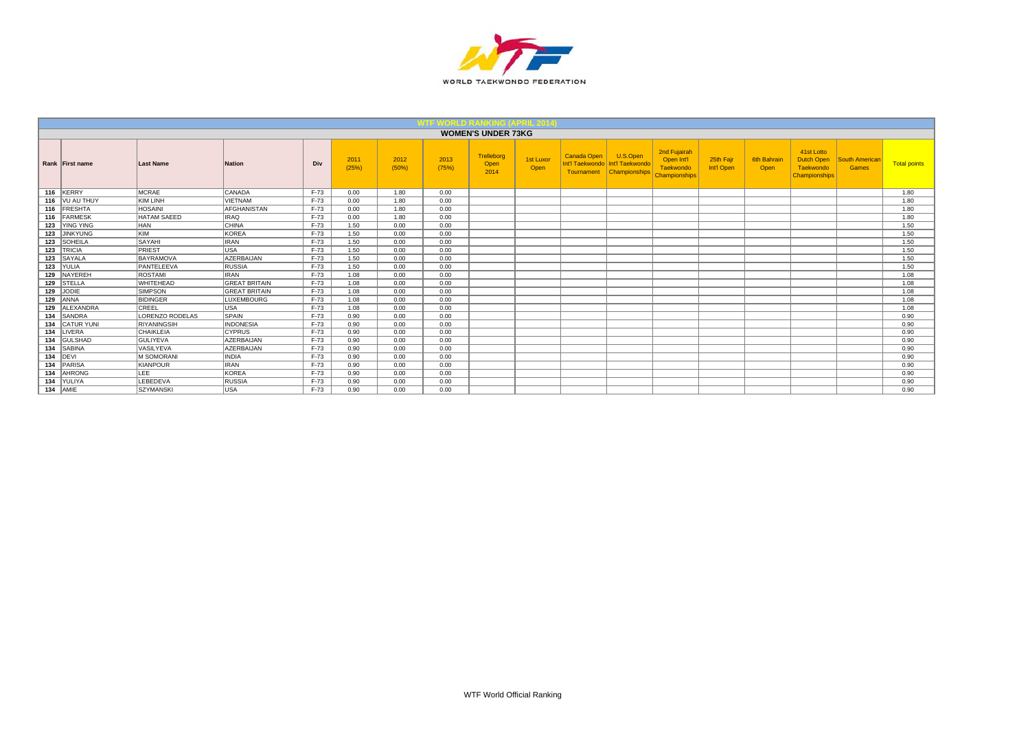WORLD TAEKWONDO FEDERATION

## WTF WORLD RANKING (APRIL 2014)

### WOMEN'S UNDER 73KG

| Rank | First name | Last Name | Nation | Div | 2011 (25%) | 2012 (50%) | 2013 (75%) | Trelleborg Open 2014 | 1st Luxor Open | Canada Open Int'l Taekwondo Tournament | U.S.Open Int'l Taekwondo Championships | 2nd Fujairah Open Int'l Taekwondo Championships | 25th Fajr Int'l Open | 6th Bahrain Open | 41st Lotto Dutch Open Taekwondo Championships | South American Games | Total points |
|---|---|---|---|---|---|---|---|---|---|---|---|---|---|---|---|---|---|
| 116 | KERRY | MCRAE | CANADA | F-73 | 0.00 | 1.80 | 0.00 | | | | | | | | | | 1.80 |
| 116 | VU AU THUY | KIM LINH | VIETNAM | F-73 | 0.00 | 1.80 | 0.00 | | | | | | | | | | 1.80 |
| 116 | FRESHTA | HOSAINI | AFGHANISTAN | F-73 | 0.00 | 1.80 | 0.00 | | | | | | | | | | 1.80 |
| 116 | FARMESK | HATAM SAEED | IRAQ | F-73 | 0.00 | 1.80 | 0.00 | | | | | | | | | | 1.80 |
| 123 | YING YING | HAN | CHINA | F-73 | 1.50 | 0.00 | 0.00 | | | | | | | | | | 1.50 |
| 123 | JINKYUNG | KIM | KOREA | F-73 | 1.50 | 0.00 | 0.00 | | | | | | | | | | 1.50 |
| 123 | SOHEILA | SAYAHI | IRAN | F-73 | 1.50 | 0.00 | 0.00 | | | | | | | | | | 1.50 |
| 123 | TRICIA | PRIEST | USA | F-73 | 1.50 | 0.00 | 0.00 | | | | | | | | | | 1.50 |
| 123 | SAYALA | BAYRAMOVA | AZERBAIJAN | F-73 | 1.50 | 0.00 | 0.00 | | | | | | | | | | 1.50 |
| 123 | YULIA | PANTELEEVA | RUSSIA | F-73 | 1.50 | 0.00 | 0.00 | | | | | | | | | | 1.50 |
| 129 | NAYEREH | ROSTAMI | IRAN | F-73 | 1.08 | 0.00 | 0.00 | | | | | | | | | | 1.08 |
| 129 | STELLA | WHITEHEAD | GREAT BRITAIN | F-73 | 1.08 | 0.00 | 0.00 | | | | | | | | | | 1.08 |
| 129 | JODIE | SIMPSON | GREAT BRITAIN | F-73 | 1.08 | 0.00 | 0.00 | | | | | | | | | | 1.08 |
| 129 | ANNA | BIDINGER | LUXEMBOURG | F-73 | 1.08 | 0.00 | 0.00 | | | | | | | | | | 1.08 |
| 129 | ALEXANDRA | CREEL | USA | F-73 | 1.08 | 0.00 | 0.00 | | | | | | | | | | 1.08 |
| 134 | SANDRA | LORENZO RODELAS | SPAIN | F-73 | 0.90 | 0.00 | 0.00 | | | | | | | | | | 0.90 |
| 134 | CATUR YUNI | RIYANINGSIH | INDONESIA | F-73 | 0.90 | 0.00 | 0.00 | | | | | | | | | | 0.90 |
| 134 | LIVERA | CHAIKLEIA | CYPRUS | F-73 | 0.90 | 0.00 | 0.00 | | | | | | | | | | 0.90 |
| 134 | GULSHAD | GULIYEVA | AZERBAIJAN | F-73 | 0.90 | 0.00 | 0.00 | | | | | | | | | | 0.90 |
| 134 | SABINA | VASILYEVA | AZERBAIJAN | F-73 | 0.90 | 0.00 | 0.00 | | | | | | | | | | 0.90 |
| 134 | DEVI | M SOMORANI | INDIA | F-73 | 0.90 | 0.00 | 0.00 | | | | | | | | | | 0.90 |
| 134 | PARISA | KIANPOUR | IRAN | F-73 | 0.90 | 0.00 | 0.00 | | | | | | | | | | 0.90 |
| 134 | AHRONG | LEE | KOREA | F-73 | 0.90 | 0.00 | 0.00 | | | | | | | | | | 0.90 |
| 134 | YULIYA | LEBEDEVA | RUSSIA | F-73 | 0.90 | 0.00 | 0.00 | | | | | | | | | | 0.90 |
| 134 | AMIE | SZYMANSKI | USA | F-73 | 0.90 | 0.00 | 0.00 | | | | | | | | | | 0.90 |

WTF World Official Ranking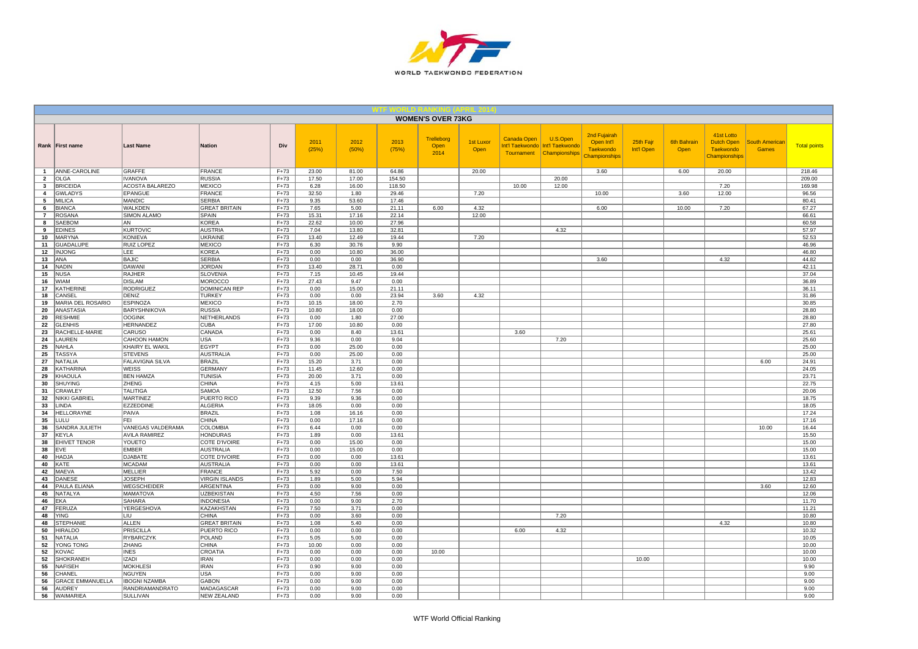# WTF WORLD RANKING (APRIL 2014)

## WOMEN'S OVER 73KG

| Rank | First name | Last Name | Nation | Div | 2011 (25%) | 2012 (50%) | 2013 (75%) | Trelleborg Open 2014 | 1st Luxor Open | Canada Open Int'l Taekwondo Tournament | U.S.Open Int'l Taekwondo Championships | 2nd Fujairah Open Int'l Taekwondo Championships | 25th Fajr Int'l Open | 6th Bahrain Open | 41st Lotto Dutch Open Taekwondo Championships | South American Games | Total points |
|---|---|---|---|---|---|---|---|---|---|---|---|---|---|---|---|---|---|
| 1 | ANNE-CAROLINE | GRAFFE | FRANCE | F+73 | 23.00 | 81.00 | 64.86 | | 20.00 | | | 3.60 | | 6.00 | 20.00 | | 218.46 |
| 2 | OLGA | IVANOVA | RUSSIA | F+73 | 17.50 | 17.00 | 154.50 | | | | 20.00 | | | | | | 209.00 |
| 3 | BRICEIDA | ACOSTA BALAREZO | MEXICO | F+73 | 6.28 | 16.00 | 118.50 | | | 10.00 | 12.00 | | | | 7.20 | | 169.98 |
| 4 | GWLADYS | EPANGUE | FRANCE | F+73 | 32.50 | 1.80 | 29.46 | | 7.20 | | | 10.00 | | 3.60 | 12.00 | | 96.56 |
| 5 | MILICA | MANDIC | SERBIA | F+73 | 9.35 | 53.60 | 17.46 | | | | | | | | | | 80.41 |
| 6 | BIANCA | WALKDEN | GREAT BRITAIN | F+73 | 7.65 | 5.00 | 21.11 | 6.00 | 4.32 | | | 6.00 | | 10.00 | 7.20 | | 67.27 |
| 7 | ROSANA | SIMON ALAMO | SPAIN | F+73 | 15.31 | 17.16 | 22.14 | | 12.00 | | | | | | | | 66.61 |
| 8 | SAEBOM | AN | KOREA | F+73 | 22.62 | 10.00 | 27.96 | | | | | | | | | | 60.58 |
| 9 | EDINES | KURTOVIC | AUSTRIA | F+73 | 7.04 | 13.80 | 32.81 | | | | 4.32 | | | | | | 57.97 |
| 10 | MARYNA | KONIEVA | UKRAINE | F+73 | 13.40 | 12.49 | 19.44 | | 7.20 | | | | | | | | 52.53 |
| 11 | GUADALUPE | RUIZ LOPEZ | MEXICO | F+73 | 6.30 | 30.76 | 9.90 | | | | | | | | | | 46.96 |
| 12 | INJONG | LEE | KOREA | F+73 | 0.00 | 10.80 | 36.00 | | | | | | | | | | 46.80 |
| 13 | ANA | BAJIC | SERBIA | F+73 | 0.00 | 0.00 | 36.90 | | | | | 3.60 | | | 4.32 | | 44.82 |
| 14 | NADIN | DAWANI | JORDAN | F+73 | 13.40 | 28.71 | 0.00 | | | | | | | | | | 42.11 |
| 15 | NUSA | RAJHER | SLOVENIA | F+73 | 7.15 | 10.45 | 19.44 | | | | | | | | | | 37.04 |
| 16 | WIAM | DISLAM | MOROCCO | F+73 | 27.43 | 9.47 | 0.00 | | | | | | | | | | 36.89 |
| 17 | KATHERINE | RODRIGUEZ | DOMINICAN REP | F+73 | 0.00 | 15.00 | 21.11 | | | | | | | | | | 36.11 |
| 18 | CANSEL | DENIZ | TURKEY | F+73 | 0.00 | 0.00 | 23.94 | 3.60 | 4.32 | | | | | | | | 31.86 |
| 19 | MARIA DEL ROSARIO | ESPINOZA | MEXICO | F+73 | 10.15 | 18.00 | 2.70 | | | | | | | | | | 30.85 |
| 20 | ANASTASIA | BARYSHNIKOVA | RUSSIA | F+73 | 10.80 | 18.00 | 0.00 | | | | | | | | | | 28.80 |
| 20 | RESHMIE | OOGINK | NETHERLANDS | F+73 | 0.00 | 1.80 | 27.00 | | | | | | | | | | 28.80 |
| 22 | GLENHIS | HERNANDEZ | CUBA | F+73 | 17.00 | 10.80 | 0.00 | | | | | | | | | | 27.80 |
| 23 | RACHELLE-MARIE | CARUSO | CANADA | F+73 | 0.00 | 8.40 | 13.61 | | | 3.60 | | | | | | | 25.61 |
| 24 | LAUREN | CAHOON HAMON | USA | F+73 | 9.36 | 0.00 | 9.04 | | | | 7.20 | | | | | | 25.60 |
| 25 | NAHLA | KHAIRY EL WAKIL | EGYPT | F+73 | 0.00 | 25.00 | 0.00 | | | | | | | | | | 25.00 |
| 25 | TASSYA | STEVENS | AUSTRALIA | F+73 | 0.00 | 25.00 | 0.00 | | | | | | | | | | 25.00 |
| 27 | NATALIA | FALAVIGNA SILVA | BRAZIL | F+73 | 15.20 | 3.71 | 0.00 | | | | | | | | | 6.00 | 24.91 |
| 28 | KATHARINA | WEISS | GERMANY | F+73 | 11.45 | 12.60 | 0.00 | | | | | | | | | | 24.05 |
| 29 | KHAOULA | BEN HAMZA | TUNISIA | F+73 | 20.00 | 3.71 | 0.00 | | | | | | | | | | 23.71 |
| 30 | SHUYING | ZHENG | CHINA | F+73 | 4.15 | 5.00 | 13.61 | | | | | | | | | | 22.75 |
| 31 | CRAWLEY | TALITIGA | SAMOA | F+73 | 12.50 | 7.56 | 0.00 | | | | | | | | | | 20.06 |
| 32 | NIKKI GABRIEL | MARTINEZ | PUERTO RICO | F+73 | 9.39 | 9.36 | 0.00 | | | | | | | | | | 18.75 |
| 33 | LINDA | EZZEDDINE | ALGERIA | F+73 | 18.05 | 0.00 | 0.00 | | | | | | | | | | 18.05 |
| 34 | HELLORAYNE | PAIVA | BRAZIL | F+73 | 1.08 | 16.16 | 0.00 | | | | | | | | | | 17.24 |
| 35 | LULU | FEI | CHINA | F+73 | 0.00 | 17.16 | 0.00 | | | | | | | | | | 17.16 |
| 36 | SANDRA JULIETH | VANEGAS VALDERAMA | COLOMBIA | F+73 | 6.44 | 0.00 | 0.00 | | | | | | | | | 10.00 | 16.44 |
| 37 | KEYLA | AVILA RAMIREZ | HONDURAS | F+73 | 1.89 | 0.00 | 13.61 | | | | | | | | | | 15.50 |
| 38 | EHIVET TENOR | YOUETO | COTE D'IVOIRE | F+73 | 0.00 | 15.00 | 0.00 | | | | | | | | | | 15.00 |
| 38 | EVE | EMBER | AUSTRALIA | F+73 | 0.00 | 15.00 | 0.00 | | | | | | | | | | 15.00 |
| 40 | HADJA | DJABATE | COTE D'IVOIRE | F+73 | 0.00 | 0.00 | 13.61 | | | | | | | | | | 13.61 |
| 40 | KATE | MCADAM | AUSTRALIA | F+73 | 0.00 | 0.00 | 13.61 | | | | | | | | | | 13.61 |
| 42 | MAEVA | MELLIER | FRANCE | F+73 | 5.92 | 0.00 | 7.50 | | | | | | | | | | 13.42 |
| 43 | DANESE | JOSEPH | VIRGIN ISLANDS | F+73 | 1.89 | 5.00 | 5.94 | | | | | | | | | | 12.83 |
| 44 | PAULA ELIANA | WEGSCHEIDER | ARGENTINA | F+73 | 0.00 | 9.00 | 0.00 | | | | | | | | | 3.60 | 12.60 |
| 45 | NATALYA | MAMATOVA | UZBEKISTAN | F+73 | 4.50 | 7.56 | 0.00 | | | | | | | | | | 12.06 |
| 46 | EKA | SAHARA | INDONESIA | F+73 | 0.00 | 9.00 | 2.70 | | | | | | | | | | 11.70 |
| 47 | FERUZA | YERGESHOVA | KAZAKHSTAN | F+73 | 7.50 | 3.71 | 0.00 | | | | | | | | | | 11.21 |
| 48 | YING | LIU | CHINA | F+73 | 0.00 | 3.60 | 0.00 | | | | 7.20 | | | | | | 10.80 |
| 48 | STEPHANIE | ALLEN | GREAT BRITAIN | F+73 | 1.08 | 5.40 | 0.00 | | | | | | | | 4.32 | | 10.80 |
| 50 | HIRALDO | PRISCILLA | PUERTO RICO | F+73 | 0.00 | 0.00 | 0.00 | | | 6.00 | 4.32 | | | | | | 10.32 |
| 51 | NATALIA | RYBARCZYK | POLAND | F+73 | 5.05 | 5.00 | 0.00 | | | | | | | | | | 10.05 |
| 52 | YONG TONG | ZHANG | CHINA | F+73 | 10.00 | 0.00 | 0.00 | | | | | | | | | | 10.00 |
| 52 | KOVAC | INES | CROATIA | F+73 | 0.00 | 0.00 | 0.00 | 10.00 | | | | | | | | | 10.00 |
| 52 | SHOKRANEH | IZADI | IRAN | F+73 | 0.00 | 0.00 | 0.00 | | | | | | 10.00 | | | | 10.00 |
| 55 | NAFISEH | MOKHLESI | IRAN | F+73 | 0.90 | 9.00 | 0.00 | | | | | | | | | | 9.90 |
| 56 | CHANEL | NGUYEN | USA | F+73 | 0.00 | 9.00 | 0.00 | | | | | | | | | | 9.00 |
| 56 | GRACE EMMANUELLA | IBOGNI NZAMBA | GABON | F+73 | 0.00 | 9.00 | 0.00 | | | | | | | | | | 9.00 |
| 56 | AUDREY | RANDRIAMANDRATO | MADAGASCAR | F+73 | 0.00 | 9.00 | 0.00 | | | | | | | | | | 9.00 |
| 56 | WAIMARIEA | SULLIVAN | NEW ZEALAND | F+73 | 0.00 | 9.00 | 0.00 | | | | | | | | | | 9.00 |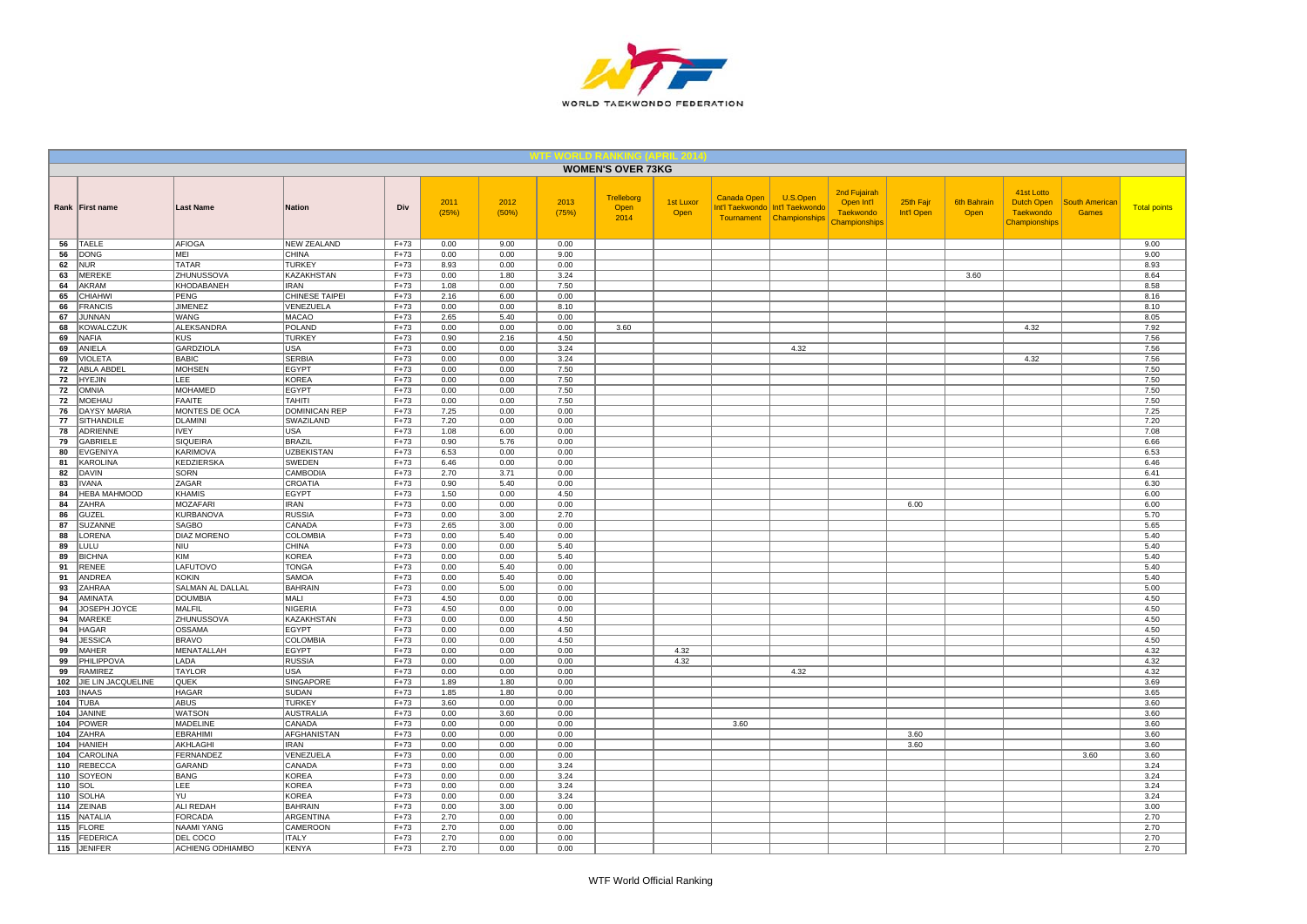## WTF WORLD RANKING (APRIL 2014)

### WOMEN'S OVER 73KG

| Rank | First name | Last Name | Nation | Div | 2011 (25%) | 2012 (50%) | 2013 (75%) | Trelleborg Open 2014 | 1st Luxor Open | Canada Open Int'l Taekwondo Tournament | U.S.Open Int'l Taekwondo Championships | 2nd Fujairah Open Int'l Taekwondo Championships | 25th Fajr Int'l Open | 6th Bahrain Open | 41st Lotto Dutch Open Taekwondo Championships | South American Games | Total points |
|---|---|---|---|---|---|---|---|---|---|---|---|---|---|---|---|---|---|
| 56 | TAELE | AFIOGA | NEW ZEALAND | F+73 | 0.00 | 9.00 | 0.00 | | | | | | | | | | 9.00 |
| 56 | DONG | MEI | CHINA | F+73 | 0.00 | 0.00 | 9.00 | | | | | | | | | | 9.00 |
| 62 | NUR | TATAR | TURKEY | F+73 | 8.93 | 0.00 | 0.00 | | | | | | | | | | 8.93 |
| 63 | MEREKE | ZHUNUSSOVA | KAZAKHSTAN | F+73 | 0.00 | 1.80 | 3.24 | | | | | | | 3.60 | | | 8.64 |
| 64 | AKRAM | KHODABANEH | IRAN | F+73 | 1.08 | 0.00 | 7.50 | | | | | | | | | | 8.58 |
| 65 | CHIAHWI | PENG | CHINESE TAIPEI | F+73 | 2.16 | 6.00 | 0.00 | | | | | | | | | | 8.16 |
| 66 | FRANCIS | JIMENEZ | VENEZUELA | F+73 | 0.00 | 0.00 | 8.10 | | | | | | | | | | 8.10 |
| 67 | JUNNAN | WANG | MACAO | F+73 | 2.65 | 5.40 | 0.00 | | | | | | | | | | 8.05 |
| 68 | KOWALCZUK | ALEKSANDRA | POLAND | F+73 | 0.00 | 0.00 | 0.00 | 3.60 | | | | | | | 4.32 | | 7.92 |
| 69 | NAFIA | KUS | TURKEY | F+73 | 0.90 | 2.16 | 4.50 | | | | | | | | | | 7.56 |
| 69 | ANIELA | GARDZIOLA | USA | F+73 | 0.00 | 0.00 | 3.24 | | | | 4.32 | | | | | | 7.56 |
| 69 | VIOLETA | BABIC | SERBIA | F+73 | 0.00 | 0.00 | 3.24 | | | | | | | | 4.32 | | 7.56 |
| 72 | ABLA ABDEL | MOHSEN | EGYPT | F+73 | 0.00 | 0.00 | 7.50 | | | | | | | | | | 7.50 |
| 72 | HYEJIN | LEE | KOREA | F+73 | 0.00 | 0.00 | 7.50 | | | | | | | | | | 7.50 |
| 72 | OMNIA | MOHAMED | EGYPT | F+73 | 0.00 | 0.00 | 7.50 | | | | | | | | | | 7.50 |
| 72 | MOEHAU | FAAITE | TAHITI | F+73 | 0.00 | 0.00 | 7.50 | | | | | | | | | | 7.50 |
| 76 | DAYSY MARIA | MONTES DE OCA | DOMINICAN REP | F+73 | 7.25 | 0.00 | 0.00 | | | | | | | | | | 7.25 |
| 77 | SITHANDILE | DLAMINI | SWAZILAND | F+73 | 7.20 | 0.00 | 0.00 | | | | | | | | | | 7.20 |
| 78 | ADRIENNE | IVEY | USA | F+73 | 1.08 | 6.00 | 0.00 | | | | | | | | | | 7.08 |
| 79 | GABRIELE | SIQUEIRA | BRAZIL | F+73 | 0.90 | 5.76 | 0.00 | | | | | | | | | | 6.66 |
| 80 | EVGENIYA | KARIMOVA | UZBEKISTAN | F+73 | 6.53 | 0.00 | 0.00 | | | | | | | | | | 6.53 |
| 81 | KAROLINA | KEDZIERSKA | SWEDEN | F+73 | 6.46 | 0.00 | 0.00 | | | | | | | | | | 6.46 |
| 82 | DAVIN | SORN | CAMBODIA | F+73 | 2.70 | 3.71 | 0.00 | | | | | | | | | | 6.41 |
| 83 | IVANA | ZAGAR | CROATIA | F+73 | 0.90 | 5.40 | 0.00 | | | | | | | | | | 6.30 |
| 84 | HEBA MAHMOOD | KHAMIS | EGYPT | F+73 | 1.50 | 0.00 | 4.50 | | | | | | | | | | 6.00 |
| 84 | ZAHRA | MOZAFARI | IRAN | F+73 | 0.00 | 0.00 | 0.00 | | | | | | 6.00 | | | | 6.00 |
| 86 | GUZEL | KURBANOVA | RUSSIA | F+73 | 0.00 | 3.00 | 2.70 | | | | | | | | | | 5.70 |
| 87 | SUZANNE | SAGBO | CANADA | F+73 | 2.65 | 3.00 | 0.00 | | | | | | | | | | 5.65 |
| 88 | LORENA | DIAZ MORENO | COLOMBIA | F+73 | 0.00 | 5.40 | 0.00 | | | | | | | | | | 5.40 |
| 89 | LULU | NIU | CHINA | F+73 | 0.00 | 0.00 | 5.40 | | | | | | | | | | 5.40 |
| 89 | BICHNA | KIM | KOREA | F+73 | 0.00 | 0.00 | 5.40 | | | | | | | | | | 5.40 |
| 91 | RENEE | LAFUTOVO | TONGA | F+73 | 0.00 | 5.40 | 0.00 | | | | | | | | | | 5.40 |
| 91 | ANDREA | KOKIN | SAMOA | F+73 | 0.00 | 5.40 | 0.00 | | | | | | | | | | 5.40 |
| 93 | ZAHRAA | SALMAN AL DALLAL | BAHRAIN | F+73 | 0.00 | 5.00 | 0.00 | | | | | | | | | | 5.00 |
| 94 | AMINATA | DOUMBIA | MALI | F+73 | 4.50 | 0.00 | 0.00 | | | | | | | | | | 4.50 |
| 94 | JOSEPH JOYCE | MALFIL | NIGERIA | F+73 | 4.50 | 0.00 | 0.00 | | | | | | | | | | 4.50 |
| 94 | MAREKE | ZHUNUSSOVA | KAZAKHSTAN | F+73 | 0.00 | 0.00 | 4.50 | | | | | | | | | | 4.50 |
| 94 | HAGAR | OSSAMA | EGYPT | F+73 | 0.00 | 0.00 | 4.50 | | | | | | | | | | 4.50 |
| 94 | JESSICA | BRAVO | COLOMBIA | F+73 | 0.00 | 0.00 | 4.50 | | | | | | | | | | 4.50 |
| 99 | MAHER | MENATALLAH | EGYPT | F+73 | 0.00 | 0.00 | 0.00 | | 4.32 | | | | | | | | 4.32 |
| 99 | PHILIPPOVA | LADA | RUSSIA | F+73 | 0.00 | 0.00 | 0.00 | | 4.32 | | | | | | | | 4.32 |
| 99 | RAMIREZ | TAYLOR | USA | F+73 | 0.00 | 0.00 | 0.00 | | | | 4.32 | | | | | | 4.32 |
| 102 | JIE LIN JACQUELINE | QUEK | SINGAPORE | F+73 | 1.89 | 1.80 | 0.00 | | | | | | | | | | 3.69 |
| 103 | INAAS | HAGAR | SUDAN | F+73 | 1.85 | 1.80 | 0.00 | | | | | | | | | | 3.65 |
| 104 | TUBA | ABUS | TURKEY | F+73 | 3.60 | 0.00 | 0.00 | | | | | | | | | | 3.60 |
| 104 | JANINE | WATSON | AUSTRALIA | F+73 | 0.00 | 3.60 | 0.00 | | | | | | | | | | 3.60 |
| 104 | POWER | MADELINE | CANADA | F+73 | 0.00 | 0.00 | 0.00 | | | 3.60 | | | | | | | 3.60 |
| 104 | ZAHRA | EBRAHIMI | AFGHANISTAN | F+73 | 0.00 | 0.00 | 0.00 | | | | | | 3.60 | | | | 3.60 |
| 104 | HANIEH | AKHLAGHI | IRAN | F+73 | 0.00 | 0.00 | 0.00 | | | | | | 3.60 | | | | 3.60 |
| 104 | CAROLINA | FERNANDEZ | VENEZUELA | F+73 | 0.00 | 0.00 | 0.00 | | | | | | | | | 3.60 | 3.60 |
| 110 | REBECCA | GARAND | CANADA | F+73 | 0.00 | 0.00 | 3.24 | | | | | | | | | | 3.24 |
| 110 | SOYEON | BANG | KOREA | F+73 | 0.00 | 0.00 | 3.24 | | | | | | | | | | 3.24 |
| 110 | SOL | LEE | KOREA | F+73 | 0.00 | 0.00 | 3.24 | | | | | | | | | | 3.24 |
| 110 | SOLHA | YU | KOREA | F+73 | 0.00 | 0.00 | 3.24 | | | | | | | | | | 3.24 |
| 114 | ZEINAB | ALI REDAH | BAHRAIN | F+73 | 0.00 | 3.00 | 0.00 | | | | | | | | | | 3.00 |
| 115 | NATALIA | FORCADA | ARGENTINA | F+73 | 2.70 | 0.00 | 0.00 | | | | | | | | | | 2.70 |
| 115 | FLORE | NAAMI YANG | CAMEROON | F+73 | 2.70 | 0.00 | 0.00 | | | | | | | | | | 2.70 |
| 115 | FEDERICA | DEL COCO | ITALY | F+73 | 2.70 | 0.00 | 0.00 | | | | | | | | | | 2.70 |
| 115 | JENIFER | ACHIENG ODHIAMBO | KENYA | F+73 | 2.70 | 0.00 | 0.00 | | | | | | | | | | 2.70 |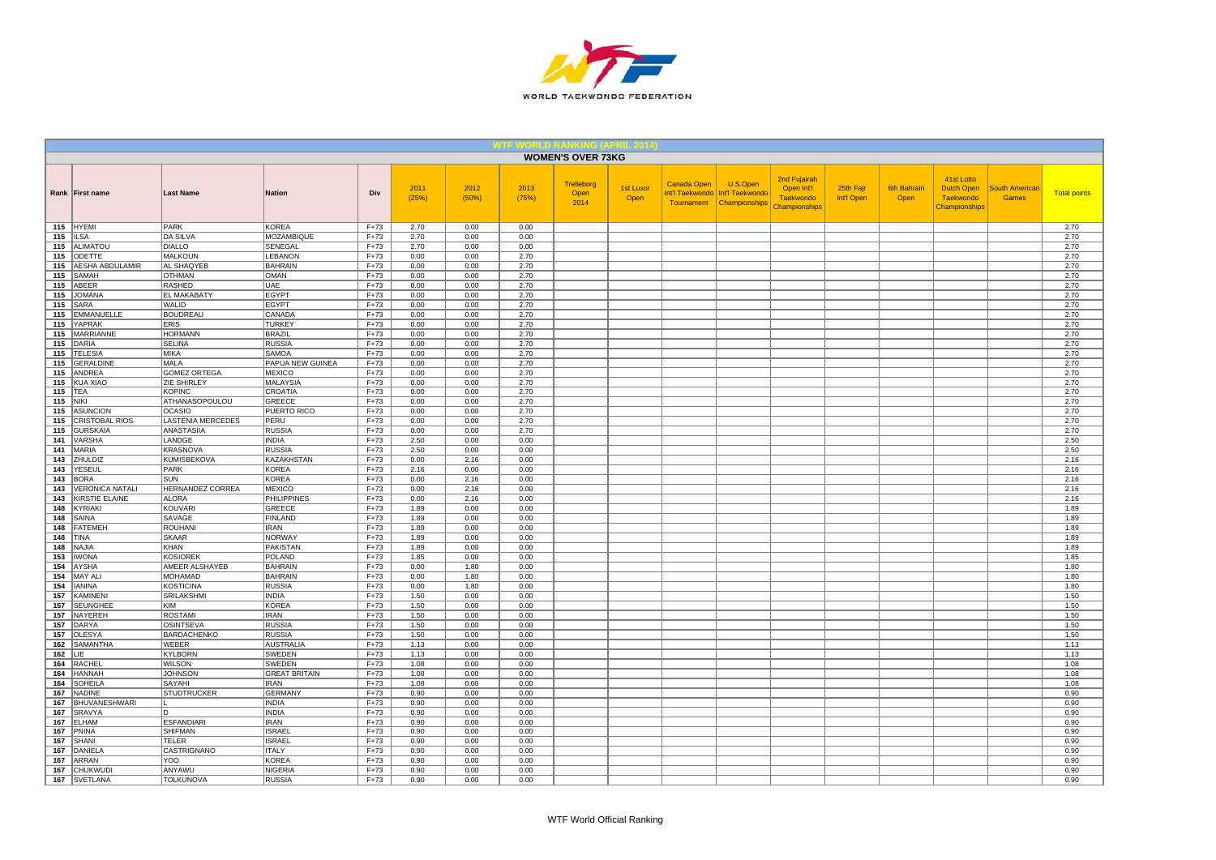WORLD TAEKWONDO FEDERATION

## WTF WORLD RANKING (APRIL 2014)

### WOMEN'S OVER 73KG

| Rank | First name | Last Name | Nation | Div | 2011 (25%) | 2012 (50%) | 2013 (75%) | Trelleborg Open 2014 | 1st Luxor Open | Canada Open Int'l Taekwondo Tournament | U.S.Open Int'l Taekwondo Championships | 2nd Fujairah Open Int'l Taekwondo Championships | 25th Fajr Int'l Open | 6th Bahrain Open | 41st Lotto Dutch Open Taekwondo Championships | South American Games | Total points |
|---|---|---|---|---|---|---|---|---|---|---|---|---|---|---|---|---|---|
| 115 | HYEMI | PARK | KOREA | F+73 | 2.70 | 0.00 | 0.00 | | | | | | | | | | 2.70 |
| 115 | ILSA | DA SILVA | MOZAMBIQUE | F+73 | 2.70 | 0.00 | 0.00 | | | | | | | | | | 2.70 |
| 115 | ALIMATOU | DIALLO | SENEGAL | F+73 | 2.70 | 0.00 | 0.00 | | | | | | | | | | 2.70 |
| 115 | ODETTE | MALKOUN | LEBANON | F+73 | 0.00 | 0.00 | 2.70 | | | | | | | | | | 2.70 |
| 115 | AESHA ABDULAMIR | AL SHAQYEB | BAHRAIN | F+73 | 0.00 | 0.00 | 2.70 | | | | | | | | | | 2.70 |
| 115 | SAMAH | OTHMAN | OMAN | F+73 | 0.00 | 0.00 | 2.70 | | | | | | | | | | 2.70 |
| 115 | ABEER | RASHED | UAE | F+73 | 0.00 | 0.00 | 2.70 | | | | | | | | | | 2.70 |
| 115 | JOMANA | EL MAKABATY | EGYPT | F+73 | 0.00 | 0.00 | 2.70 | | | | | | | | | | 2.70 |
| 115 | SARA | WALID | EGYPT | F+73 | 0.00 | 0.00 | 2.70 | | | | | | | | | | 2.70 |
| 115 | EMMANUELLE | BOUDREAU | CANADA | F+73 | 0.00 | 0.00 | 2.70 | | | | | | | | | | 2.70 |
| 115 | YAPRAK | ERIS | TURKEY | F+73 | 0.00 | 0.00 | 2.70 | | | | | | | | | | 2.70 |
| 115 | MARRIANNE | HORMANN | BRAZIL | F+73 | 0.00 | 0.00 | 2.70 | | | | | | | | | | 2.70 |
| 115 | DARIA | SELINA | RUSSIA | F+73 | 0.00 | 0.00 | 2.70 | | | | | | | | | | 2.70 |
| 115 | TELESIA | MIKA | SAMOA | F+73 | 0.00 | 0.00 | 2.70 | | | | | | | | | | 2.70 |
| 115 | GERALDINE | MALA | PAPUA NEW GUINEA | F+73 | 0.00 | 0.00 | 2.70 | | | | | | | | | | 2.70 |
| 115 | ANDREA | GOMEZ ORTEGA | MEXICO | F+73 | 0.00 | 0.00 | 2.70 | | | | | | | | | | 2.70 |
| 115 | KUA XIAO | ZIE SHIRLEY | MALAYSIA | F+73 | 0.00 | 0.00 | 2.70 | | | | | | | | | | 2.70 |
| 115 | TEA | KOPINC | CROATIA | F+73 | 0.00 | 0.00 | 2.70 | | | | | | | | | | 2.70 |
| 115 | NIKI | ATHANASOPOULOU | GREECE | F+73 | 0.00 | 0.00 | 2.70 | | | | | | | | | | 2.70 |
| 115 | ASUNCION | OCASIO | PUERTO RICO | F+73 | 0.00 | 0.00 | 2.70 | | | | | | | | | | 2.70 |
| 115 | CRISTOBAL RIOS | LASTENIA MERCEDES | PERU | F+73 | 0.00 | 0.00 | 2.70 | | | | | | | | | | 2.70 |
| 115 | GURSKAIA | ANASTASIIA | RUSSIA | F+73 | 0.00 | 0.00 | 2.70 | | | | | | | | | | 2.70 |
| 141 | VARSHA | LANDGE | INDIA | F+73 | 2.50 | 0.00 | 0.00 | | | | | | | | | | 2.50 |
| 141 | MARIA | KRASNOVA | RUSSIA | F+73 | 2.50 | 0.00 | 0.00 | | | | | | | | | | 2.50 |
| 143 | ZHULDIZ | KUMISBEKOVA | KAZAKHSTAN | F+73 | 0.00 | 2.16 | 0.00 | | | | | | | | | | 2.16 |
| 143 | YESEUL | PARK | KOREA | F+73 | 2.16 | 0.00 | 0.00 | | | | | | | | | | 2.16 |
| 143 | BORA | SUN | KOREA | F+73 | 0.00 | 2.16 | 0.00 | | | | | | | | | | 2.16 |
| 143 | VERONICA NATALI | HERNANDEZ CORREA | MEXICO | F+73 | 0.00 | 2.16 | 0.00 | | | | | | | | | | 2.16 |
| 143 | KIRSTIE ELAINE | ALORA | PHILIPPINES | F+73 | 0.00 | 2.16 | 0.00 | | | | | | | | | | 2.16 |
| 148 | KYRIAKI | KOUVARI | GREECE | F+73 | 1.89 | 0.00 | 0.00 | | | | | | | | | | 1.89 |
| 148 | SAINA | SAVAGE | FINLAND | F+73 | 1.89 | 0.00 | 0.00 | | | | | | | | | | 1.89 |
| 148 | FATEMEH | ROUHANI | IRAN | F+73 | 1.89 | 0.00 | 0.00 | | | | | | | | | | 1.89 |
| 148 | TINA | SKAAR | NORWAY | F+73 | 1.89 | 0.00 | 0.00 | | | | | | | | | | 1.89 |
| 148 | NAJIA | KHAN | PAKISTAN | F+73 | 1.89 | 0.00 | 0.00 | | | | | | | | | | 1.89 |
| 153 | IWONA | KOSIOREK | POLAND | F+73 | 1.85 | 0.00 | 0.00 | | | | | | | | | | 1.85 |
| 154 | AYSHA | AMEER ALSHAYEB | BAHRAIN | F+73 | 0.00 | 1.80 | 0.00 | | | | | | | | | | 1.80 |
| 154 | MAY ALI | MOHAMAD | BAHRAIN | F+73 | 0.00 | 1.80 | 0.00 | | | | | | | | | | 1.80 |
| 154 | IANINA | KOSTICINA | RUSSIA | F+73 | 0.00 | 1.80 | 0.00 | | | | | | | | | | 1.80 |
| 157 | KAMINENI | SRILAKSHMI | INDIA | F+73 | 1.50 | 0.00 | 0.00 | | | | | | | | | | 1.50 |
| 157 | SEUNGHEE | KIM | KOREA | F+73 | 1.50 | 0.00 | 0.00 | | | | | | | | | | 1.50 |
| 157 | NAYEREH | ROSTAMI | IRAN | F+73 | 1.50 | 0.00 | 0.00 | | | | | | | | | | 1.50 |
| 157 | DARYA | OSINTSEVA | RUSSIA | F+73 | 1.50 | 0.00 | 0.00 | | | | | | | | | | 1.50 |
| 157 | OLESYA | BARDACHENKO | RUSSIA | F+73 | 1.50 | 0.00 | 0.00 | | | | | | | | | | 1.50 |
| 162 | SAMANTHA | WEBER | AUSTRALIA | F+73 | 1.13 | 0.00 | 0.00 | | | | | | | | | | 1.13 |
| 162 | LIE | KYLBORN | SWEDEN | F+73 | 1.13 | 0.00 | 0.00 | | | | | | | | | | 1.13 |
| 164 | RACHEL | WILSON | SWEDEN | F+73 | 1.08 | 0.00 | 0.00 | | | | | | | | | | 1.08 |
| 164 | HANNAH | JOHNSON | GREAT BRITAIN | F+73 | 1.08 | 0.00 | 0.00 | | | | | | | | | | 1.08 |
| 164 | SOHEILA | SAYAHI | IRAN | F+73 | 1.08 | 0.00 | 0.00 | | | | | | | | | | 1.08 |
| 167 | NADINE | STUDTRUCKER | GERMANY | F+73 | 0.90 | 0.00 | 0.00 | | | | | | | | | | 0.90 |
| 167 | BHUVANESHWARI | L | INDIA | F+73 | 0.90 | 0.00 | 0.00 | | | | | | | | | | 0.90 |
| 167 | SRAVYA | D | INDIA | F+73 | 0.90 | 0.00 | 0.00 | | | | | | | | | | 0.90 |
| 167 | ELHAM | ESFANDIARI | IRAN | F+73 | 0.90 | 0.00 | 0.00 | | | | | | | | | | 0.90 |
| 167 | PNINA | SHIFMAN | ISRAEL | F+73 | 0.90 | 0.00 | 0.00 | | | | | | | | | | 0.90 |
| 167 | SHANI | TELER | ISRAEL | F+73 | 0.90 | 0.00 | 0.00 | | | | | | | | | | 0.90 |
| 167 | DANIELA | CASTRIGNANO | ITALY | F+73 | 0.90 | 0.00 | 0.00 | | | | | | | | | | 0.90 |
| 167 | ARRAN | YOO | KOREA | F+73 | 0.90 | 0.00 | 0.00 | | | | | | | | | | 0.90 |
| 167 | CHUKWUDI | ANYAWU | NIGERIA | F+73 | 0.90 | 0.00 | 0.00 | | | | | | | | | | 0.90 |
| 167 | SVETLANA | TOLKUNOVA | RUSSIA | F+73 | 0.90 | 0.00 | 0.00 | | | | | | | | | | 0.90 |

WTF World Official Ranking